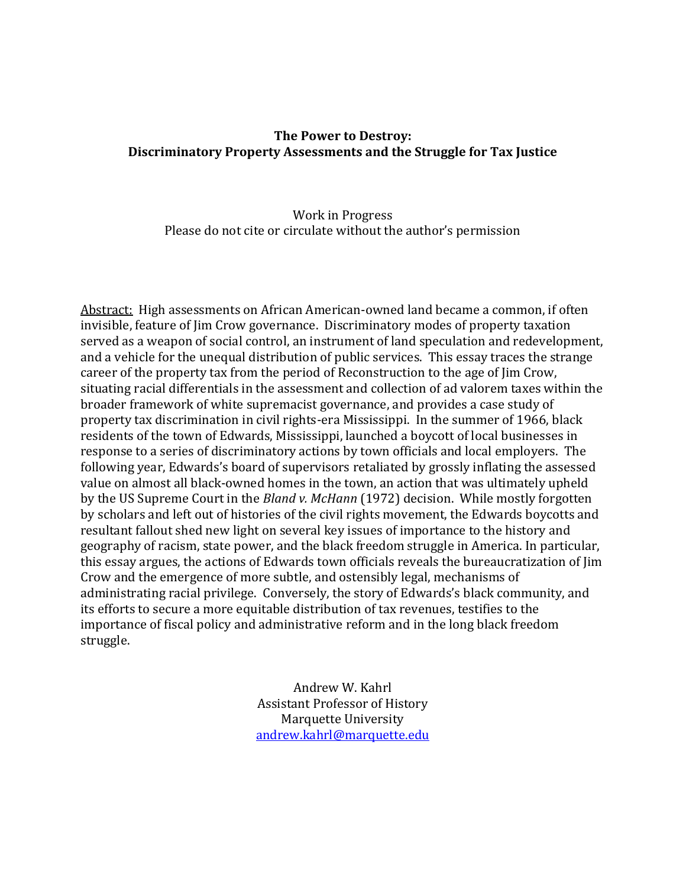**The Power to Destroy:**
**Discriminatory Property Assessments and the Struggle for Tax Justice**

Work in Progress
Please do not cite or circulate without the author's permission

Abstract: High assessments on African American-owned land became a common, if often invisible, feature of Jim Crow governance. Discriminatory modes of property taxation served as a weapon of social control, an instrument of land speculation and redevelopment, and a vehicle for the unequal distribution of public services. This essay traces the strange career of the property tax from the period of Reconstruction to the age of Jim Crow, situating racial differentials in the assessment and collection of ad valorem taxes within the broader framework of white supremacist governance, and provides a case study of property tax discrimination in civil rights-era Mississippi. In the summer of 1966, black residents of the town of Edwards, Mississippi, launched a boycott of local businesses in response to a series of discriminatory actions by town officials and local employers. The following year, Edwards's board of supervisors retaliated by grossly inflating the assessed value on almost all black-owned homes in the town, an action that was ultimately upheld by the US Supreme Court in the *Bland v. McHann* (1972) decision. While mostly forgotten by scholars and left out of histories of the civil rights movement, the Edwards boycotts and resultant fallout shed new light on several key issues of importance to the history and geography of racism, state power, and the black freedom struggle in America. In particular, this essay argues, the actions of Edwards town officials reveals the bureaucratization of Jim Crow and the emergence of more subtle, and ostensibly legal, mechanisms of administrating racial privilege. Conversely, the story of Edwards's black community, and its efforts to secure a more equitable distribution of tax revenues, testifies to the importance of fiscal policy and administrative reform and in the long black freedom struggle.

Andrew W. Kahrl
Assistant Professor of History
Marquette University
andrew.kahrl@marquette.edu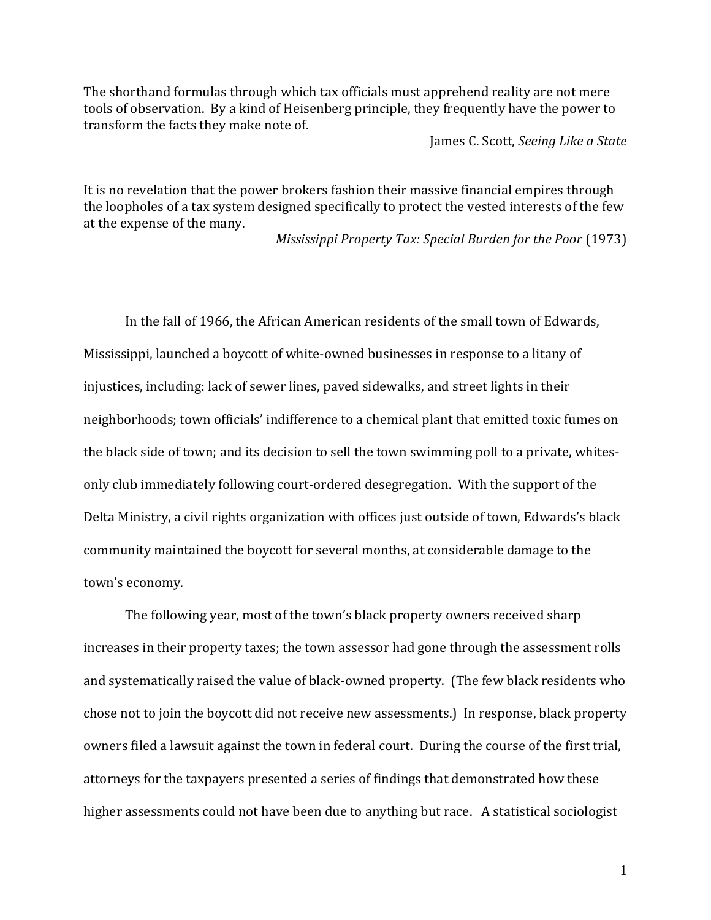The shorthand formulas through which tax officials must apprehend reality are not mere tools of observation. By a kind of Heisenberg principle, they frequently have the power to transform the facts they make note of.

James C. Scott, *Seeing Like a State*

It is no revelation that the power brokers fashion their massive financial empires through the loopholes of a tax system designed specifically to protect the vested interests of the few at the expense of the many.

*Mississippi Property Tax: Special Burden for the Poor* (1973)

In the fall of 1966, the African American residents of the small town of Edwards, Mississippi, launched a boycott of white-owned businesses in response to a litany of injustices, including: lack of sewer lines, paved sidewalks, and street lights in their neighborhoods; town officials' indifference to a chemical plant that emitted toxic fumes on the black side of town; and its decision to sell the town swimming poll to a private, whites-only club immediately following court-ordered desegregation. With the support of the Delta Ministry, a civil rights organization with offices just outside of town, Edwards's black community maintained the boycott for several months, at considerable damage to the town's economy.

The following year, most of the town's black property owners received sharp increases in their property taxes; the town assessor had gone through the assessment rolls and systematically raised the value of black-owned property. (The few black residents who chose not to join the boycott did not receive new assessments.) In response, black property owners filed a lawsuit against the town in federal court. During the course of the first trial, attorneys for the taxpayers presented a series of findings that demonstrated how these higher assessments could not have been due to anything but race. A statistical sociologist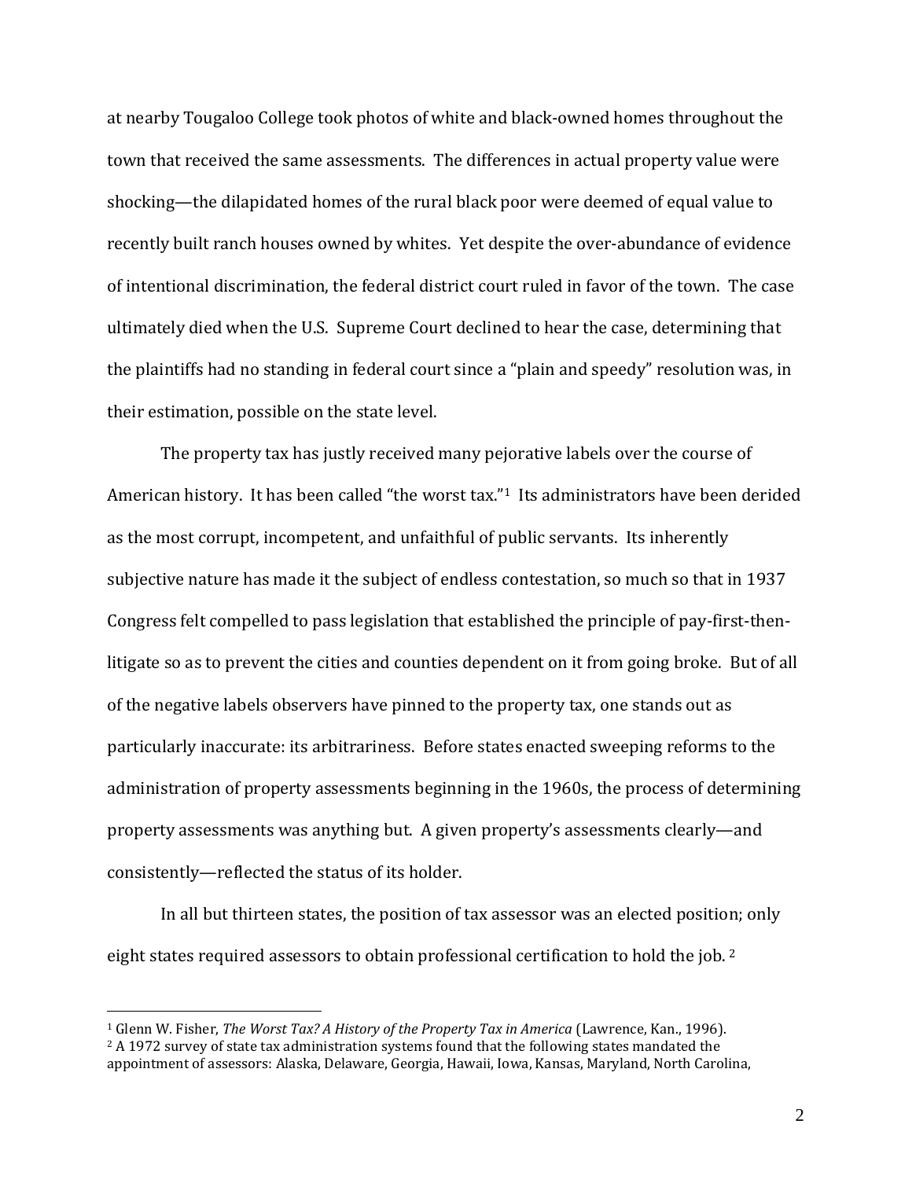at nearby Tougaloo College took photos of white and black-owned homes throughout the town that received the same assessments. The differences in actual property value were shocking—the dilapidated homes of the rural black poor were deemed of equal value to recently built ranch houses owned by whites. Yet despite the over-abundance of evidence of intentional discrimination, the federal district court ruled in favor of the town. The case ultimately died when the U.S. Supreme Court declined to hear the case, determining that the plaintiffs had no standing in federal court since a "plain and speedy" resolution was, in their estimation, possible on the state level.

The property tax has justly received many pejorative labels over the course of American history. It has been called "the worst tax."[1] Its administrators have been derided as the most corrupt, incompetent, and unfaithful of public servants. Its inherently subjective nature has made it the subject of endless contestation, so much so that in 1937 Congress felt compelled to pass legislation that established the principle of pay-first-then-litigate so as to prevent the cities and counties dependent on it from going broke. But of all of the negative labels observers have pinned to the property tax, one stands out as particularly inaccurate: its arbitrariness. Before states enacted sweeping reforms to the administration of property assessments beginning in the 1960s, the process of determining property assessments was anything but. A given property's assessments clearly—and consistently—reflected the status of its holder.

In all but thirteen states, the position of tax assessor was an elected position; only eight states required assessors to obtain professional certification to hold the job.[2]

---

[1] Glenn W. Fisher, *The Worst Tax? A History of the Property Tax in America* (Lawrence, Kan., 1996).

[2] A 1972 survey of state tax administration systems found that the following states mandated the appointment of assessors: Alaska, Delaware, Georgia, Hawaii, Iowa, Kansas, Maryland, North Carolina,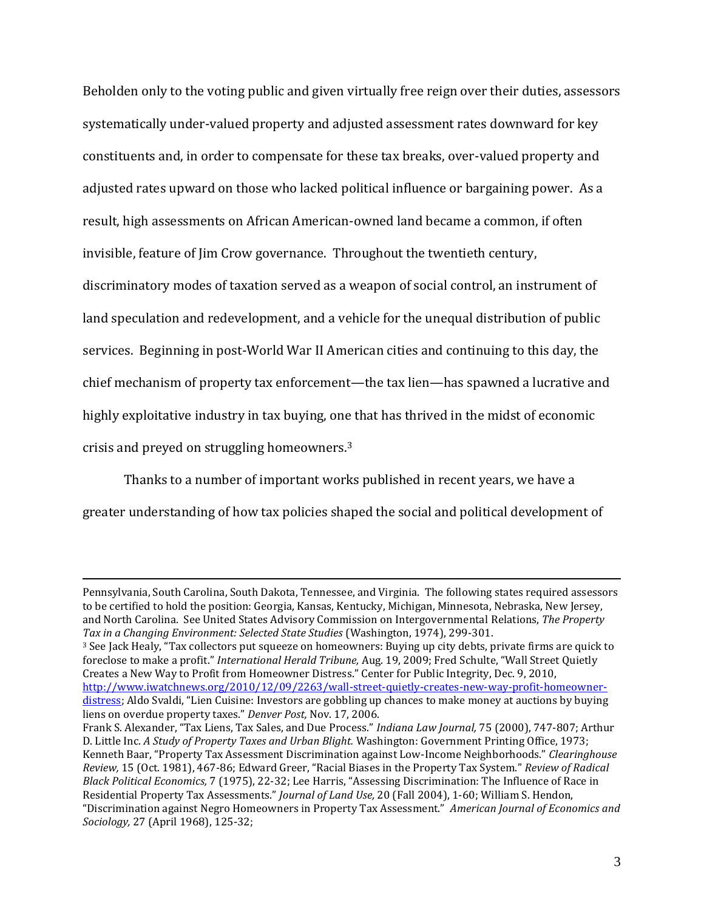Beholden only to the voting public and given virtually free reign over their duties, assessors systematically under-valued property and adjusted assessment rates downward for key constituents and, in order to compensate for these tax breaks, over-valued property and adjusted rates upward on those who lacked political influence or bargaining power. As a result, high assessments on African American-owned land became a common, if often invisible, feature of Jim Crow governance. Throughout the twentieth century, discriminatory modes of taxation served as a weapon of social control, an instrument of land speculation and redevelopment, and a vehicle for the unequal distribution of public services. Beginning in post-World War II American cities and continuing to this day, the chief mechanism of property tax enforcement—the tax lien—has spawned a lucrative and highly exploitative industry in tax buying, one that has thrived in the midst of economic crisis and preyed on struggling homeowners.[3]

Thanks to a number of important works published in recent years, we have a greater understanding of how tax policies shaped the social and political development of

---

Pennsylvania, South Carolina, South Dakota, Tennessee, and Virginia. The following states required assessors to be certified to hold the position: Georgia, Kansas, Kentucky, Michigan, Minnesota, Nebraska, New Jersey, and North Carolina. See United States Advisory Commission on Intergovernmental Relations, *The Property Tax in a Changing Environment: Selected State Studies* (Washington, 1974), 299-301.

[3] See Jack Healy, "Tax collectors put squeeze on homeowners: Buying up city debts, private firms are quick to foreclose to make a profit." *International Herald Tribune,* Aug. 19, 2009; Fred Schulte, "Wall Street Quietly Creates a New Way to Profit from Homeowner Distress." Center for Public Integrity, Dec. 9, 2010, http://www.iwatchnews.org/2010/12/09/2263/wall-street-quietly-creates-new-way-profit-homeowner-distress; Aldo Svaldi, "Lien Cuisine: Investors are gobbling up chances to make money at auctions by buying liens on overdue property taxes." *Denver Post,* Nov. 17, 2006.

Frank S. Alexander, "Tax Liens, Tax Sales, and Due Process." *Indiana Law Journal,* 75 (2000), 747-807; Arthur D. Little Inc. *A Study of Property Taxes and Urban Blight.* Washington: Government Printing Office, 1973; Kenneth Baar, "Property Tax Assessment Discrimination against Low-Income Neighborhoods." *Clearinghouse Review,* 15 (Oct. 1981), 467-86; Edward Greer, "Racial Biases in the Property Tax System." *Review of Radical Black Political Economics,* 7 (1975), 22-32; Lee Harris, "Assessing Discrimination: The Influence of Race in Residential Property Tax Assessments." *Journal of Land Use,* 20 (Fall 2004), 1-60; William S. Hendon, "Discrimination against Negro Homeowners in Property Tax Assessment." *American Journal of Economics and Sociology,* 27 (April 1968), 125-32;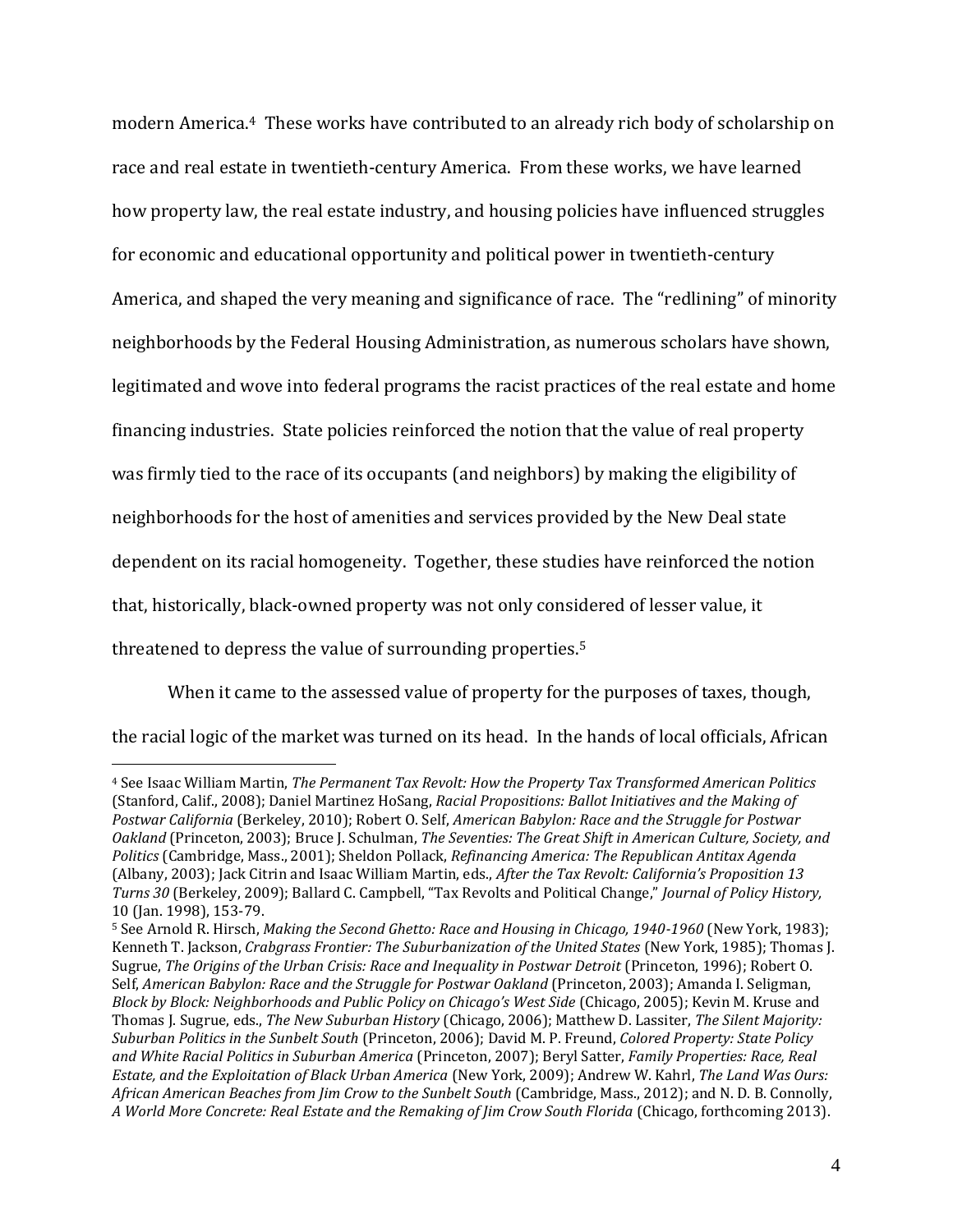modern America.[4] These works have contributed to an already rich body of scholarship on race and real estate in twentieth-century America. From these works, we have learned how property law, the real estate industry, and housing policies have influenced struggles for economic and educational opportunity and political power in twentieth-century America, and shaped the very meaning and significance of race. The "redlining" of minority neighborhoods by the Federal Housing Administration, as numerous scholars have shown, legitimated and wove into federal programs the racist practices of the real estate and home financing industries. State policies reinforced the notion that the value of real property was firmly tied to the race of its occupants (and neighbors) by making the eligibility of neighborhoods for the host of amenities and services provided by the New Deal state dependent on its racial homogeneity. Together, these studies have reinforced the notion that, historically, black-owned property was not only considered of lesser value, it threatened to depress the value of surrounding properties.[5]

When it came to the assessed value of property for the purposes of taxes, though, the racial logic of the market was turned on its head. In the hands of local officials, African

---

[4] See Isaac William Martin, *The Permanent Tax Revolt: How the Property Tax Transformed American Politics* (Stanford, Calif., 2008); Daniel Martinez HoSang, *Racial Propositions: Ballot Initiatives and the Making of Postwar California* (Berkeley, 2010); Robert O. Self, *American Babylon: Race and the Struggle for Postwar Oakland* (Princeton, 2003); Bruce J. Schulman, *The Seventies: The Great Shift in American Culture, Society, and Politics* (Cambridge, Mass., 2001); Sheldon Pollack, *Refinancing America: The Republican Antitax Agenda* (Albany, 2003); Jack Citrin and Isaac William Martin, eds., *After the Tax Revolt: California's Proposition 13 Turns 30* (Berkeley, 2009); Ballard C. Campbell, "Tax Revolts and Political Change," *Journal of Policy History,* 10 (Jan. 1998), 153-79.

[5] See Arnold R. Hirsch, *Making the Second Ghetto: Race and Housing in Chicago, 1940-1960* (New York, 1983); Kenneth T. Jackson, *Crabgrass Frontier: The Suburbanization of the United States* (New York, 1985); Thomas J. Sugrue, *The Origins of the Urban Crisis: Race and Inequality in Postwar Detroit* (Princeton, 1996); Robert O. Self, *American Babylon: Race and the Struggle for Postwar Oakland* (Princeton, 2003); Amanda I. Seligman, *Block by Block: Neighborhoods and Public Policy on Chicago's West Side* (Chicago, 2005); Kevin M. Kruse and Thomas J. Sugrue, eds., *The New Suburban History* (Chicago, 2006); Matthew D. Lassiter, *The Silent Majority: Suburban Politics in the Sunbelt South* (Princeton, 2006); David M. P. Freund, *Colored Property: State Policy and White Racial Politics in Suburban America* (Princeton, 2007); Beryl Satter, *Family Properties: Race, Real Estate, and the Exploitation of Black Urban America* (New York, 2009); Andrew W. Kahrl, *The Land Was Ours: African American Beaches from Jim Crow to the Sunbelt South* (Cambridge, Mass., 2012); and N. D. B. Connolly, *A World More Concrete: Real Estate and the Remaking of Jim Crow South Florida* (Chicago, forthcoming 2013).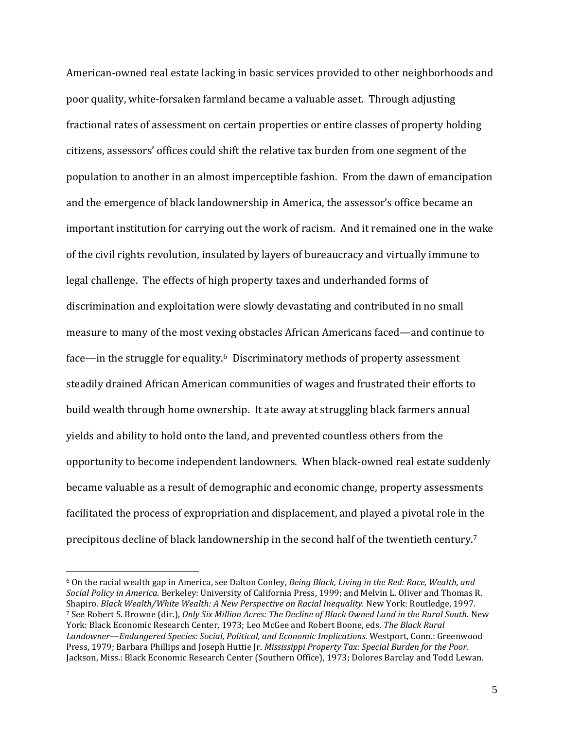American-owned real estate lacking in basic services provided to other neighborhoods and poor quality, white-forsaken farmland became a valuable asset. Through adjusting fractional rates of assessment on certain properties or entire classes of property holding citizens, assessors' offices could shift the relative tax burden from one segment of the population to another in an almost imperceptible fashion. From the dawn of emancipation and the emergence of black landownership in America, the assessor's office became an important institution for carrying out the work of racism. And it remained one in the wake of the civil rights revolution, insulated by layers of bureaucracy and virtually immune to legal challenge. The effects of high property taxes and underhanded forms of discrimination and exploitation were slowly devastating and contributed in no small measure to many of the most vexing obstacles African Americans faced—and continue to face—in the struggle for equality.[6] Discriminatory methods of property assessment steadily drained African American communities of wages and frustrated their efforts to build wealth through home ownership. It ate away at struggling black farmers annual yields and ability to hold onto the land, and prevented countless others from the opportunity to become independent landowners. When black-owned real estate suddenly became valuable as a result of demographic and economic change, property assessments facilitated the process of expropriation and displacement, and played a pivotal role in the precipitous decline of black landownership in the second half of the twentieth century.[7]

---

[6] On the racial wealth gap in America, see Dalton Conley, *Being Black, Living in the Red: Race, Wealth, and Social Policy in America.* Berkeley: University of California Press, 1999; and Melvin L. Oliver and Thomas R. Shapiro. *Black Wealth/White Wealth: A New Perspective on Racial Inequality.* New York: Routledge, 1997.

[7] See Robert S. Browne (dir.), *Only Six Million Acres: The Decline of Black Owned Land in the Rural South.* New York: Black Economic Research Center, 1973; Leo McGee and Robert Boone, eds. *The Black Rural Landowner—Endangered Species: Social, Political, and Economic Implications.* Westport, Conn.: Greenwood Press, 1979; Barbara Phillips and Joseph Huttie Jr. *Mississippi Property Tax: Special Burden for the Poor.* Jackson, Miss.: Black Economic Research Center (Southern Office), 1973; Dolores Barclay and Todd Lewan.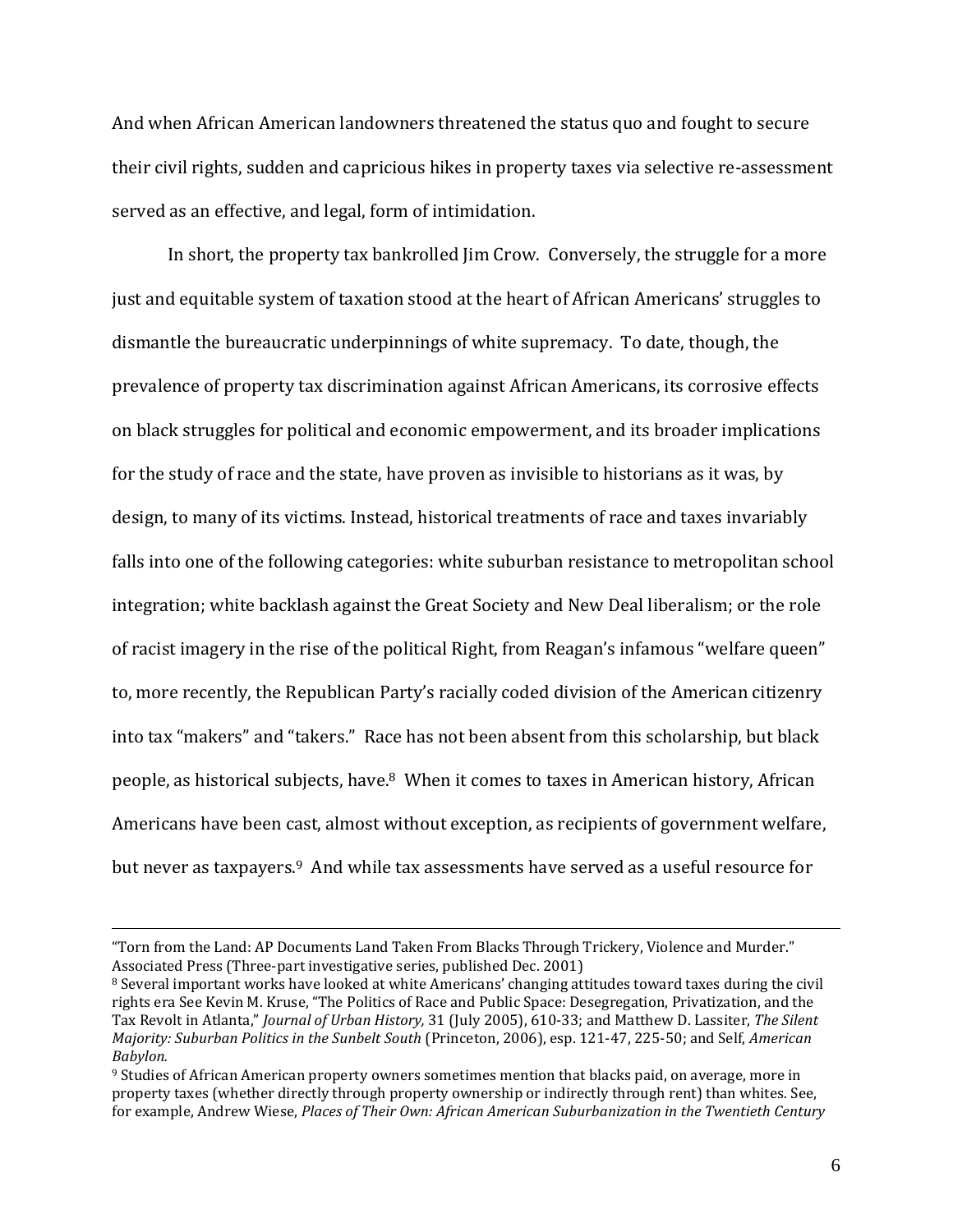And when African American landowners threatened the status quo and fought to secure their civil rights, sudden and capricious hikes in property taxes via selective re-assessment served as an effective, and legal, form of intimidation.

In short, the property tax bankrolled Jim Crow. Conversely, the struggle for a more just and equitable system of taxation stood at the heart of African Americans' struggles to dismantle the bureaucratic underpinnings of white supremacy. To date, though, the prevalence of property tax discrimination against African Americans, its corrosive effects on black struggles for political and economic empowerment, and its broader implications for the study of race and the state, have proven as invisible to historians as it was, by design, to many of its victims. Instead, historical treatments of race and taxes invariably falls into one of the following categories: white suburban resistance to metropolitan school integration; white backlash against the Great Society and New Deal liberalism; or the role of racist imagery in the rise of the political Right, from Reagan's infamous "welfare queen" to, more recently, the Republican Party's racially coded division of the American citizenry into tax "makers" and "takers." Race has not been absent from this scholarship, but black people, as historical subjects, have.[8] When it comes to taxes in American history, African Americans have been cast, almost without exception, as recipients of government welfare, but never as taxpayers.[9] And while tax assessments have served as a useful resource for

---

"Torn from the Land: AP Documents Land Taken From Blacks Through Trickery, Violence and Murder." Associated Press (Three-part investigative series, published Dec. 2001)

[8] Several important works have looked at white Americans' changing attitudes toward taxes during the civil rights era See Kevin M. Kruse, "The Politics of Race and Public Space: Desegregation, Privatization, and the Tax Revolt in Atlanta," *Journal of Urban History,* 31 (July 2005), 610-33; and Matthew D. Lassiter, *The Silent Majority: Suburban Politics in the Sunbelt South* (Princeton, 2006), esp. 121-47, 225-50; and Self, *American Babylon.*

[9] Studies of African American property owners sometimes mention that blacks paid, on average, more in property taxes (whether directly through property ownership or indirectly through rent) than whites. See, for example, Andrew Wiese, *Places of Their Own: African American Suburbanization in the Twentieth Century*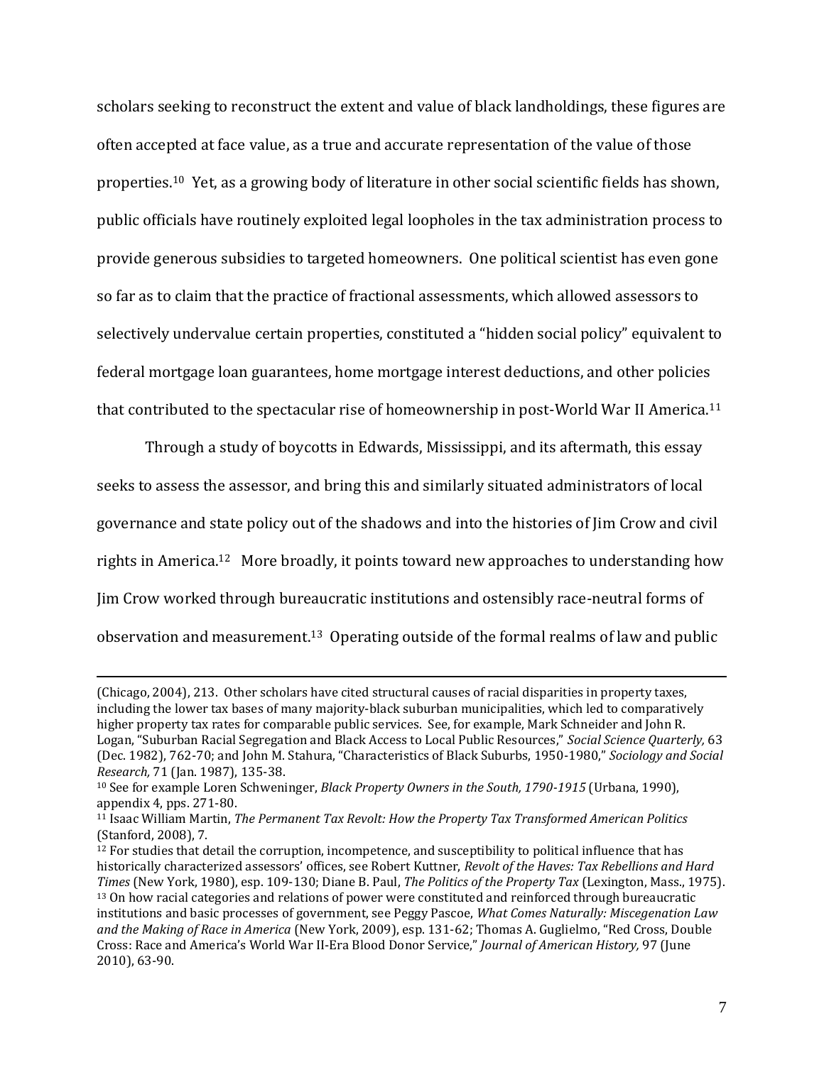scholars seeking to reconstruct the extent and value of black landholdings, these figures are often accepted at face value, as a true and accurate representation of the value of those properties.[10] Yet, as a growing body of literature in other social scientific fields has shown, public officials have routinely exploited legal loopholes in the tax administration process to provide generous subsidies to targeted homeowners. One political scientist has even gone so far as to claim that the practice of fractional assessments, which allowed assessors to selectively undervalue certain properties, constituted a "hidden social policy" equivalent to federal mortgage loan guarantees, home mortgage interest deductions, and other policies that contributed to the spectacular rise of homeownership in post-World War II America.[11]

Through a study of boycotts in Edwards, Mississippi, and its aftermath, this essay seeks to assess the assessor, and bring this and similarly situated administrators of local governance and state policy out of the shadows and into the histories of Jim Crow and civil rights in America.[12] More broadly, it points toward new approaches to understanding how Jim Crow worked through bureaucratic institutions and ostensibly race-neutral forms of observation and measurement.[13] Operating outside of the formal realms of law and public

---

(Chicago, 2004), 213. Other scholars have cited structural causes of racial disparities in property taxes, including the lower tax bases of many majority-black suburban municipalities, which led to comparatively higher property tax rates for comparable public services. See, for example, Mark Schneider and John R. Logan, "Suburban Racial Segregation and Black Access to Local Public Resources," *Social Science Quarterly,* 63 (Dec. 1982), 762-70; and John M. Stahura, "Characteristics of Black Suburbs, 1950-1980," *Sociology and Social Research,* 71 (Jan. 1987), 135-38.

[10] See for example Loren Schweninger, *Black Property Owners in the South, 1790-1915* (Urbana, 1990), appendix 4, pps. 271-80.

[11] Isaac William Martin, *The Permanent Tax Revolt: How the Property Tax Transformed American Politics* (Stanford, 2008), 7.

[12] For studies that detail the corruption, incompetence, and susceptibility to political influence that has historically characterized assessors' offices, see Robert Kuttner, *Revolt of the Haves: Tax Rebellions and Hard Times* (New York, 1980), esp. 109-130; Diane B. Paul, *The Politics of the Property Tax* (Lexington, Mass., 1975).

[13] On how racial categories and relations of power were constituted and reinforced through bureaucratic institutions and basic processes of government, see Peggy Pascoe, *What Comes Naturally: Miscegenation Law and the Making of Race in America* (New York, 2009), esp. 131-62; Thomas A. Guglielmo, "Red Cross, Double Cross: Race and America's World War II-Era Blood Donor Service," *Journal of American History,* 97 (June 2010), 63-90.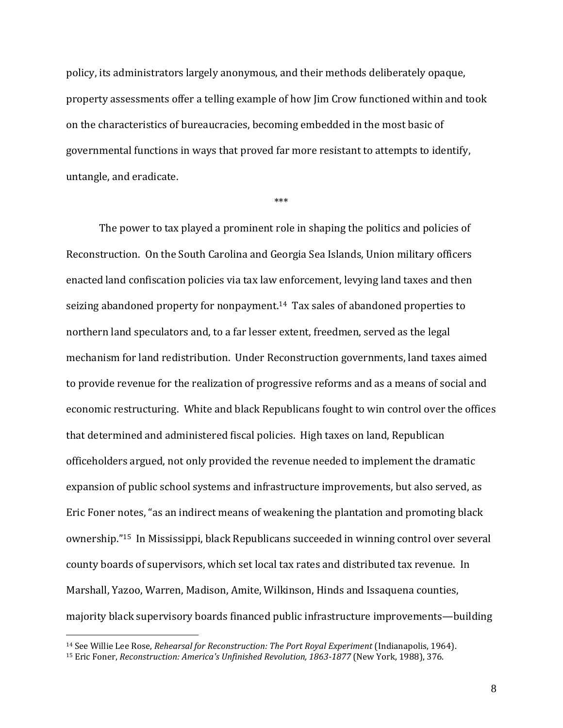policy, its administrators largely anonymous, and their methods deliberately opaque, property assessments offer a telling example of how Jim Crow functioned within and took on the characteristics of bureaucracies, becoming embedded in the most basic of governmental functions in ways that proved far more resistant to attempts to identify, untangle, and eradicate.

***

The power to tax played a prominent role in shaping the politics and policies of Reconstruction. On the South Carolina and Georgia Sea Islands, Union military officers enacted land confiscation policies via tax law enforcement, levying land taxes and then seizing abandoned property for nonpayment.[14] Tax sales of abandoned properties to northern land speculators and, to a far lesser extent, freedmen, served as the legal mechanism for land redistribution. Under Reconstruction governments, land taxes aimed to provide revenue for the realization of progressive reforms and as a means of social and economic restructuring. White and black Republicans fought to win control over the offices that determined and administered fiscal policies. High taxes on land, Republican officeholders argued, not only provided the revenue needed to implement the dramatic expansion of public school systems and infrastructure improvements, but also served, as Eric Foner notes, "as an indirect means of weakening the plantation and promoting black ownership."[15] In Mississippi, black Republicans succeeded in winning control over several county boards of supervisors, which set local tax rates and distributed tax revenue. In Marshall, Yazoo, Warren, Madison, Amite, Wilkinson, Hinds and Issaquena counties, majority black supervisory boards financed public infrastructure improvements—building

[14] See Willie Lee Rose, *Rehearsal for Reconstruction: The Port Royal Experiment* (Indianapolis, 1964).

[15] Eric Foner, *Reconstruction: America's Unfinished Revolution, 1863-1877* (New York, 1988), 376.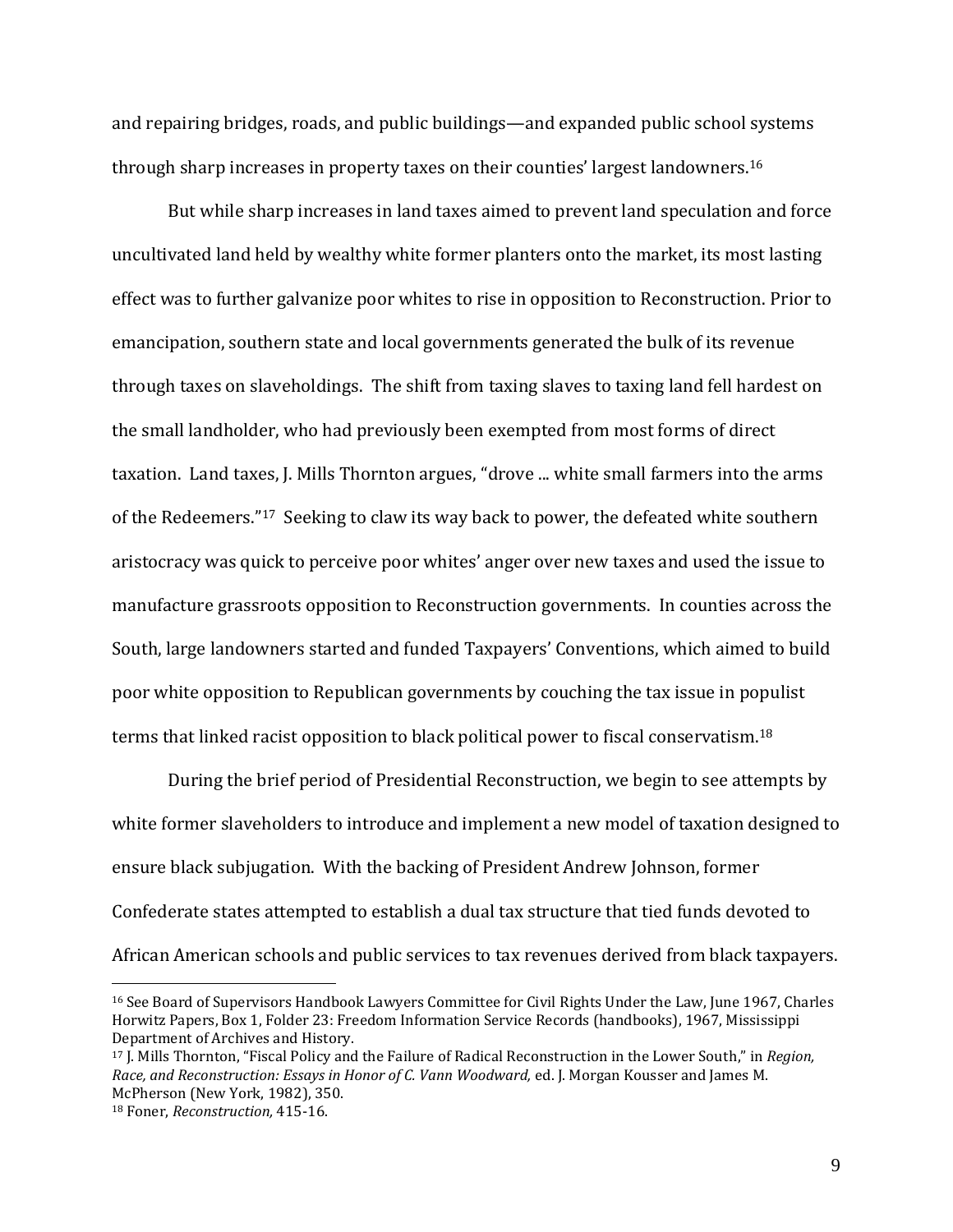and repairing bridges, roads, and public buildings—and expanded public school systems through sharp increases in property taxes on their counties' largest landowners.[16]

But while sharp increases in land taxes aimed to prevent land speculation and force uncultivated land held by wealthy white former planters onto the market, its most lasting effect was to further galvanize poor whites to rise in opposition to Reconstruction. Prior to emancipation, southern state and local governments generated the bulk of its revenue through taxes on slaveholdings. The shift from taxing slaves to taxing land fell hardest on the small landholder, who had previously been exempted from most forms of direct taxation. Land taxes, J. Mills Thornton argues, "drove ... white small farmers into the arms of the Redeemers."[17] Seeking to claw its way back to power, the defeated white southern aristocracy was quick to perceive poor whites' anger over new taxes and used the issue to manufacture grassroots opposition to Reconstruction governments. In counties across the South, large landowners started and funded Taxpayers' Conventions, which aimed to build poor white opposition to Republican governments by couching the tax issue in populist terms that linked racist opposition to black political power to fiscal conservatism.[18]

During the brief period of Presidential Reconstruction, we begin to see attempts by white former slaveholders to introduce and implement a new model of taxation designed to ensure black subjugation. With the backing of President Andrew Johnson, former Confederate states attempted to establish a dual tax structure that tied funds devoted to African American schools and public services to tax revenues derived from black taxpayers.

---

[16] See Board of Supervisors Handbook Lawyers Committee for Civil Rights Under the Law, June 1967, Charles Horwitz Papers, Box 1, Folder 23: Freedom Information Service Records (handbooks), 1967, Mississippi Department of Archives and History.

[17] J. Mills Thornton, "Fiscal Policy and the Failure of Radical Reconstruction in the Lower South," in *Region, Race, and Reconstruction: Essays in Honor of C. Vann Woodward,* ed. J. Morgan Kousser and James M. McPherson (New York, 1982), 350.

[18] Foner, *Reconstruction,* 415-16.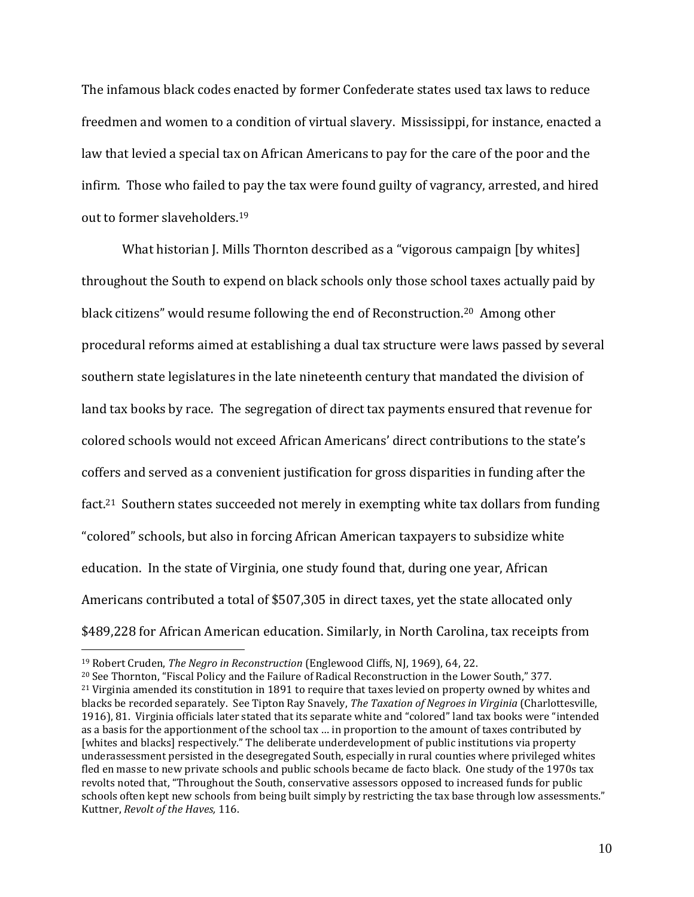The infamous black codes enacted by former Confederate states used tax laws to reduce freedmen and women to a condition of virtual slavery. Mississippi, for instance, enacted a law that levied a special tax on African Americans to pay for the care of the poor and the infirm. Those who failed to pay the tax were found guilty of vagrancy, arrested, and hired out to former slaveholders.[19]

What historian J. Mills Thornton described as a "vigorous campaign [by whites] throughout the South to expend on black schools only those school taxes actually paid by black citizens" would resume following the end of Reconstruction.[20] Among other procedural reforms aimed at establishing a dual tax structure were laws passed by several southern state legislatures in the late nineteenth century that mandated the division of land tax books by race. The segregation of direct tax payments ensured that revenue for colored schools would not exceed African Americans' direct contributions to the state's coffers and served as a convenient justification for gross disparities in funding after the fact.[21] Southern states succeeded not merely in exempting white tax dollars from funding "colored" schools, but also in forcing African American taxpayers to subsidize white education. In the state of Virginia, one study found that, during one year, African Americans contributed a total of $507,305 in direct taxes, yet the state allocated only $489,228 for African American education. Similarly, in North Carolina, tax receipts from

---

[19] Robert Cruden, *The Negro in Reconstruction* (Englewood Cliffs, NJ, 1969), 64, 22.

[20] See Thornton, "Fiscal Policy and the Failure of Radical Reconstruction in the Lower South," 377.

[21] Virginia amended its constitution in 1891 to require that taxes levied on property owned by whites and blacks be recorded separately. See Tipton Ray Snavely, *The Taxation of Negroes in Virginia* (Charlottesville, 1916), 81. Virginia officials later stated that its separate white and "colored" land tax books were "intended as a basis for the apportionment of the school tax … in proportion to the amount of taxes contributed by [whites and blacks] respectively." The deliberate underdevelopment of public institutions via property underassessment persisted in the desegregated South, especially in rural counties where privileged whites fled en masse to new private schools and public schools became de facto black. One study of the 1970s tax revolts noted that, "Throughout the South, conservative assessors opposed to increased funds for public schools often kept new schools from being built simply by restricting the tax base through low assessments." Kuttner, *Revolt of the Haves,* 116.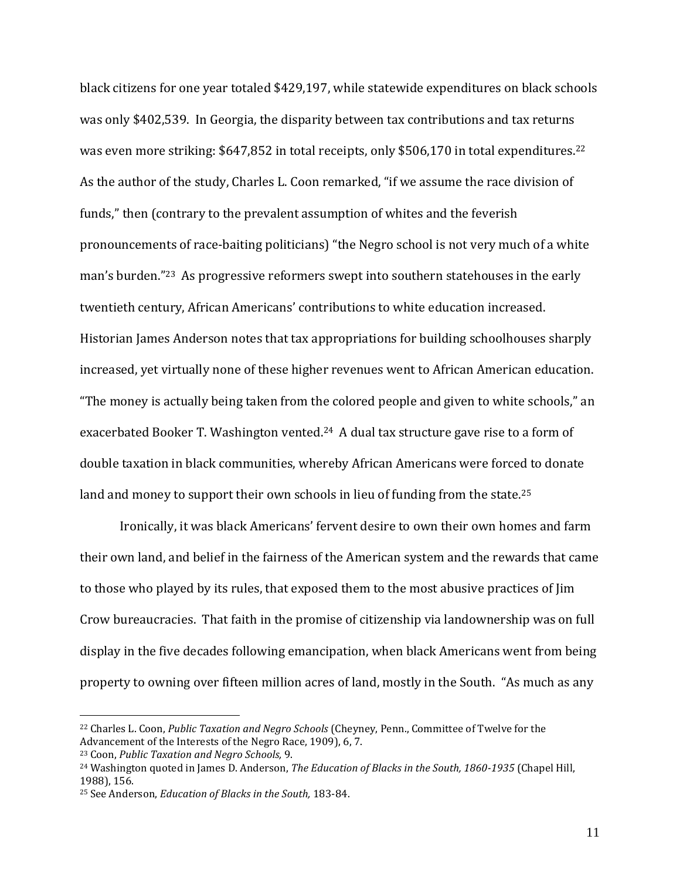black citizens for one year totaled $429,197, while statewide expenditures on black schools was only $402,539. In Georgia, the disparity between tax contributions and tax returns was even more striking: $647,852 in total receipts, only $506,170 in total expenditures.[22] As the author of the study, Charles L. Coon remarked, "if we assume the race division of funds," then (contrary to the prevalent assumption of whites and the feverish pronouncements of race-baiting politicians) "the Negro school is not very much of a white man's burden."[23] As progressive reformers swept into southern statehouses in the early twentieth century, African Americans' contributions to white education increased. Historian James Anderson notes that tax appropriations for building schoolhouses sharply increased, yet virtually none of these higher revenues went to African American education. "The money is actually being taken from the colored people and given to white schools," an exacerbated Booker T. Washington vented.[24] A dual tax structure gave rise to a form of double taxation in black communities, whereby African Americans were forced to donate land and money to support their own schools in lieu of funding from the state.[25]

Ironically, it was black Americans' fervent desire to own their own homes and farm their own land, and belief in the fairness of the American system and the rewards that came to those who played by its rules, that exposed them to the most abusive practices of Jim Crow bureaucracies. That faith in the promise of citizenship via landownership was on full display in the five decades following emancipation, when black Americans went from being property to owning over fifteen million acres of land, mostly in the South. "As much as any

---

[22] Charles L. Coon, *Public Taxation and Negro Schools* (Cheyney, Penn., Committee of Twelve for the Advancement of the Interests of the Negro Race, 1909), 6, 7.

[23] Coon, *Public Taxation and Negro Schools,* 9.

[24] Washington quoted in James D. Anderson, *The Education of Blacks in the South, 1860-1935* (Chapel Hill, 1988), 156.

[25] See Anderson, *Education of Blacks in the South,* 183-84.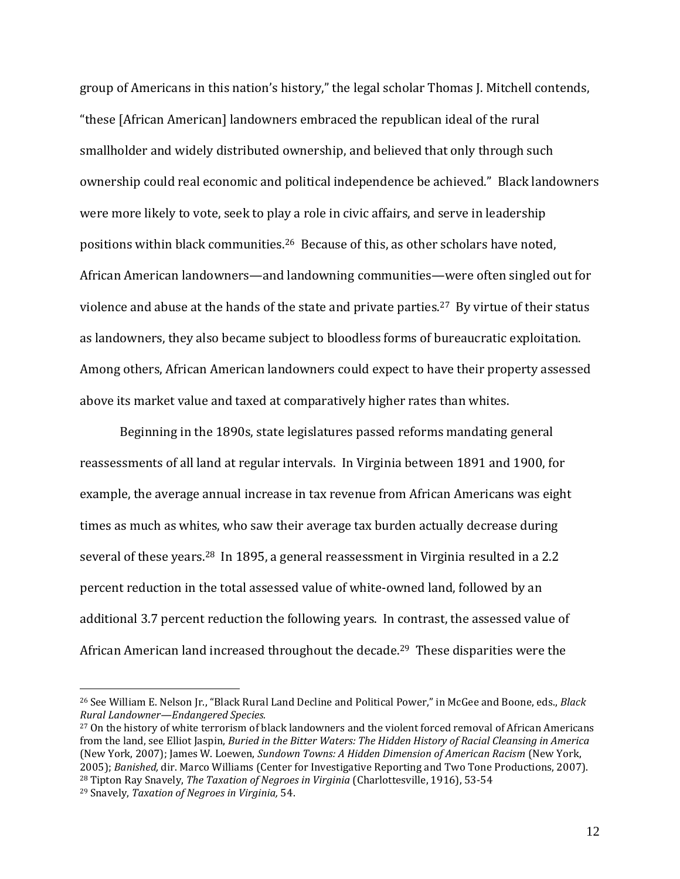group of Americans in this nation's history," the legal scholar Thomas J. Mitchell contends, "these [African American] landowners embraced the republican ideal of the rural smallholder and widely distributed ownership, and believed that only through such ownership could real economic and political independence be achieved." Black landowners were more likely to vote, seek to play a role in civic affairs, and serve in leadership positions within black communities.[26] Because of this, as other scholars have noted, African American landowners—and landowning communities—were often singled out for violence and abuse at the hands of the state and private parties.[27] By virtue of their status as landowners, they also became subject to bloodless forms of bureaucratic exploitation. Among others, African American landowners could expect to have their property assessed above its market value and taxed at comparatively higher rates than whites.

Beginning in the 1890s, state legislatures passed reforms mandating general reassessments of all land at regular intervals. In Virginia between 1891 and 1900, for example, the average annual increase in tax revenue from African Americans was eight times as much as whites, who saw their average tax burden actually decrease during several of these years.[28] In 1895, a general reassessment in Virginia resulted in a 2.2 percent reduction in the total assessed value of white-owned land, followed by an additional 3.7 percent reduction the following years. In contrast, the assessed value of African American land increased throughout the decade.[29] These disparities were the

---

[26] See William E. Nelson Jr., "Black Rural Land Decline and Political Power," in McGee and Boone, eds., *Black Rural Landowner—Endangered Species.*

[27] On the history of white terrorism of black landowners and the violent forced removal of African Americans from the land, see Elliot Jaspin, *Buried in the Bitter Waters: The Hidden History of Racial Cleansing in America* (New York, 2007); James W. Loewen, *Sundown Towns: A Hidden Dimension of American Racism* (New York, 2005); *Banished,* dir. Marco Williams (Center for Investigative Reporting and Two Tone Productions, 2007).

[28] Tipton Ray Snavely, *The Taxation of Negroes in Virginia* (Charlottesville, 1916), 53-54

[29] Snavely, *Taxation of Negroes in Virginia,* 54.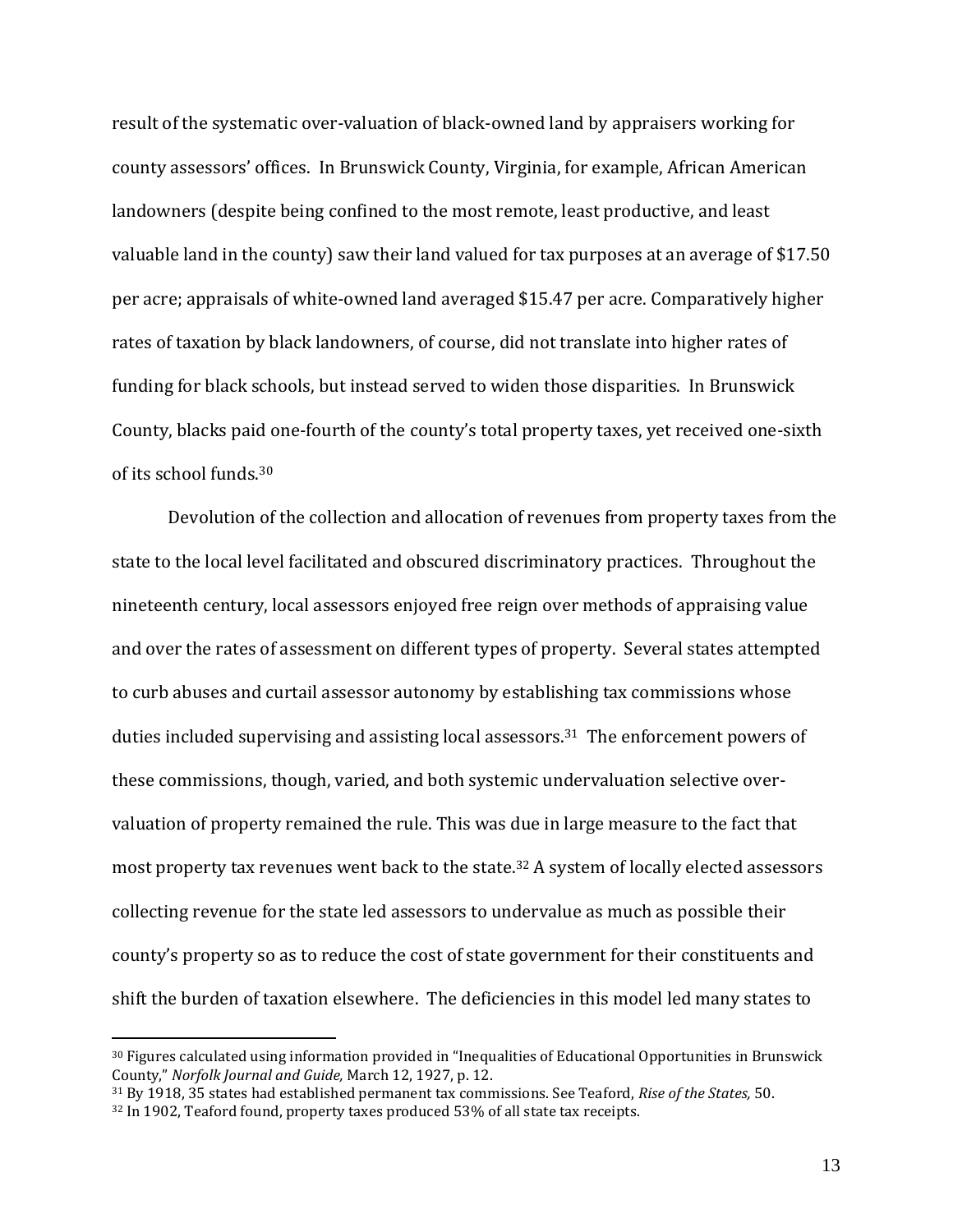result of the systematic over-valuation of black-owned land by appraisers working for county assessors' offices. In Brunswick County, Virginia, for example, African American landowners (despite being confined to the most remote, least productive, and least valuable land in the county) saw their land valued for tax purposes at an average of $17.50 per acre; appraisals of white-owned land averaged $15.47 per acre. Comparatively higher rates of taxation by black landowners, of course, did not translate into higher rates of funding for black schools, but instead served to widen those disparities. In Brunswick County, blacks paid one-fourth of the county's total property taxes, yet received one-sixth of its school funds.[30]

Devolution of the collection and allocation of revenues from property taxes from the state to the local level facilitated and obscured discriminatory practices. Throughout the nineteenth century, local assessors enjoyed free reign over methods of appraising value and over the rates of assessment on different types of property. Several states attempted to curb abuses and curtail assessor autonomy by establishing tax commissions whose duties included supervising and assisting local assessors.[31] The enforcement powers of these commissions, though, varied, and both systemic undervaluation selective over-valuation of property remained the rule. This was due in large measure to the fact that most property tax revenues went back to the state.[32] A system of locally elected assessors collecting revenue for the state led assessors to undervalue as much as possible their county's property so as to reduce the cost of state government for their constituents and shift the burden of taxation elsewhere. The deficiencies in this model led many states to

---

[30] Figures calculated using information provided in "Inequalities of Educational Opportunities in Brunswick County," *Norfolk Journal and Guide,* March 12, 1927, p. 12.

[31] By 1918, 35 states had established permanent tax commissions. See Teaford, *Rise of the States,* 50.

[32] In 1902, Teaford found, property taxes produced 53% of all state tax receipts.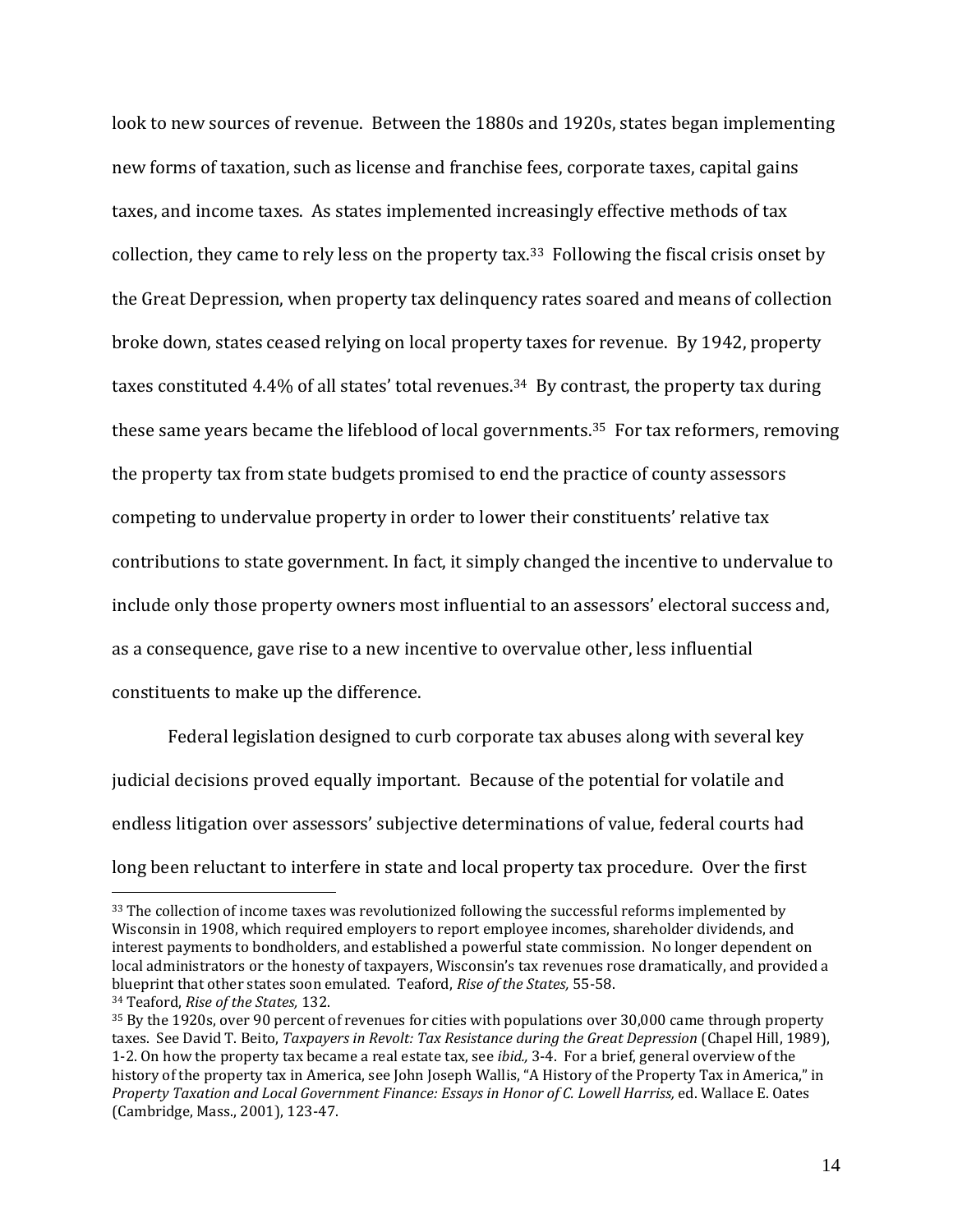look to new sources of revenue. Between the 1880s and 1920s, states began implementing new forms of taxation, such as license and franchise fees, corporate taxes, capital gains taxes, and income taxes. As states implemented increasingly effective methods of tax collection, they came to rely less on the property tax.[33] Following the fiscal crisis onset by the Great Depression, when property tax delinquency rates soared and means of collection broke down, states ceased relying on local property taxes for revenue. By 1942, property taxes constituted 4.4% of all states' total revenues.[34] By contrast, the property tax during these same years became the lifeblood of local governments.[35] For tax reformers, removing the property tax from state budgets promised to end the practice of county assessors competing to undervalue property in order to lower their constituents' relative tax contributions to state government. In fact, it simply changed the incentive to undervalue to include only those property owners most influential to an assessors' electoral success and, as a consequence, gave rise to a new incentive to overvalue other, less influential constituents to make up the difference.

Federal legislation designed to curb corporate tax abuses along with several key judicial decisions proved equally important. Because of the potential for volatile and endless litigation over assessors' subjective determinations of value, federal courts had long been reluctant to interfere in state and local property tax procedure. Over the first

---

[33] The collection of income taxes was revolutionized following the successful reforms implemented by Wisconsin in 1908, which required employers to report employee incomes, shareholder dividends, and interest payments to bondholders, and established a powerful state commission. No longer dependent on local administrators or the honesty of taxpayers, Wisconsin's tax revenues rose dramatically, and provided a blueprint that other states soon emulated. Teaford, *Rise of the States,* 55-58.

[34] Teaford, *Rise of the States,* 132.

[35] By the 1920s, over 90 percent of revenues for cities with populations over 30,000 came through property taxes. See David T. Beito, *Taxpayers in Revolt: Tax Resistance during the Great Depression* (Chapel Hill, 1989), 1-2. On how the property tax became a real estate tax, see *ibid.,* 3-4. For a brief, general overview of the history of the property tax in America, see John Joseph Wallis, "A History of the Property Tax in America," in *Property Taxation and Local Government Finance: Essays in Honor of C. Lowell Harriss,* ed. Wallace E. Oates (Cambridge, Mass., 2001), 123-47.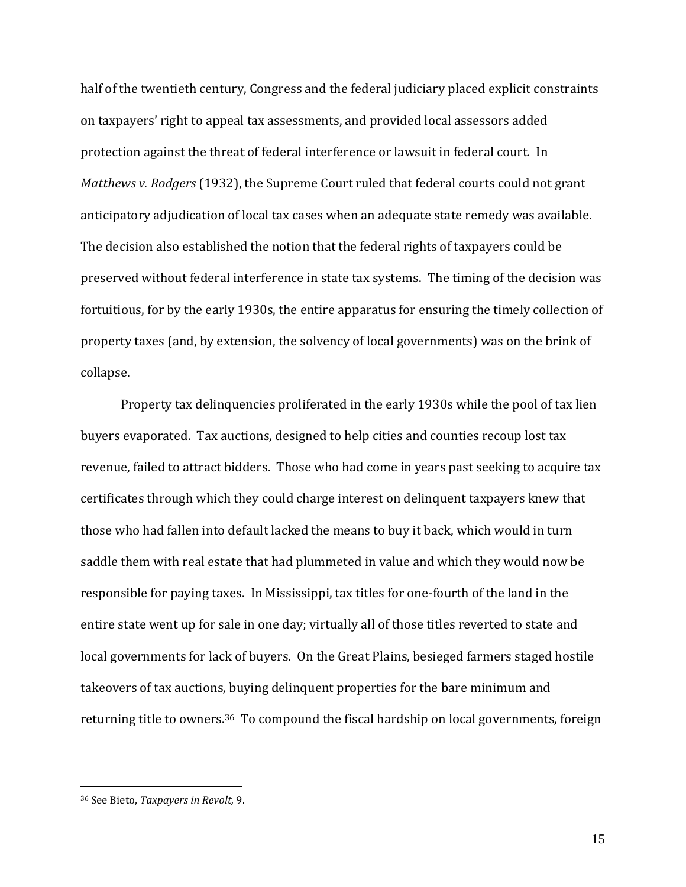half of the twentieth century, Congress and the federal judiciary placed explicit constraints on taxpayers' right to appeal tax assessments, and provided local assessors added protection against the threat of federal interference or lawsuit in federal court. In *Matthews v. Rodgers* (1932), the Supreme Court ruled that federal courts could not grant anticipatory adjudication of local tax cases when an adequate state remedy was available. The decision also established the notion that the federal rights of taxpayers could be preserved without federal interference in state tax systems. The timing of the decision was fortuitious, for by the early 1930s, the entire apparatus for ensuring the timely collection of property taxes (and, by extension, the solvency of local governments) was on the brink of collapse.

Property tax delinquencies proliferated in the early 1930s while the pool of tax lien buyers evaporated. Tax auctions, designed to help cities and counties recoup lost tax revenue, failed to attract bidders. Those who had come in years past seeking to acquire tax certificates through which they could charge interest on delinquent taxpayers knew that those who had fallen into default lacked the means to buy it back, which would in turn saddle them with real estate that had plummeted in value and which they would now be responsible for paying taxes. In Mississippi, tax titles for one-fourth of the land in the entire state went up for sale in one day; virtually all of those titles reverted to state and local governments for lack of buyers. On the Great Plains, besieged farmers staged hostile takeovers of tax auctions, buying delinquent properties for the bare minimum and returning title to owners.[36] To compound the fiscal hardship on local governments, foreign

[36] See Bieto, *Taxpayers in Revolt,* 9.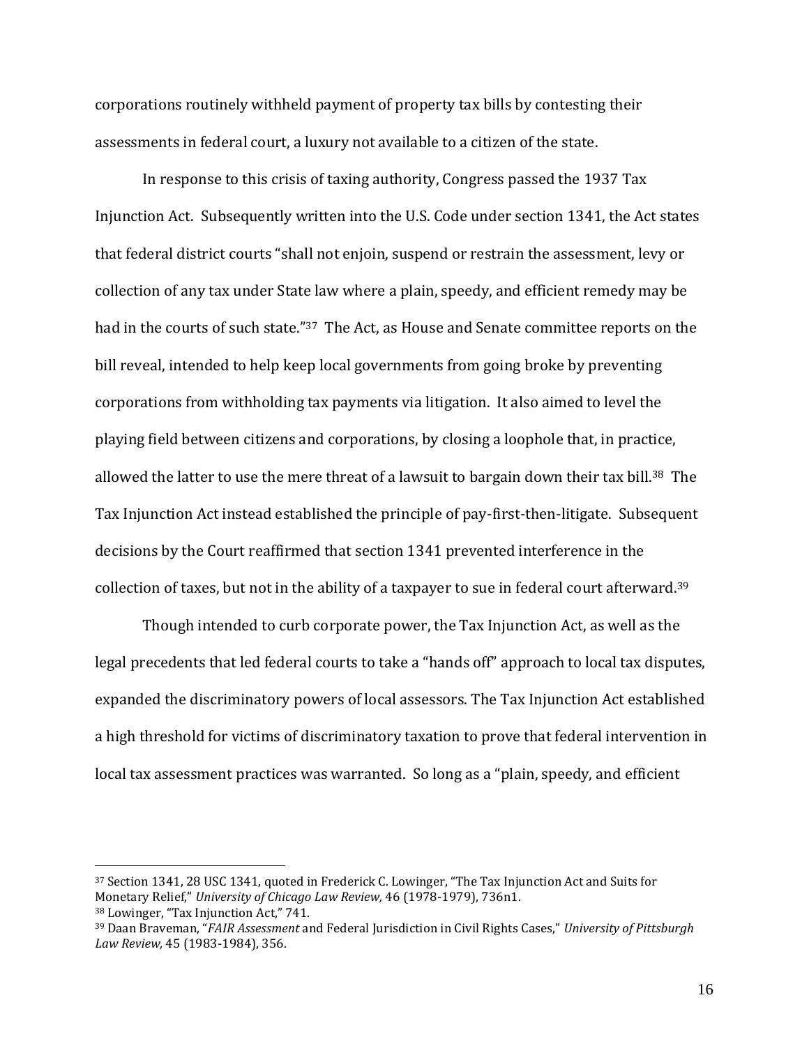corporations routinely withheld payment of property tax bills by contesting their assessments in federal court, a luxury not available to a citizen of the state.

In response to this crisis of taxing authority, Congress passed the 1937 Tax Injunction Act. Subsequently written into the U.S. Code under section 1341, the Act states that federal district courts "shall not enjoin, suspend or restrain the assessment, levy or collection of any tax under State law where a plain, speedy, and efficient remedy may be had in the courts of such state."[37] The Act, as House and Senate committee reports on the bill reveal, intended to help keep local governments from going broke by preventing corporations from withholding tax payments via litigation. It also aimed to level the playing field between citizens and corporations, by closing a loophole that, in practice, allowed the latter to use the mere threat of a lawsuit to bargain down their tax bill.[38] The Tax Injunction Act instead established the principle of pay-first-then-litigate. Subsequent decisions by the Court reaffirmed that section 1341 prevented interference in the collection of taxes, but not in the ability of a taxpayer to sue in federal court afterward.[39]

Though intended to curb corporate power, the Tax Injunction Act, as well as the legal precedents that led federal courts to take a "hands off" approach to local tax disputes, expanded the discriminatory powers of local assessors. The Tax Injunction Act established a high threshold for victims of discriminatory taxation to prove that federal intervention in local tax assessment practices was warranted. So long as a "plain, speedy, and efficient

---

[37] Section 1341, 28 USC 1341, quoted in Frederick C. Lowinger, "The Tax Injunction Act and Suits for Monetary Relief," *University of Chicago Law Review,* 46 (1978-1979), 736n1.

[38] Lowinger, "Tax Injunction Act," 741.

[39] Daan Braveman, "*FAIR Assessment* and Federal Jurisdiction in Civil Rights Cases," *University of Pittsburgh Law Review,* 45 (1983-1984), 356.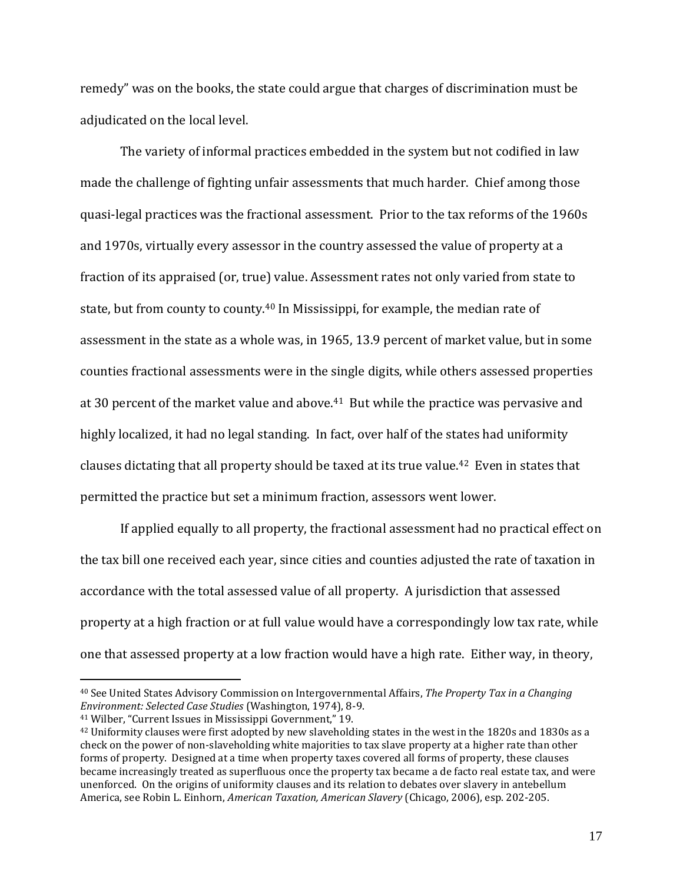remedy" was on the books, the state could argue that charges of discrimination must be adjudicated on the local level.

The variety of informal practices embedded in the system but not codified in law made the challenge of fighting unfair assessments that much harder. Chief among those quasi-legal practices was the fractional assessment. Prior to the tax reforms of the 1960s and 1970s, virtually every assessor in the country assessed the value of property at a fraction of its appraised (or, true) value. Assessment rates not only varied from state to state, but from county to county.[40] In Mississippi, for example, the median rate of assessment in the state as a whole was, in 1965, 13.9 percent of market value, but in some counties fractional assessments were in the single digits, while others assessed properties at 30 percent of the market value and above.[41] But while the practice was pervasive and highly localized, it had no legal standing. In fact, over half of the states had uniformity clauses dictating that all property should be taxed at its true value.[42] Even in states that permitted the practice but set a minimum fraction, assessors went lower.

If applied equally to all property, the fractional assessment had no practical effect on the tax bill one received each year, since cities and counties adjusted the rate of taxation in accordance with the total assessed value of all property. A jurisdiction that assessed property at a high fraction or at full value would have a correspondingly low tax rate, while one that assessed property at a low fraction would have a high rate. Either way, in theory,

---

[40] See United States Advisory Commission on Intergovernmental Affairs, *The Property Tax in a Changing Environment: Selected Case Studies* (Washington, 1974), 8-9.

[41] Wilber, "Current Issues in Mississippi Government," 19.

[42] Uniformity clauses were first adopted by new slaveholding states in the west in the 1820s and 1830s as a check on the power of non-slaveholding white majorities to tax slave property at a higher rate than other forms of property. Designed at a time when property taxes covered all forms of property, these clauses became increasingly treated as superfluous once the property tax became a de facto real estate tax, and were unenforced. On the origins of uniformity clauses and its relation to debates over slavery in antebellum America, see Robin L. Einhorn, *American Taxation, American Slavery* (Chicago, 2006), esp. 202-205.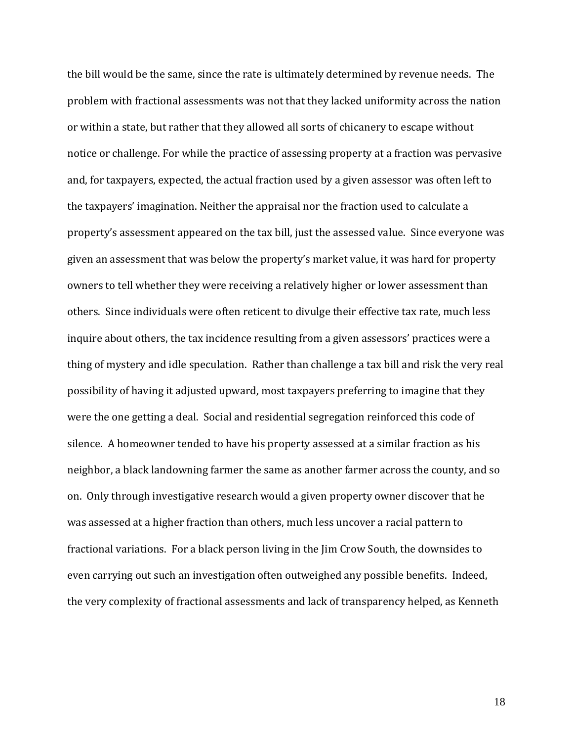the bill would be the same, since the rate is ultimately determined by revenue needs. The problem with fractional assessments was not that they lacked uniformity across the nation or within a state, but rather that they allowed all sorts of chicanery to escape without notice or challenge. For while the practice of assessing property at a fraction was pervasive and, for taxpayers, expected, the actual fraction used by a given assessor was often left to the taxpayers' imagination. Neither the appraisal nor the fraction used to calculate a property's assessment appeared on the tax bill, just the assessed value. Since everyone was given an assessment that was below the property's market value, it was hard for property owners to tell whether they were receiving a relatively higher or lower assessment than others. Since individuals were often reticent to divulge their effective tax rate, much less inquire about others, the tax incidence resulting from a given assessors' practices were a thing of mystery and idle speculation. Rather than challenge a tax bill and risk the very real possibility of having it adjusted upward, most taxpayers preferring to imagine that they were the one getting a deal. Social and residential segregation reinforced this code of silence. A homeowner tended to have his property assessed at a similar fraction as his neighbor, a black landowning farmer the same as another farmer across the county, and so on. Only through investigative research would a given property owner discover that he was assessed at a higher fraction than others, much less uncover a racial pattern to fractional variations. For a black person living in the Jim Crow South, the downsides to even carrying out such an investigation often outweighed any possible benefits. Indeed, the very complexity of fractional assessments and lack of transparency helped, as Kenneth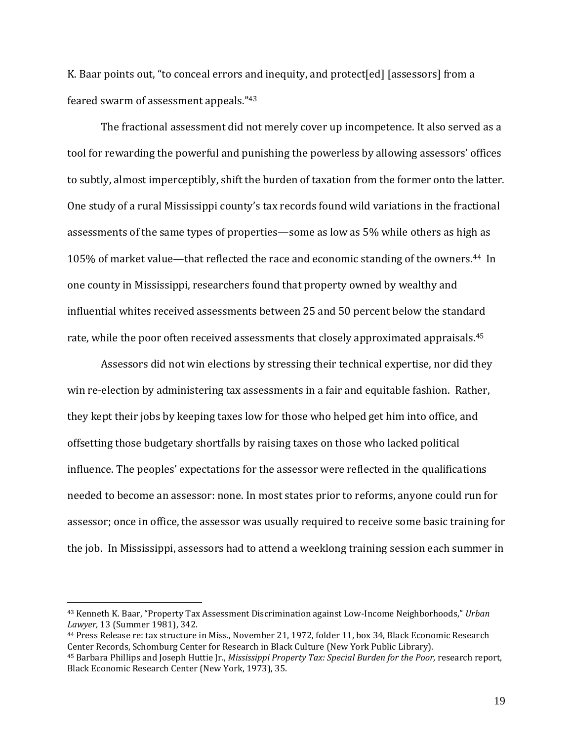K. Baar points out, "to conceal errors and inequity, and protect[ed] [assessors] from a feared swarm of assessment appeals."[43]

The fractional assessment did not merely cover up incompetence. It also served as a tool for rewarding the powerful and punishing the powerless by allowing assessors' offices to subtly, almost imperceptibly, shift the burden of taxation from the former onto the latter. One study of a rural Mississippi county's tax records found wild variations in the fractional assessments of the same types of properties—some as low as 5% while others as high as 105% of market value—that reflected the race and economic standing of the owners.[44] In one county in Mississippi, researchers found that property owned by wealthy and influential whites received assessments between 25 and 50 percent below the standard rate, while the poor often received assessments that closely approximated appraisals.[45]

Assessors did not win elections by stressing their technical expertise, nor did they win re-election by administering tax assessments in a fair and equitable fashion. Rather, they kept their jobs by keeping taxes low for those who helped get him into office, and offsetting those budgetary shortfalls by raising taxes on those who lacked political influence. The peoples' expectations for the assessor were reflected in the qualifications needed to become an assessor: none. In most states prior to reforms, anyone could run for assessor; once in office, the assessor was usually required to receive some basic training for the job. In Mississippi, assessors had to attend a weeklong training session each summer in

---

[43] Kenneth K. Baar, "Property Tax Assessment Discrimination against Low-Income Neighborhoods," *Urban Lawyer,* 13 (Summer 1981), 342.

[44] Press Release re: tax structure in Miss., November 21, 1972, folder 11, box 34, Black Economic Research Center Records, Schomburg Center for Research in Black Culture (New York Public Library).

[45] Barbara Phillips and Joseph Huttie Jr., *Mississippi Property Tax: Special Burden for the Poor,* research report, Black Economic Research Center (New York, 1973), 35.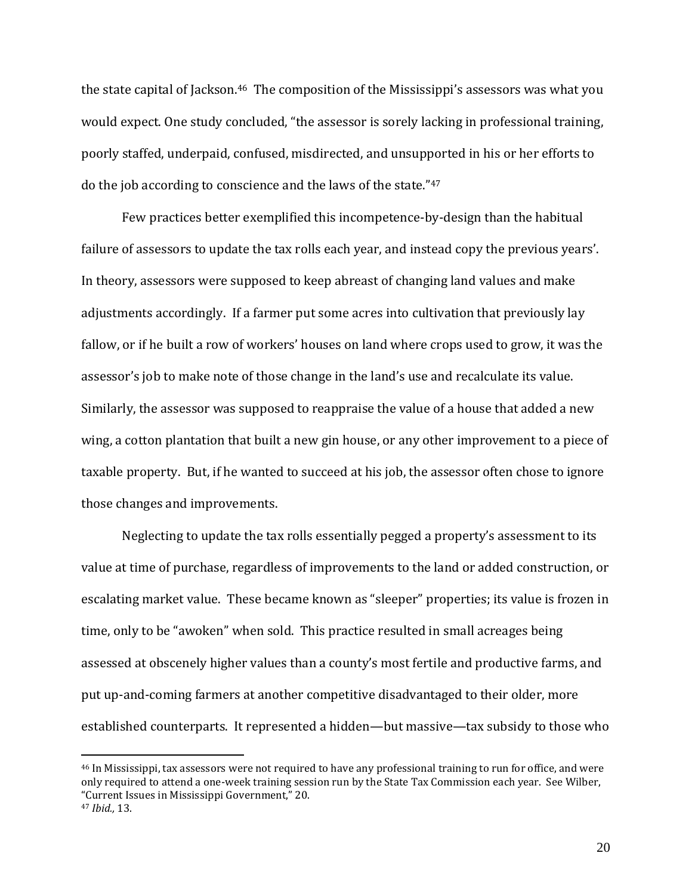the state capital of Jackson.[46] The composition of the Mississippi's assessors was what you would expect. One study concluded, "the assessor is sorely lacking in professional training, poorly staffed, underpaid, confused, misdirected, and unsupported in his or her efforts to do the job according to conscience and the laws of the state."[47]

Few practices better exemplified this incompetence-by-design than the habitual failure of assessors to update the tax rolls each year, and instead copy the previous years'. In theory, assessors were supposed to keep abreast of changing land values and make adjustments accordingly. If a farmer put some acres into cultivation that previously lay fallow, or if he built a row of workers' houses on land where crops used to grow, it was the assessor's job to make note of those change in the land's use and recalculate its value. Similarly, the assessor was supposed to reappraise the value of a house that added a new wing, a cotton plantation that built a new gin house, or any other improvement to a piece of taxable property. But, if he wanted to succeed at his job, the assessor often chose to ignore those changes and improvements.

Neglecting to update the tax rolls essentially pegged a property's assessment to its value at time of purchase, regardless of improvements to the land or added construction, or escalating market value. These became known as "sleeper" properties; its value is frozen in time, only to be "awoken" when sold. This practice resulted in small acreages being assessed at obscenely higher values than a county's most fertile and productive farms, and put up-and-coming farmers at another competitive disadvantaged to their older, more established counterparts. It represented a hidden—but massive—tax subsidy to those who

[46] In Mississippi, tax assessors were not required to have any professional training to run for office, and were only required to attend a one-week training session run by the State Tax Commission each year. See Wilber, "Current Issues in Mississippi Government," 20.

[47] *Ibid.,* 13.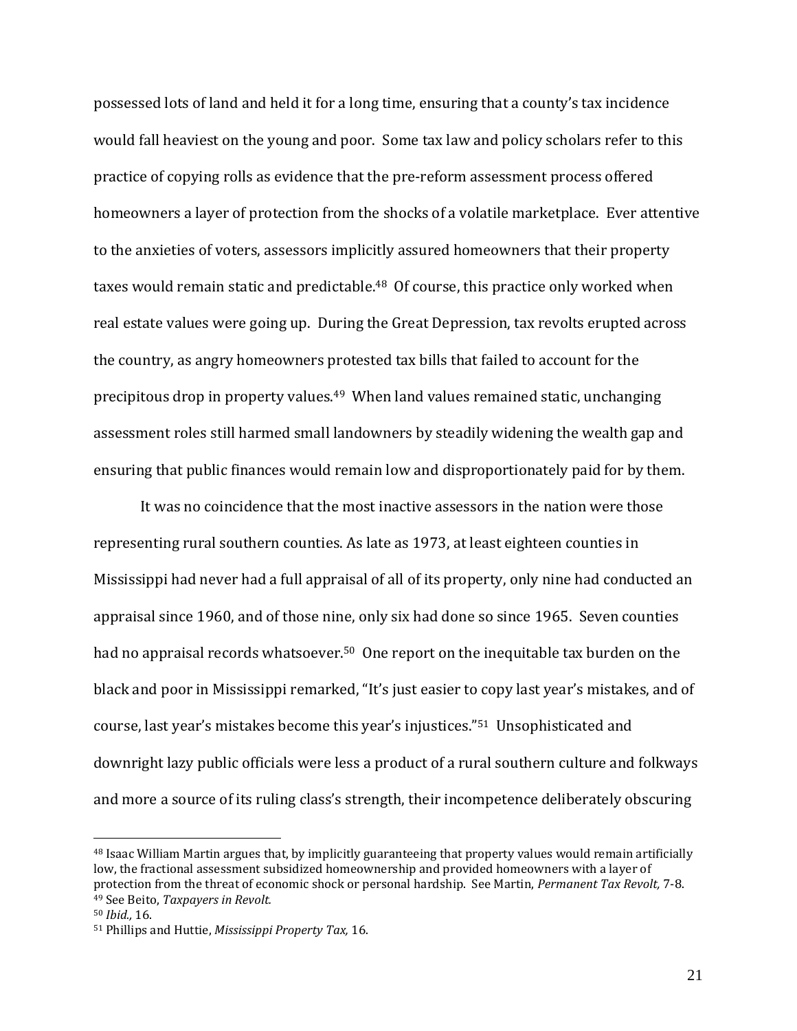possessed lots of land and held it for a long time, ensuring that a county's tax incidence would fall heaviest on the young and poor. Some tax law and policy scholars refer to this practice of copying rolls as evidence that the pre-reform assessment process offered homeowners a layer of protection from the shocks of a volatile marketplace. Ever attentive to the anxieties of voters, assessors implicitly assured homeowners that their property taxes would remain static and predictable.[48] Of course, this practice only worked when real estate values were going up. During the Great Depression, tax revolts erupted across the country, as angry homeowners protested tax bills that failed to account for the precipitous drop in property values.[49] When land values remained static, unchanging assessment roles still harmed small landowners by steadily widening the wealth gap and ensuring that public finances would remain low and disproportionately paid for by them.

It was no coincidence that the most inactive assessors in the nation were those representing rural southern counties. As late as 1973, at least eighteen counties in Mississippi had never had a full appraisal of all of its property, only nine had conducted an appraisal since 1960, and of those nine, only six had done so since 1965. Seven counties had no appraisal records whatsoever.[50] One report on the inequitable tax burden on the black and poor in Mississippi remarked, "It's just easier to copy last year's mistakes, and of course, last year's mistakes become this year's injustices."[51] Unsophisticated and downright lazy public officials were less a product of a rural southern culture and folkways and more a source of its ruling class's strength, their incompetence deliberately obscuring

---

[48] Isaac William Martin argues that, by implicitly guaranteeing that property values would remain artificially low, the fractional assessment subsidized homeownership and provided homeowners with a layer of protection from the threat of economic shock or personal hardship. See Martin, *Permanent Tax Revolt,* 7-8.
[49] See Beito, *Taxpayers in Revolt.*
[50] *Ibid.,* 16.
[51] Phillips and Huttie, *Mississippi Property Tax,* 16.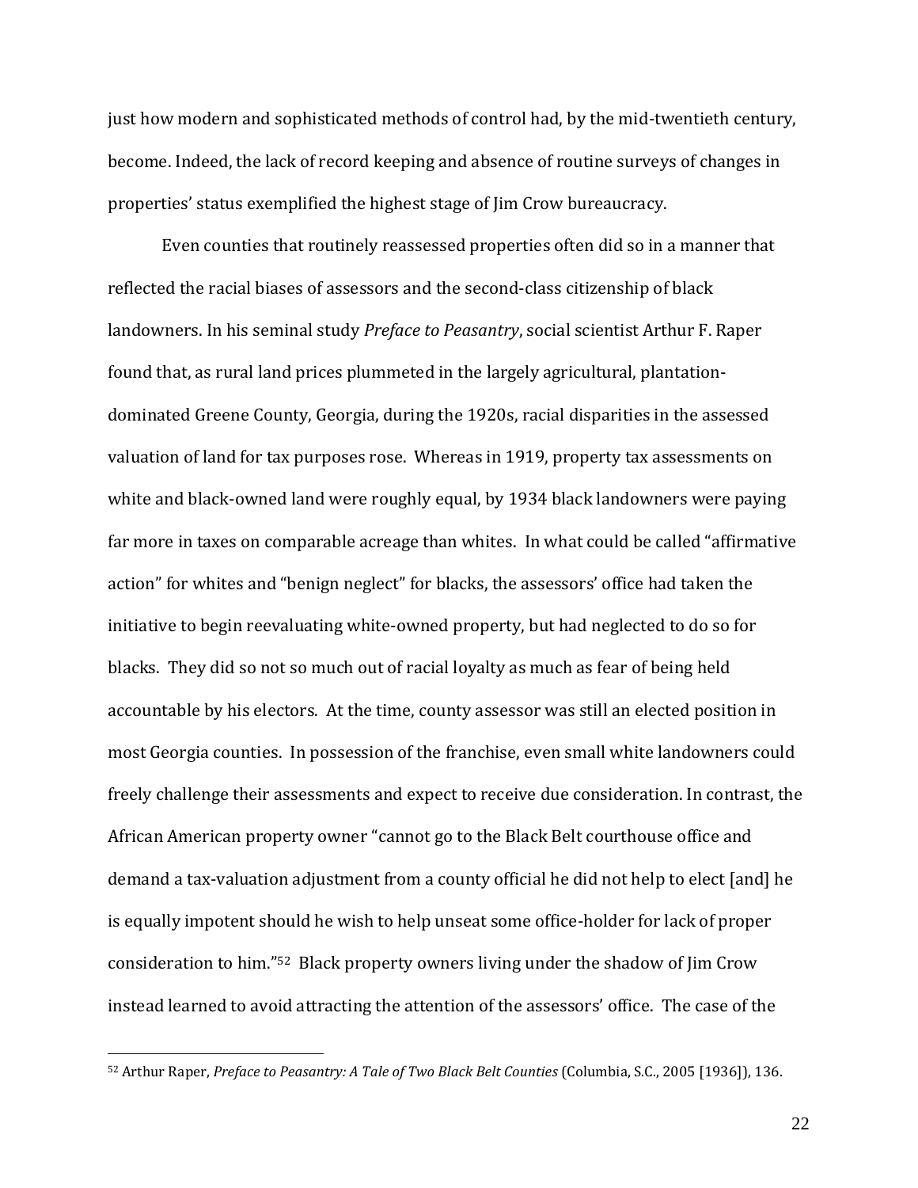just how modern and sophisticated methods of control had, by the mid-twentieth century, become. Indeed, the lack of record keeping and absence of routine surveys of changes in properties' status exemplified the highest stage of Jim Crow bureaucracy.

Even counties that routinely reassessed properties often did so in a manner that reflected the racial biases of assessors and the second-class citizenship of black landowners. In his seminal study *Preface to Peasantry*, social scientist Arthur F. Raper found that, as rural land prices plummeted in the largely agricultural, plantation-dominated Greene County, Georgia, during the 1920s, racial disparities in the assessed valuation of land for tax purposes rose. Whereas in 1919, property tax assessments on white and black-owned land were roughly equal, by 1934 black landowners were paying far more in taxes on comparable acreage than whites. In what could be called "affirmative action" for whites and "benign neglect" for blacks, the assessors' office had taken the initiative to begin reevaluating white-owned property, but had neglected to do so for blacks. They did so not so much out of racial loyalty as much as fear of being held accountable by his electors. At the time, county assessor was still an elected position in most Georgia counties. In possession of the franchise, even small white landowners could freely challenge their assessments and expect to receive due consideration. In contrast, the African American property owner "cannot go to the Black Belt courthouse office and demand a tax-valuation adjustment from a county official he did not help to elect [and] he is equally impotent should he wish to help unseat some office-holder for lack of proper consideration to him."[52] Black property owners living under the shadow of Jim Crow instead learned to avoid attracting the attention of the assessors' office. The case of the

[52] Arthur Raper, *Preface to Peasantry: A Tale of Two Black Belt Counties* (Columbia, S.C., 2005 [1936]), 136.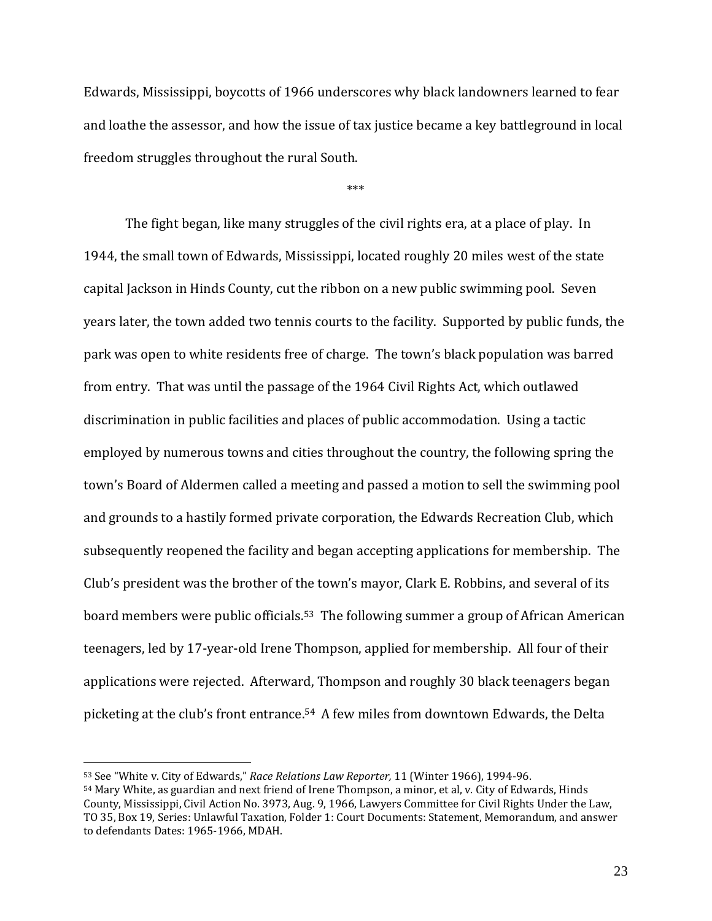Edwards, Mississippi, boycotts of 1966 underscores why black landowners learned to fear and loathe the assessor, and how the issue of tax justice became a key battleground in local freedom struggles throughout the rural South.

***

The fight began, like many struggles of the civil rights era, at a place of play. In 1944, the small town of Edwards, Mississippi, located roughly 20 miles west of the state capital Jackson in Hinds County, cut the ribbon on a new public swimming pool. Seven years later, the town added two tennis courts to the facility. Supported by public funds, the park was open to white residents free of charge. The town's black population was barred from entry. That was until the passage of the 1964 Civil Rights Act, which outlawed discrimination in public facilities and places of public accommodation. Using a tactic employed by numerous towns and cities throughout the country, the following spring the town's Board of Aldermen called a meeting and passed a motion to sell the swimming pool and grounds to a hastily formed private corporation, the Edwards Recreation Club, which subsequently reopened the facility and began accepting applications for membership. The Club's president was the brother of the town's mayor, Clark E. Robbins, and several of its board members were public officials.[53] The following summer a group of African American teenagers, led by 17-year-old Irene Thompson, applied for membership. All four of their applications were rejected. Afterward, Thompson and roughly 30 black teenagers began picketing at the club's front entrance.[54] A few miles from downtown Edwards, the Delta

[53] See "White v. City of Edwards," *Race Relations Law Reporter,* 11 (Winter 1966), 1994-96.

[54] Mary White, as guardian and next friend of Irene Thompson, a minor, et al, v. City of Edwards, Hinds County, Mississippi, Civil Action No. 3973, Aug. 9, 1966, Lawyers Committee for Civil Rights Under the Law, TO 35, Box 19, Series: Unlawful Taxation, Folder 1: Court Documents: Statement, Memorandum, and answer to defendants Dates: 1965-1966, MDAH.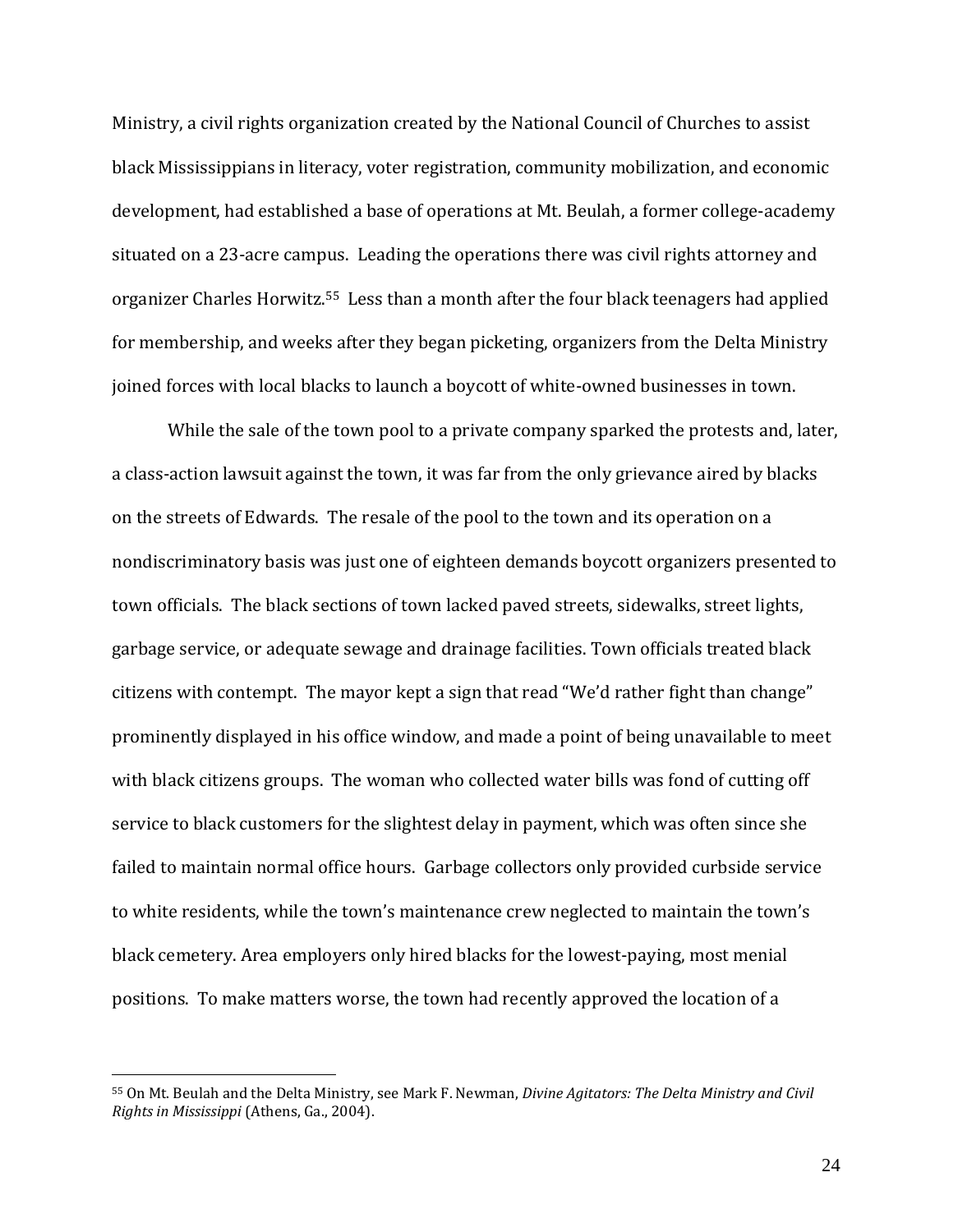Ministry, a civil rights organization created by the National Council of Churches to assist black Mississippians in literacy, voter registration, community mobilization, and economic development, had established a base of operations at Mt. Beulah, a former college-academy situated on a 23-acre campus. Leading the operations there was civil rights attorney and organizer Charles Horwitz.[55] Less than a month after the four black teenagers had applied for membership, and weeks after they began picketing, organizers from the Delta Ministry joined forces with local blacks to launch a boycott of white-owned businesses in town.

While the sale of the town pool to a private company sparked the protests and, later, a class-action lawsuit against the town, it was far from the only grievance aired by blacks on the streets of Edwards. The resale of the pool to the town and its operation on a nondiscriminatory basis was just one of eighteen demands boycott organizers presented to town officials. The black sections of town lacked paved streets, sidewalks, street lights, garbage service, or adequate sewage and drainage facilities. Town officials treated black citizens with contempt. The mayor kept a sign that read "We'd rather fight than change" prominently displayed in his office window, and made a point of being unavailable to meet with black citizens groups. The woman who collected water bills was fond of cutting off service to black customers for the slightest delay in payment, which was often since she failed to maintain normal office hours. Garbage collectors only provided curbside service to white residents, while the town's maintenance crew neglected to maintain the town's black cemetery. Area employers only hired blacks for the lowest-paying, most menial positions. To make matters worse, the town had recently approved the location of a

---

[55] On Mt. Beulah and the Delta Ministry, see Mark F. Newman, *Divine Agitators: The Delta Ministry and Civil Rights in Mississippi* (Athens, Ga., 2004).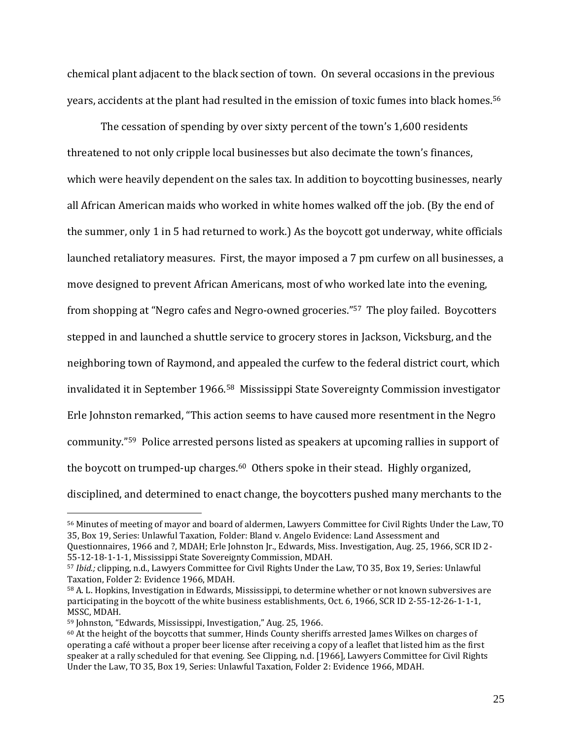chemical plant adjacent to the black section of town. On several occasions in the previous years, accidents at the plant had resulted in the emission of toxic fumes into black homes.[56]

The cessation of spending by over sixty percent of the town's 1,600 residents threatened to not only cripple local businesses but also decimate the town's finances, which were heavily dependent on the sales tax. In addition to boycotting businesses, nearly all African American maids who worked in white homes walked off the job. (By the end of the summer, only 1 in 5 had returned to work.) As the boycott got underway, white officials launched retaliatory measures. First, the mayor imposed a 7 pm curfew on all businesses, a move designed to prevent African Americans, most of who worked late into the evening, from shopping at "Negro cafes and Negro-owned groceries."[57] The ploy failed. Boycotters stepped in and launched a shuttle service to grocery stores in Jackson, Vicksburg, and the neighboring town of Raymond, and appealed the curfew to the federal district court, which invalidated it in September 1966.[58] Mississippi State Sovereignty Commission investigator Erle Johnston remarked, "This action seems to have caused more resentment in the Negro community."[59] Police arrested persons listed as speakers at upcoming rallies in support of the boycott on trumped-up charges.[60] Others spoke in their stead. Highly organized, disciplined, and determined to enact change, the boycotters pushed many merchants to the

---

[56] Minutes of meeting of mayor and board of aldermen, Lawyers Committee for Civil Rights Under the Law, TO 35, Box 19, Series: Unlawful Taxation, Folder: Bland v. Angelo Evidence: Land Assessment and Questionnaires, 1966 and ?, MDAH; Erle Johnston Jr., Edwards, Miss. Investigation, Aug. 25, 1966, SCR ID 2-55-12-18-1-1-1, Mississippi State Sovereignty Commission, MDAH.

[57] *Ibid.;* clipping, n.d., Lawyers Committee for Civil Rights Under the Law, TO 35, Box 19, Series: Unlawful Taxation, Folder 2: Evidence 1966, MDAH.

[58] A. L. Hopkins, Investigation in Edwards, Mississippi, to determine whether or not known subversives are participating in the boycott of the white business establishments, Oct. 6, 1966, SCR ID 2-55-12-26-1-1-1, MSSC, MDAH.

[59] Johnston, "Edwards, Mississippi, Investigation," Aug. 25, 1966.

[60] At the height of the boycotts that summer, Hinds County sheriffs arrested James Wilkes on charges of operating a café without a proper beer license after receiving a copy of a leaflet that listed him as the first speaker at a rally scheduled for that evening. See Clipping, n.d. [1966], Lawyers Committee for Civil Rights Under the Law, TO 35, Box 19, Series: Unlawful Taxation, Folder 2: Evidence 1966, MDAH.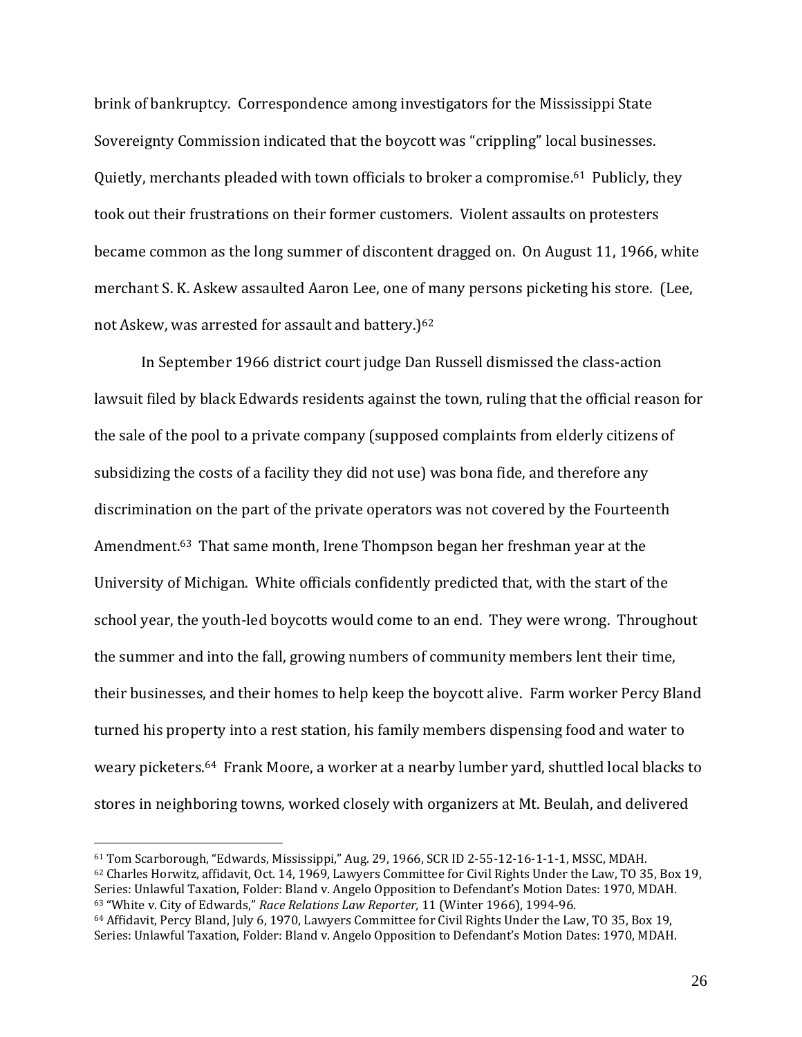brink of bankruptcy. Correspondence among investigators for the Mississippi State Sovereignty Commission indicated that the boycott was "crippling" local businesses. Quietly, merchants pleaded with town officials to broker a compromise.[61] Publicly, they took out their frustrations on their former customers. Violent assaults on protesters became common as the long summer of discontent dragged on. On August 11, 1966, white merchant S. K. Askew assaulted Aaron Lee, one of many persons picketing his store. (Lee, not Askew, was arrested for assault and battery.)[62]

In September 1966 district court judge Dan Russell dismissed the class-action lawsuit filed by black Edwards residents against the town, ruling that the official reason for the sale of the pool to a private company (supposed complaints from elderly citizens of subsidizing the costs of a facility they did not use) was bona fide, and therefore any discrimination on the part of the private operators was not covered by the Fourteenth Amendment.[63] That same month, Irene Thompson began her freshman year at the University of Michigan. White officials confidently predicted that, with the start of the school year, the youth-led boycotts would come to an end. They were wrong. Throughout the summer and into the fall, growing numbers of community members lent their time, their businesses, and their homes to help keep the boycott alive. Farm worker Percy Bland turned his property into a rest station, his family members dispensing food and water to weary picketers.[64] Frank Moore, a worker at a nearby lumber yard, shuttled local blacks to stores in neighboring towns, worked closely with organizers at Mt. Beulah, and delivered

---

[61] Tom Scarborough, "Edwards, Mississippi," Aug. 29, 1966, SCR ID 2-55-12-16-1-1-1, MSSC, MDAH.

[62] Charles Horwitz, affidavit, Oct. 14, 1969, Lawyers Committee for Civil Rights Under the Law, TO 35, Box 19, Series: Unlawful Taxation, Folder: Bland v. Angelo Opposition to Defendant's Motion Dates: 1970, MDAH.

[63] "White v. City of Edwards," *Race Relations Law Reporter,* 11 (Winter 1966), 1994-96.

[64] Affidavit, Percy Bland, July 6, 1970, Lawyers Committee for Civil Rights Under the Law, TO 35, Box 19, Series: Unlawful Taxation, Folder: Bland v. Angelo Opposition to Defendant's Motion Dates: 1970, MDAH.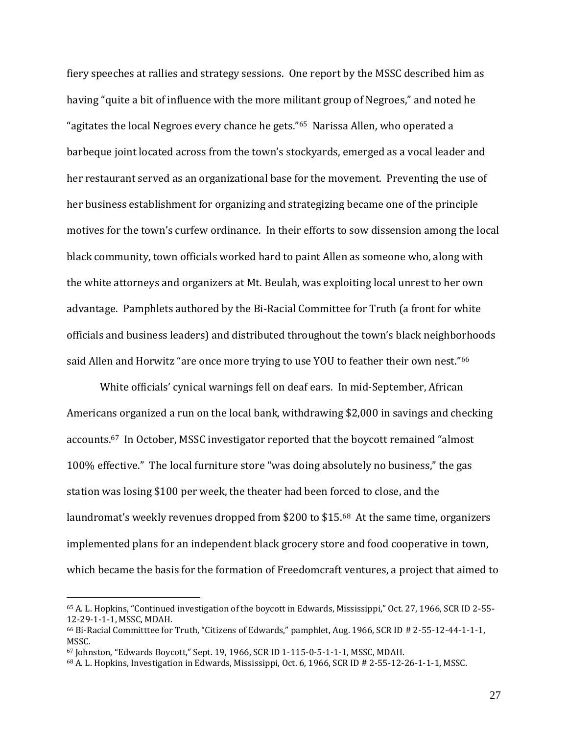fiery speeches at rallies and strategy sessions. One report by the MSSC described him as having "quite a bit of influence with the more militant group of Negroes," and noted he "agitates the local Negroes every chance he gets."[65] Narissa Allen, who operated a barbeque joint located across from the town's stockyards, emerged as a vocal leader and her restaurant served as an organizational base for the movement. Preventing the use of her business establishment for organizing and strategizing became one of the principle motives for the town's curfew ordinance. In their efforts to sow dissension among the local black community, town officials worked hard to paint Allen as someone who, along with the white attorneys and organizers at Mt. Beulah, was exploiting local unrest to her own advantage. Pamphlets authored by the Bi-Racial Committee for Truth (a front for white officials and business leaders) and distributed throughout the town's black neighborhoods said Allen and Horwitz "are once more trying to use YOU to feather their own nest."[66]

White officials' cynical warnings fell on deaf ears. In mid-September, African Americans organized a run on the local bank, withdrawing $2,000 in savings and checking accounts.[67] In October, MSSC investigator reported that the boycott remained "almost 100% effective." The local furniture store "was doing absolutely no business," the gas station was losing $100 per week, the theater had been forced to close, and the laundromat's weekly revenues dropped from $200 to $15.[68] At the same time, organizers implemented plans for an independent black grocery store and food cooperative in town, which became the basis for the formation of Freedomcraft ventures, a project that aimed to

---

[65] A. L. Hopkins, "Continued investigation of the boycott in Edwards, Mississippi," Oct. 27, 1966, SCR ID 2-55-12-29-1-1-1, MSSC, MDAH.

[66] Bi-Racial Committtee for Truth, "Citizens of Edwards," pamphlet, Aug. 1966, SCR ID # 2-55-12-44-1-1-1, MSSC.

[67] Johnston, "Edwards Boycott," Sept. 19, 1966, SCR ID 1-115-0-5-1-1-1, MSSC, MDAH.

[68] A. L. Hopkins, Investigation in Edwards, Mississippi, Oct. 6, 1966, SCR ID # 2-55-12-26-1-1-1, MSSC.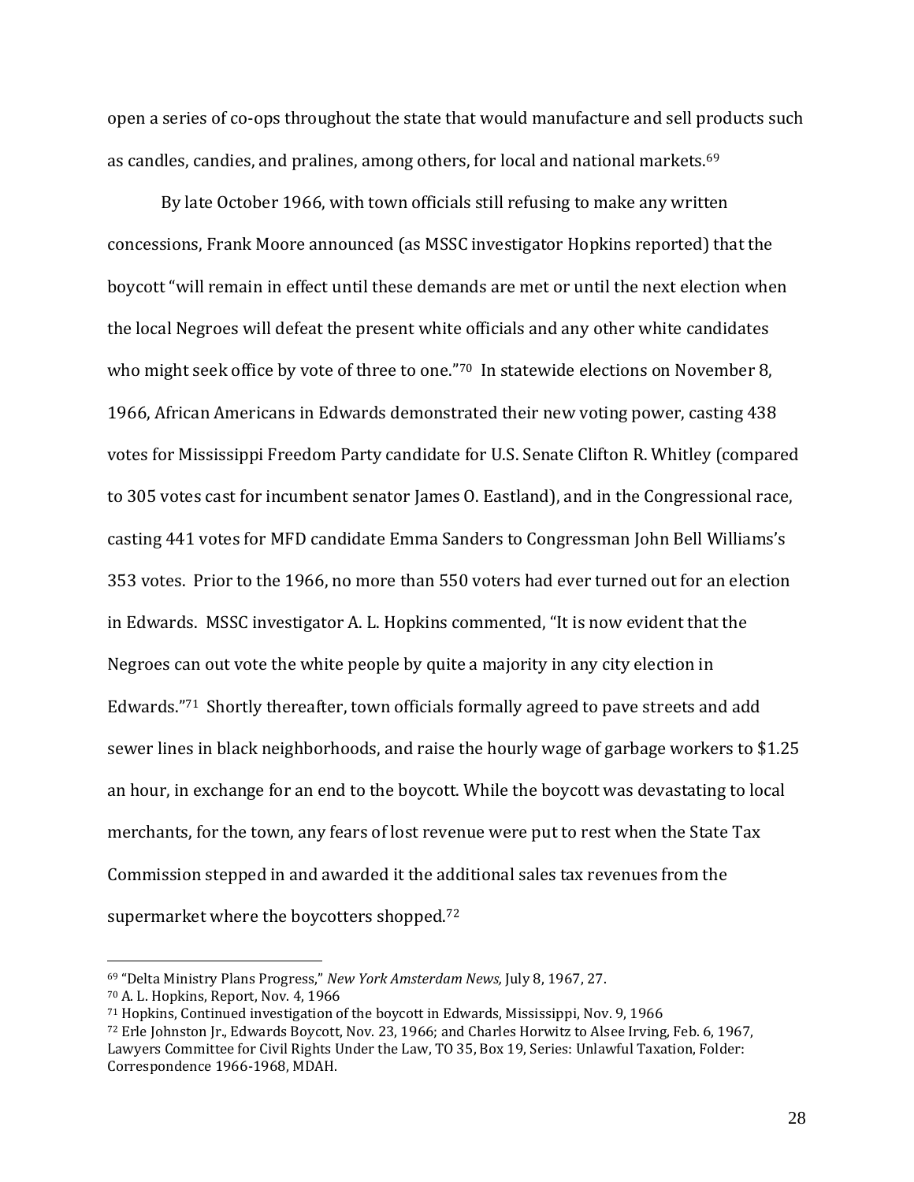open a series of co-ops throughout the state that would manufacture and sell products such as candles, candies, and pralines, among others, for local and national markets.[69]

By late October 1966, with town officials still refusing to make any written concessions, Frank Moore announced (as MSSC investigator Hopkins reported) that the boycott "will remain in effect until these demands are met or until the next election when the local Negroes will defeat the present white officials and any other white candidates who might seek office by vote of three to one."[70] In statewide elections on November 8, 1966, African Americans in Edwards demonstrated their new voting power, casting 438 votes for Mississippi Freedom Party candidate for U.S. Senate Clifton R. Whitley (compared to 305 votes cast for incumbent senator James O. Eastland), and in the Congressional race, casting 441 votes for MFD candidate Emma Sanders to Congressman John Bell Williams's 353 votes. Prior to the 1966, no more than 550 voters had ever turned out for an election in Edwards. MSSC investigator A. L. Hopkins commented, "It is now evident that the Negroes can out vote the white people by quite a majority in any city election in Edwards."[71] Shortly thereafter, town officials formally agreed to pave streets and add sewer lines in black neighborhoods, and raise the hourly wage of garbage workers to $1.25 an hour, in exchange for an end to the boycott. While the boycott was devastating to local merchants, for the town, any fears of lost revenue were put to rest when the State Tax Commission stepped in and awarded it the additional sales tax revenues from the supermarket where the boycotters shopped.[72]

---

[69] "Delta Ministry Plans Progress," *New York Amsterdam News,* July 8, 1967, 27.

[70] A. L. Hopkins, Report, Nov. 4, 1966

[71] Hopkins, Continued investigation of the boycott in Edwards, Mississippi, Nov. 9, 1966

[72] Erle Johnston Jr., Edwards Boycott, Nov. 23, 1966; and Charles Horwitz to Alsee Irving, Feb. 6, 1967, Lawyers Committee for Civil Rights Under the Law, TO 35, Box 19, Series: Unlawful Taxation, Folder: Correspondence 1966-1968, MDAH.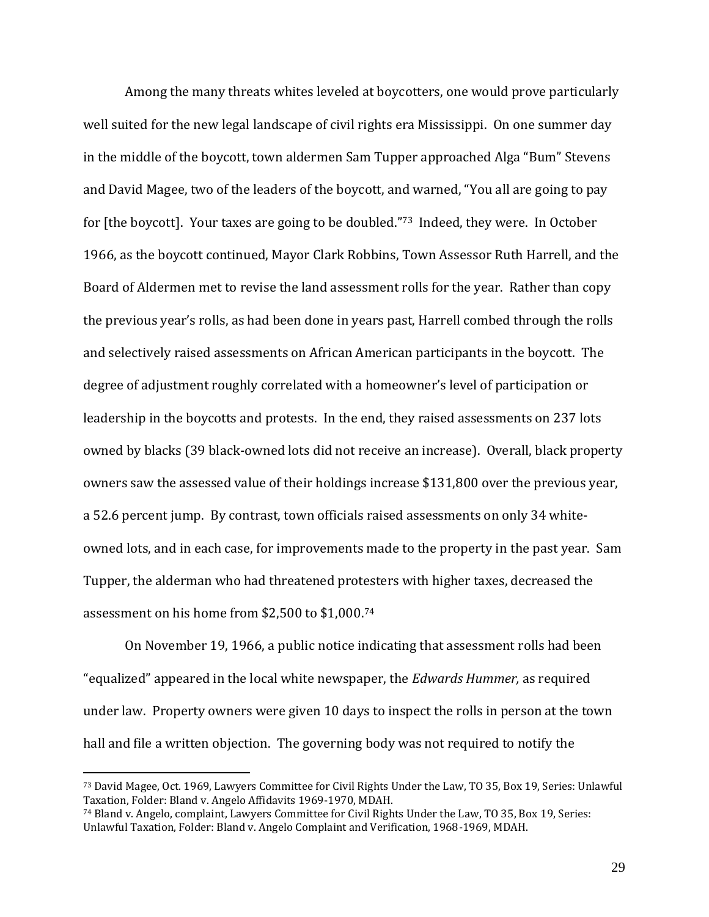Among the many threats whites leveled at boycotters, one would prove particularly well suited for the new legal landscape of civil rights era Mississippi. On one summer day in the middle of the boycott, town aldermen Sam Tupper approached Alga "Bum" Stevens and David Magee, two of the leaders of the boycott, and warned, "You all are going to pay for [the boycott]. Your taxes are going to be doubled."[73] Indeed, they were. In October 1966, as the boycott continued, Mayor Clark Robbins, Town Assessor Ruth Harrell, and the Board of Aldermen met to revise the land assessment rolls for the year. Rather than copy the previous year's rolls, as had been done in years past, Harrell combed through the rolls and selectively raised assessments on African American participants in the boycott. The degree of adjustment roughly correlated with a homeowner's level of participation or leadership in the boycotts and protests. In the end, they raised assessments on 237 lots owned by blacks (39 black-owned lots did not receive an increase). Overall, black property owners saw the assessed value of their holdings increase $131,800 over the previous year, a 52.6 percent jump. By contrast, town officials raised assessments on only 34 white-owned lots, and in each case, for improvements made to the property in the past year. Sam Tupper, the alderman who had threatened protesters with higher taxes, decreased the assessment on his home from $2,500 to $1,000.[74]

On November 19, 1966, a public notice indicating that assessment rolls had been "equalized" appeared in the local white newspaper, the *Edwards Hummer,* as required under law. Property owners were given 10 days to inspect the rolls in person at the town hall and file a written objection. The governing body was not required to notify the

---

[73] David Magee, Oct. 1969, Lawyers Committee for Civil Rights Under the Law, TO 35, Box 19, Series: Unlawful Taxation, Folder: Bland v. Angelo Affidavits 1969-1970, MDAH.

[74] Bland v. Angelo, complaint, Lawyers Committee for Civil Rights Under the Law, TO 35, Box 19, Series: Unlawful Taxation, Folder: Bland v. Angelo Complaint and Verification, 1968-1969, MDAH.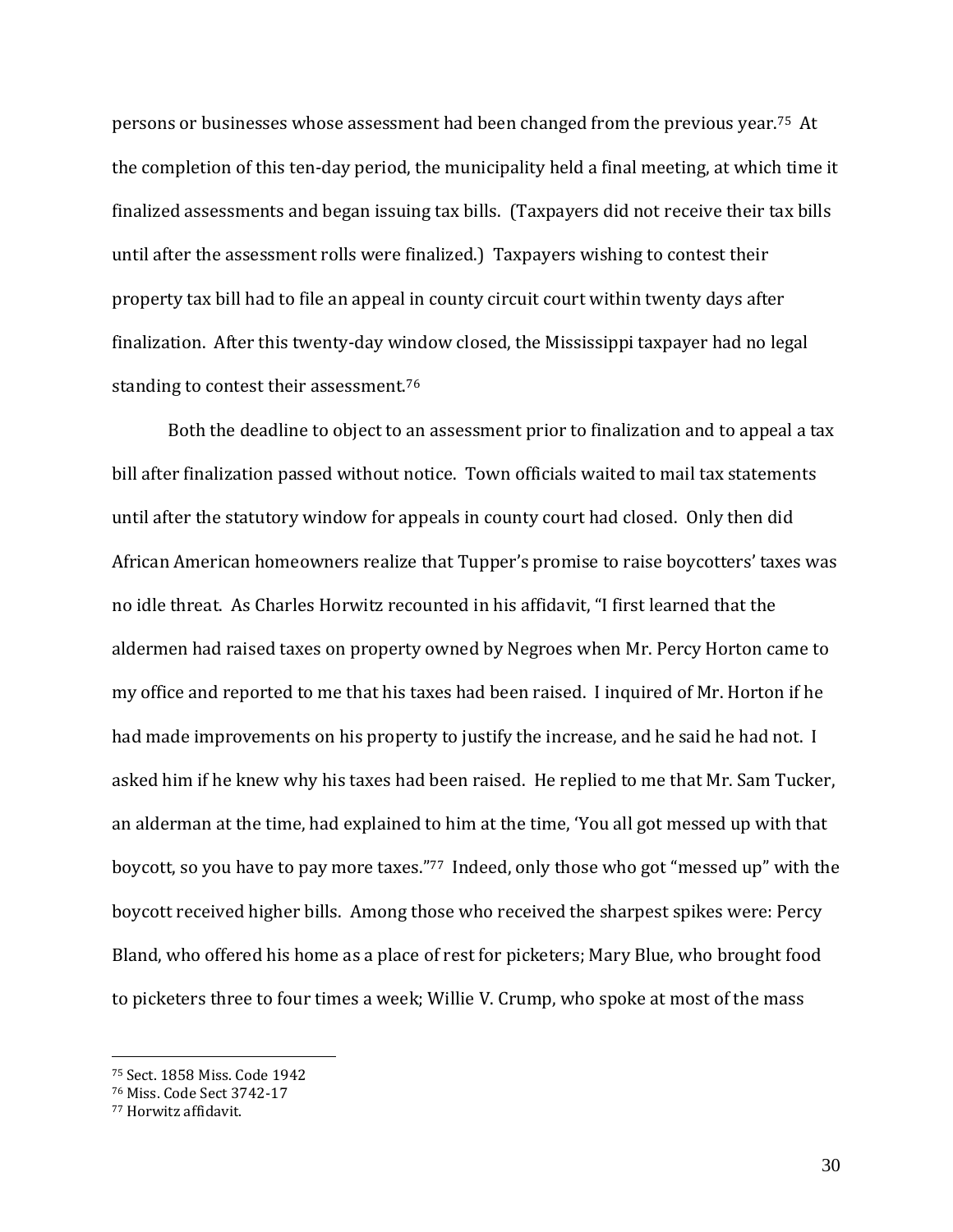persons or businesses whose assessment had been changed from the previous year.[75] At the completion of this ten-day period, the municipality held a final meeting, at which time it finalized assessments and began issuing tax bills. (Taxpayers did not receive their tax bills until after the assessment rolls were finalized.) Taxpayers wishing to contest their property tax bill had to file an appeal in county circuit court within twenty days after finalization. After this twenty-day window closed, the Mississippi taxpayer had no legal standing to contest their assessment.[76]

Both the deadline to object to an assessment prior to finalization and to appeal a tax bill after finalization passed without notice. Town officials waited to mail tax statements until after the statutory window for appeals in county court had closed. Only then did African American homeowners realize that Tupper's promise to raise boycotters' taxes was no idle threat. As Charles Horwitz recounted in his affidavit, "I first learned that the aldermen had raised taxes on property owned by Negroes when Mr. Percy Horton came to my office and reported to me that his taxes had been raised. I inquired of Mr. Horton if he had made improvements on his property to justify the increase, and he said he had not. I asked him if he knew why his taxes had been raised. He replied to me that Mr. Sam Tucker, an alderman at the time, had explained to him at the time, 'You all got messed up with that boycott, so you have to pay more taxes."[77] Indeed, only those who got "messed up" with the boycott received higher bills. Among those who received the sharpest spikes were: Percy Bland, who offered his home as a place of rest for picketers; Mary Blue, who brought food to picketers three to four times a week; Willie V. Crump, who spoke at most of the mass

---

[75] Sect. 1858 Miss. Code 1942

[76] Miss. Code Sect 3742-17

[77] Horwitz affidavit.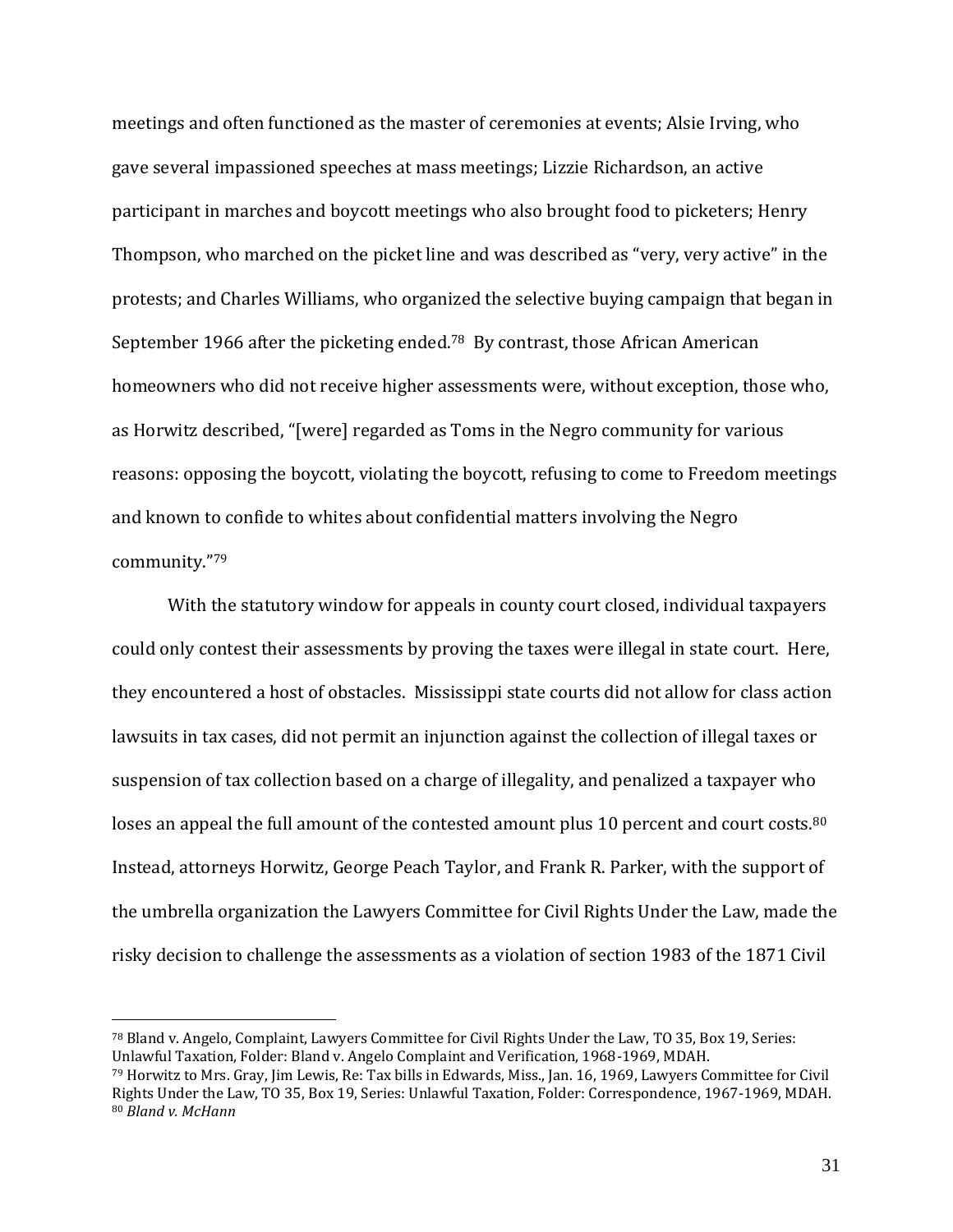meetings and often functioned as the master of ceremonies at events; Alsie Irving, who gave several impassioned speeches at mass meetings; Lizzie Richardson, an active participant in marches and boycott meetings who also brought food to picketers; Henry Thompson, who marched on the picket line and was described as "very, very active" in the protests; and Charles Williams, who organized the selective buying campaign that began in September 1966 after the picketing ended.[78] By contrast, those African American homeowners who did not receive higher assessments were, without exception, those who, as Horwitz described, "[were] regarded as Toms in the Negro community for various reasons: opposing the boycott, violating the boycott, refusing to come to Freedom meetings and known to confide to whites about confidential matters involving the Negro community."[79]

With the statutory window for appeals in county court closed, individual taxpayers could only contest their assessments by proving the taxes were illegal in state court. Here, they encountered a host of obstacles. Mississippi state courts did not allow for class action lawsuits in tax cases, did not permit an injunction against the collection of illegal taxes or suspension of tax collection based on a charge of illegality, and penalized a taxpayer who loses an appeal the full amount of the contested amount plus 10 percent and court costs.[80] Instead, attorneys Horwitz, George Peach Taylor, and Frank R. Parker, with the support of the umbrella organization the Lawyers Committee for Civil Rights Under the Law, made the risky decision to challenge the assessments as a violation of section 1983 of the 1871 Civil

---

[78] Bland v. Angelo, Complaint, Lawyers Committee for Civil Rights Under the Law, TO 35, Box 19, Series: Unlawful Taxation, Folder: Bland v. Angelo Complaint and Verification, 1968-1969, MDAH.

[79] Horwitz to Mrs. Gray, Jim Lewis, Re: Tax bills in Edwards, Miss., Jan. 16, 1969, Lawyers Committee for Civil Rights Under the Law, TO 35, Box 19, Series: Unlawful Taxation, Folder: Correspondence, 1967-1969, MDAH.

[80] *Bland v. McHann*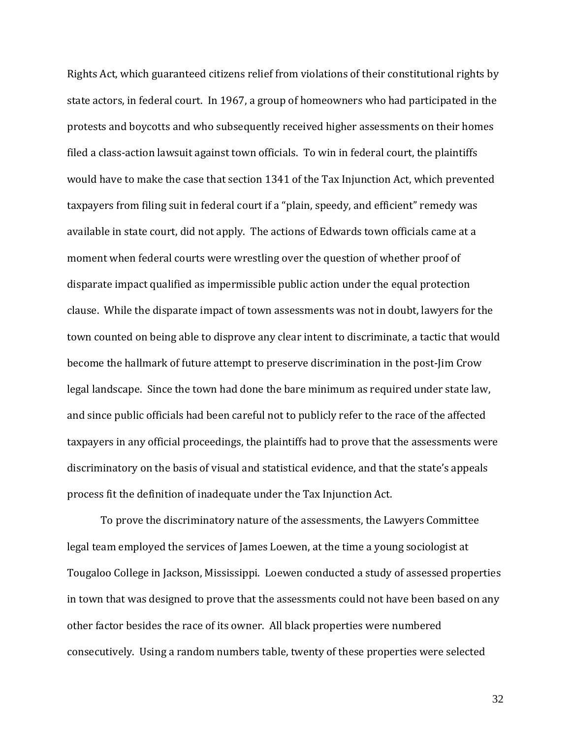Rights Act, which guaranteed citizens relief from violations of their constitutional rights by state actors, in federal court. In 1967, a group of homeowners who had participated in the protests and boycotts and who subsequently received higher assessments on their homes filed a class-action lawsuit against town officials. To win in federal court, the plaintiffs would have to make the case that section 1341 of the Tax Injunction Act, which prevented taxpayers from filing suit in federal court if a "plain, speedy, and efficient" remedy was available in state court, did not apply. The actions of Edwards town officials came at a moment when federal courts were wrestling over the question of whether proof of disparate impact qualified as impermissible public action under the equal protection clause. While the disparate impact of town assessments was not in doubt, lawyers for the town counted on being able to disprove any clear intent to discriminate, a tactic that would become the hallmark of future attempt to preserve discrimination in the post-Jim Crow legal landscape. Since the town had done the bare minimum as required under state law, and since public officials had been careful not to publicly refer to the race of the affected taxpayers in any official proceedings, the plaintiffs had to prove that the assessments were discriminatory on the basis of visual and statistical evidence, and that the state's appeals process fit the definition of inadequate under the Tax Injunction Act.

To prove the discriminatory nature of the assessments, the Lawyers Committee legal team employed the services of James Loewen, at the time a young sociologist at Tougaloo College in Jackson, Mississippi. Loewen conducted a study of assessed properties in town that was designed to prove that the assessments could not have been based on any other factor besides the race of its owner. All black properties were numbered consecutively. Using a random numbers table, twenty of these properties were selected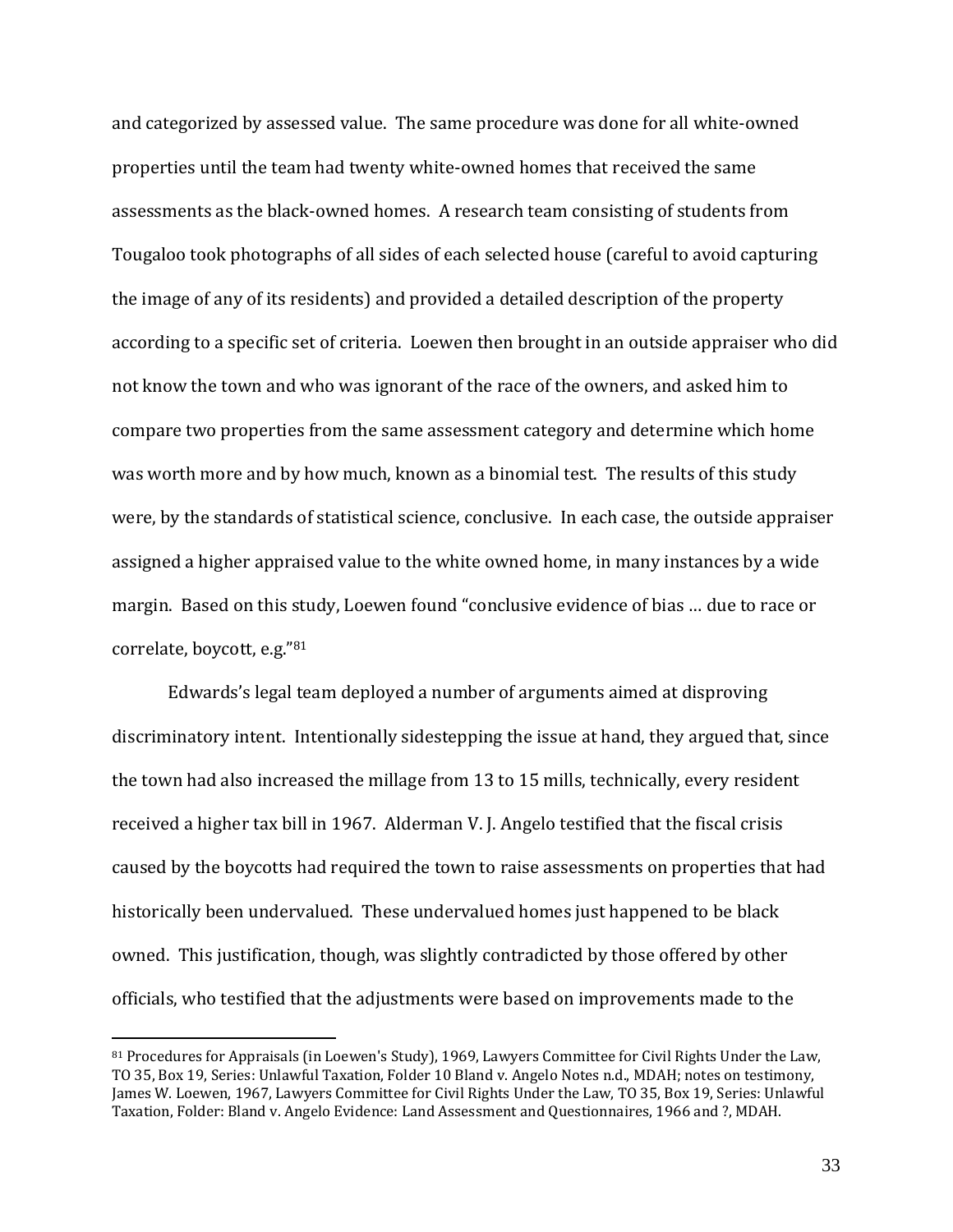and categorized by assessed value. The same procedure was done for all white-owned properties until the team had twenty white-owned homes that received the same assessments as the black-owned homes. A research team consisting of students from Tougaloo took photographs of all sides of each selected house (careful to avoid capturing the image of any of its residents) and provided a detailed description of the property according to a specific set of criteria. Loewen then brought in an outside appraiser who did not know the town and who was ignorant of the race of the owners, and asked him to compare two properties from the same assessment category and determine which home was worth more and by how much, known as a binomial test. The results of this study were, by the standards of statistical science, conclusive. In each case, the outside appraiser assigned a higher appraised value to the white owned home, in many instances by a wide margin. Based on this study, Loewen found "conclusive evidence of bias … due to race or correlate, boycott, e.g."[81]

Edwards's legal team deployed a number of arguments aimed at disproving discriminatory intent. Intentionally sidestepping the issue at hand, they argued that, since the town had also increased the millage from 13 to 15 mills, technically, every resident received a higher tax bill in 1967. Alderman V. J. Angelo testified that the fiscal crisis caused by the boycotts had required the town to raise assessments on properties that had historically been undervalued. These undervalued homes just happened to be black owned. This justification, though, was slightly contradicted by those offered by other officials, who testified that the adjustments were based on improvements made to the

---

[81] Procedures for Appraisals (in Loewen's Study), 1969, Lawyers Committee for Civil Rights Under the Law, TO 35, Box 19, Series: Unlawful Taxation, Folder 10 Bland v. Angelo Notes n.d., MDAH; notes on testimony, James W. Loewen, 1967, Lawyers Committee for Civil Rights Under the Law, TO 35, Box 19, Series: Unlawful Taxation, Folder: Bland v. Angelo Evidence: Land Assessment and Questionnaires, 1966 and ?, MDAH.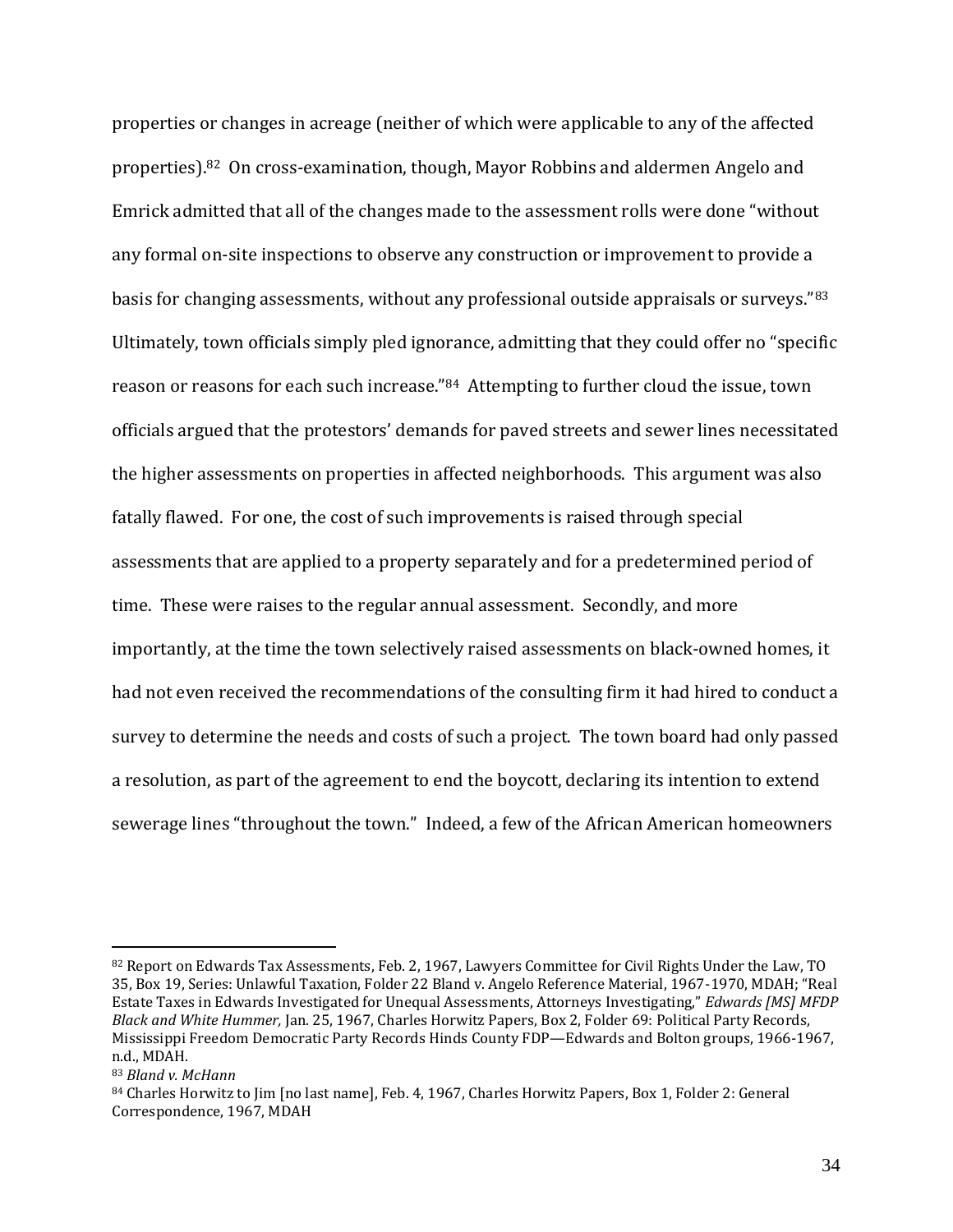properties or changes in acreage (neither of which were applicable to any of the affected properties).[82] On cross-examination, though, Mayor Robbins and aldermen Angelo and Emrick admitted that all of the changes made to the assessment rolls were done "without any formal on-site inspections to observe any construction or improvement to provide a basis for changing assessments, without any professional outside appraisals or surveys."[83] Ultimately, town officials simply pled ignorance, admitting that they could offer no "specific reason or reasons for each such increase."[84] Attempting to further cloud the issue, town officials argued that the protestors' demands for paved streets and sewer lines necessitated the higher assessments on properties in affected neighborhoods. This argument was also fatally flawed. For one, the cost of such improvements is raised through special assessments that are applied to a property separately and for a predetermined period of time. These were raises to the regular annual assessment. Secondly, and more importantly, at the time the town selectively raised assessments on black-owned homes, it had not even received the recommendations of the consulting firm it had hired to conduct a survey to determine the needs and costs of such a project. The town board had only passed a resolution, as part of the agreement to end the boycott, declaring its intention to extend sewerage lines "throughout the town." Indeed, a few of the African American homeowners

---

[82] Report on Edwards Tax Assessments, Feb. 2, 1967, Lawyers Committee for Civil Rights Under the Law, TO 35, Box 19, Series: Unlawful Taxation, Folder 22 Bland v. Angelo Reference Material, 1967-1970, MDAH; "Real Estate Taxes in Edwards Investigated for Unequal Assessments, Attorneys Investigating," *Edwards [MS] MFDP Black and White Hummer,* Jan. 25, 1967, Charles Horwitz Papers, Box 2, Folder 69: Political Party Records, Mississippi Freedom Democratic Party Records Hinds County FDP—Edwards and Bolton groups, 1966-1967, n.d., MDAH.

[83] *Bland v. McHann*

[84] Charles Horwitz to Jim [no last name], Feb. 4, 1967, Charles Horwitz Papers, Box 1, Folder 2: General Correspondence, 1967, MDAH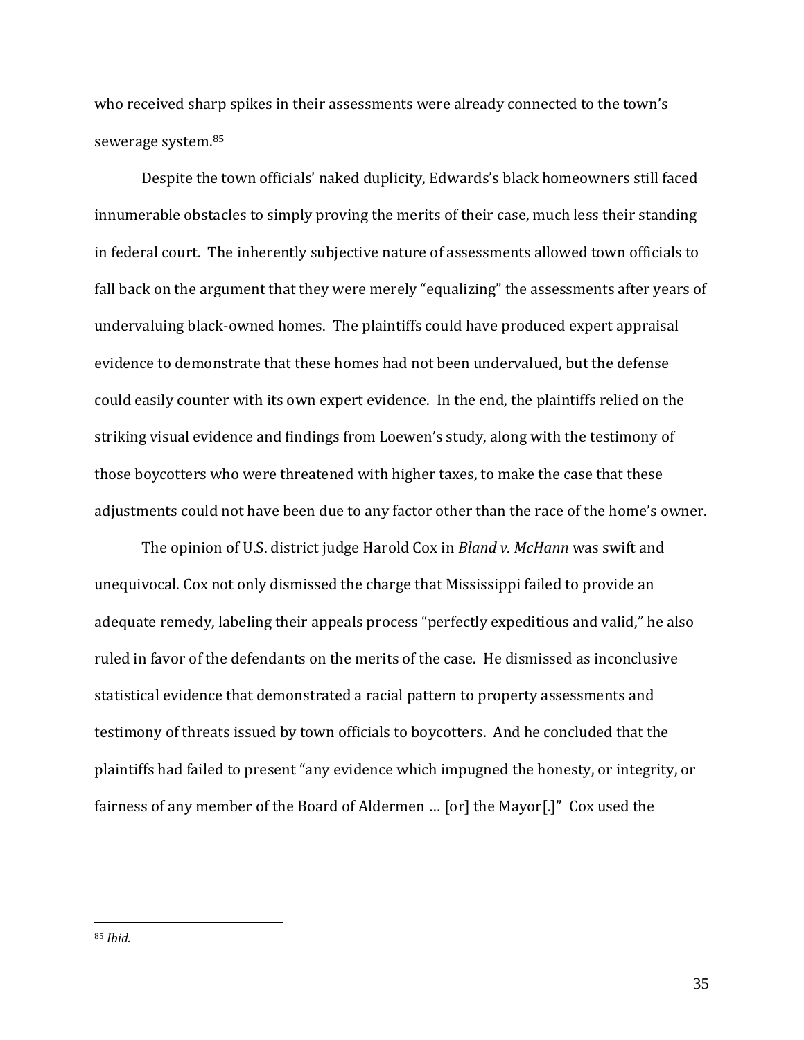who received sharp spikes in their assessments were already connected to the town's sewerage system.[85]

Despite the town officials' naked duplicity, Edwards's black homeowners still faced innumerable obstacles to simply proving the merits of their case, much less their standing in federal court. The inherently subjective nature of assessments allowed town officials to fall back on the argument that they were merely "equalizing" the assessments after years of undervaluing black-owned homes. The plaintiffs could have produced expert appraisal evidence to demonstrate that these homes had not been undervalued, but the defense could easily counter with its own expert evidence. In the end, the plaintiffs relied on the striking visual evidence and findings from Loewen's study, along with the testimony of those boycotters who were threatened with higher taxes, to make the case that these adjustments could not have been due to any factor other than the race of the home's owner.

The opinion of U.S. district judge Harold Cox in *Bland v. McHann* was swift and unequivocal. Cox not only dismissed the charge that Mississippi failed to provide an adequate remedy, labeling their appeals process "perfectly expeditious and valid," he also ruled in favor of the defendants on the merits of the case. He dismissed as inconclusive statistical evidence that demonstrated a racial pattern to property assessments and testimony of threats issued by town officials to boycotters. And he concluded that the plaintiffs had failed to present "any evidence which impugned the honesty, or integrity, or fairness of any member of the Board of Aldermen … [or] the Mayor[.]" Cox used the

---

[85] *Ibid.*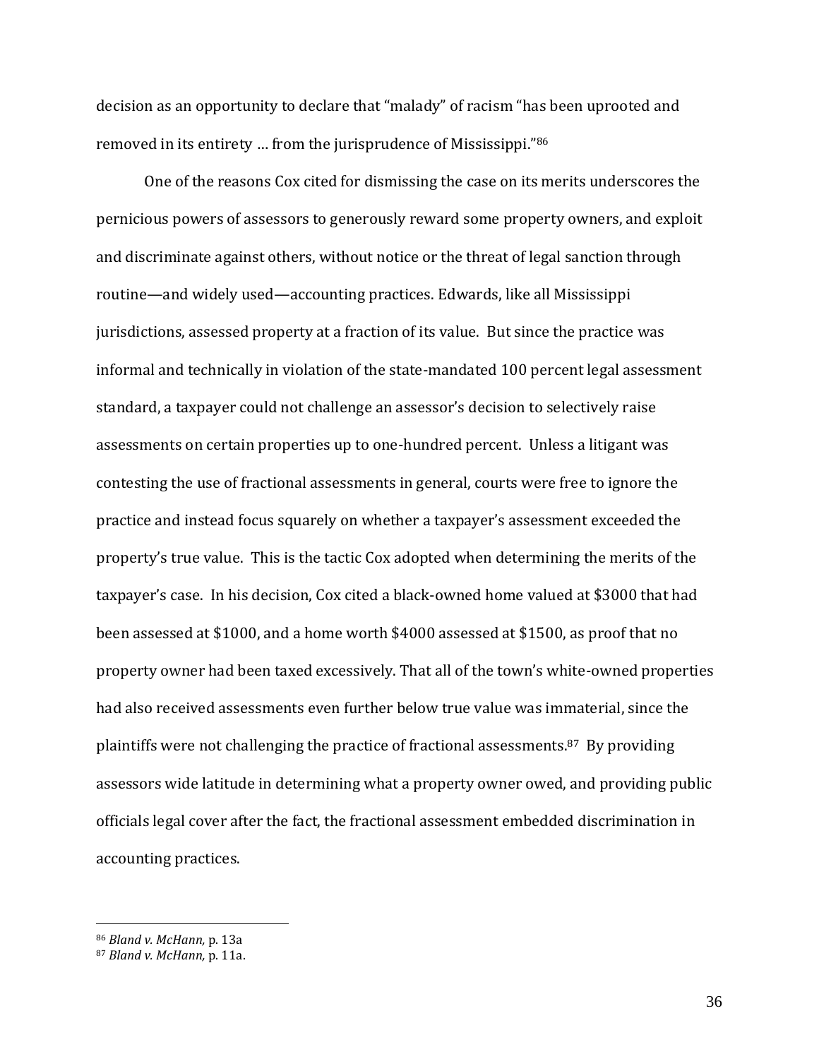decision as an opportunity to declare that "malady" of racism "has been uprooted and removed in its entirety … from the jurisprudence of Mississippi."[86]

One of the reasons Cox cited for dismissing the case on its merits underscores the pernicious powers of assessors to generously reward some property owners, and exploit and discriminate against others, without notice or the threat of legal sanction through routine—and widely used—accounting practices. Edwards, like all Mississippi jurisdictions, assessed property at a fraction of its value. But since the practice was informal and technically in violation of the state-mandated 100 percent legal assessment standard, a taxpayer could not challenge an assessor's decision to selectively raise assessments on certain properties up to one-hundred percent. Unless a litigant was contesting the use of fractional assessments in general, courts were free to ignore the practice and instead focus squarely on whether a taxpayer's assessment exceeded the property's true value. This is the tactic Cox adopted when determining the merits of the taxpayer's case. In his decision, Cox cited a black-owned home valued at $3000 that had been assessed at $1000, and a home worth $4000 assessed at $1500, as proof that no property owner had been taxed excessively. That all of the town's white-owned properties had also received assessments even further below true value was immaterial, since the plaintiffs were not challenging the practice of fractional assessments.[87] By providing assessors wide latitude in determining what a property owner owed, and providing public officials legal cover after the fact, the fractional assessment embedded discrimination in accounting practices.

---

[86] *Bland v. McHann,* p. 13a

[87] *Bland v. McHann,* p. 11a.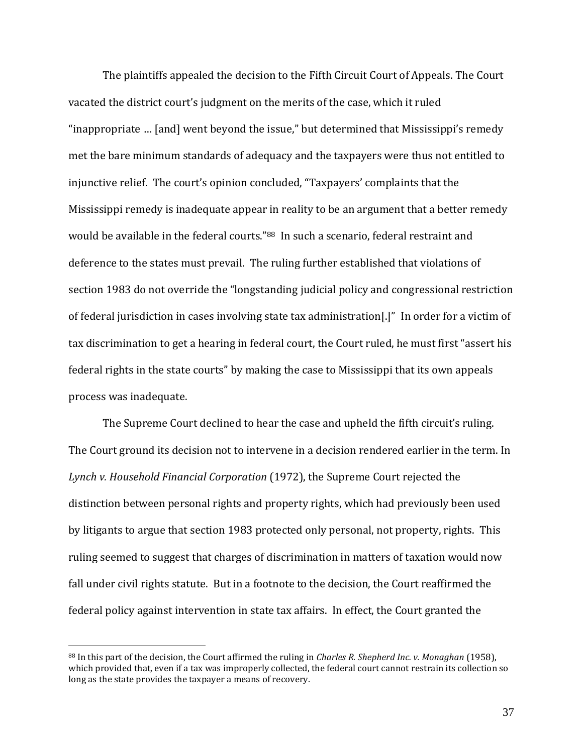The plaintiffs appealed the decision to the Fifth Circuit Court of Appeals. The Court vacated the district court's judgment on the merits of the case, which it ruled "inappropriate … [and] went beyond the issue," but determined that Mississippi's remedy met the bare minimum standards of adequacy and the taxpayers were thus not entitled to injunctive relief. The court's opinion concluded, "Taxpayers' complaints that the Mississippi remedy is inadequate appear in reality to be an argument that a better remedy would be available in the federal courts."[88] In such a scenario, federal restraint and deference to the states must prevail. The ruling further established that violations of section 1983 do not override the "longstanding judicial policy and congressional restriction of federal jurisdiction in cases involving state tax administration[.]" In order for a victim of tax discrimination to get a hearing in federal court, the Court ruled, he must first "assert his federal rights in the state courts" by making the case to Mississippi that its own appeals process was inadequate.

The Supreme Court declined to hear the case and upheld the fifth circuit's ruling. The Court ground its decision not to intervene in a decision rendered earlier in the term. In *Lynch v. Household Financial Corporation* (1972), the Supreme Court rejected the distinction between personal rights and property rights, which had previously been used by litigants to argue that section 1983 protected only personal, not property, rights. This ruling seemed to suggest that charges of discrimination in matters of taxation would now fall under civil rights statute. But in a footnote to the decision, the Court reaffirmed the federal policy against intervention in state tax affairs. In effect, the Court granted the

[88] In this part of the decision, the Court affirmed the ruling in *Charles R. Shepherd Inc. v. Monaghan* (1958), which provided that, even if a tax was improperly collected, the federal court cannot restrain its collection so long as the state provides the taxpayer a means of recovery.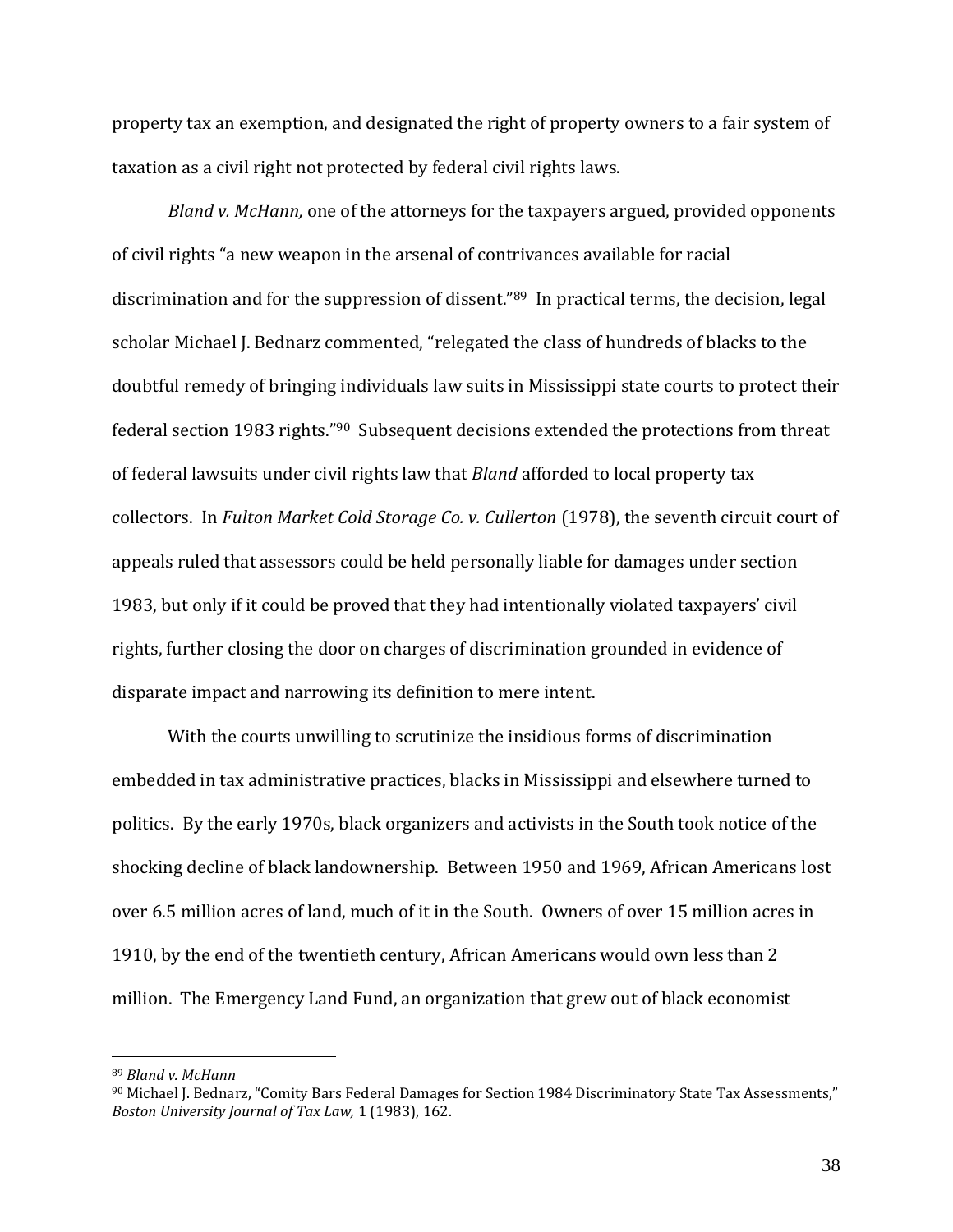property tax an exemption, and designated the right of property owners to a fair system of taxation as a civil right not protected by federal civil rights laws.

*Bland v. McHann,* one of the attorneys for the taxpayers argued, provided opponents of civil rights "a new weapon in the arsenal of contrivances available for racial discrimination and for the suppression of dissent."[89] In practical terms, the decision, legal scholar Michael J. Bednarz commented, "relegated the class of hundreds of blacks to the doubtful remedy of bringing individuals law suits in Mississippi state courts to protect their federal section 1983 rights."[90] Subsequent decisions extended the protections from threat of federal lawsuits under civil rights law that *Bland* afforded to local property tax collectors. In *Fulton Market Cold Storage Co. v. Cullerton* (1978), the seventh circuit court of appeals ruled that assessors could be held personally liable for damages under section 1983, but only if it could be proved that they had intentionally violated taxpayers' civil rights, further closing the door on charges of discrimination grounded in evidence of disparate impact and narrowing its definition to mere intent.

With the courts unwilling to scrutinize the insidious forms of discrimination embedded in tax administrative practices, blacks in Mississippi and elsewhere turned to politics. By the early 1970s, black organizers and activists in the South took notice of the shocking decline of black landownership. Between 1950 and 1969, African Americans lost over 6.5 million acres of land, much of it in the South. Owners of over 15 million acres in 1910, by the end of the twentieth century, African Americans would own less than 2 million. The Emergency Land Fund, an organization that grew out of black economist

---

[89] *Bland v. McHann*

[90] Michael J. Bednarz, "Comity Bars Federal Damages for Section 1984 Discriminatory State Tax Assessments," *Boston University Journal of Tax Law,* 1 (1983), 162.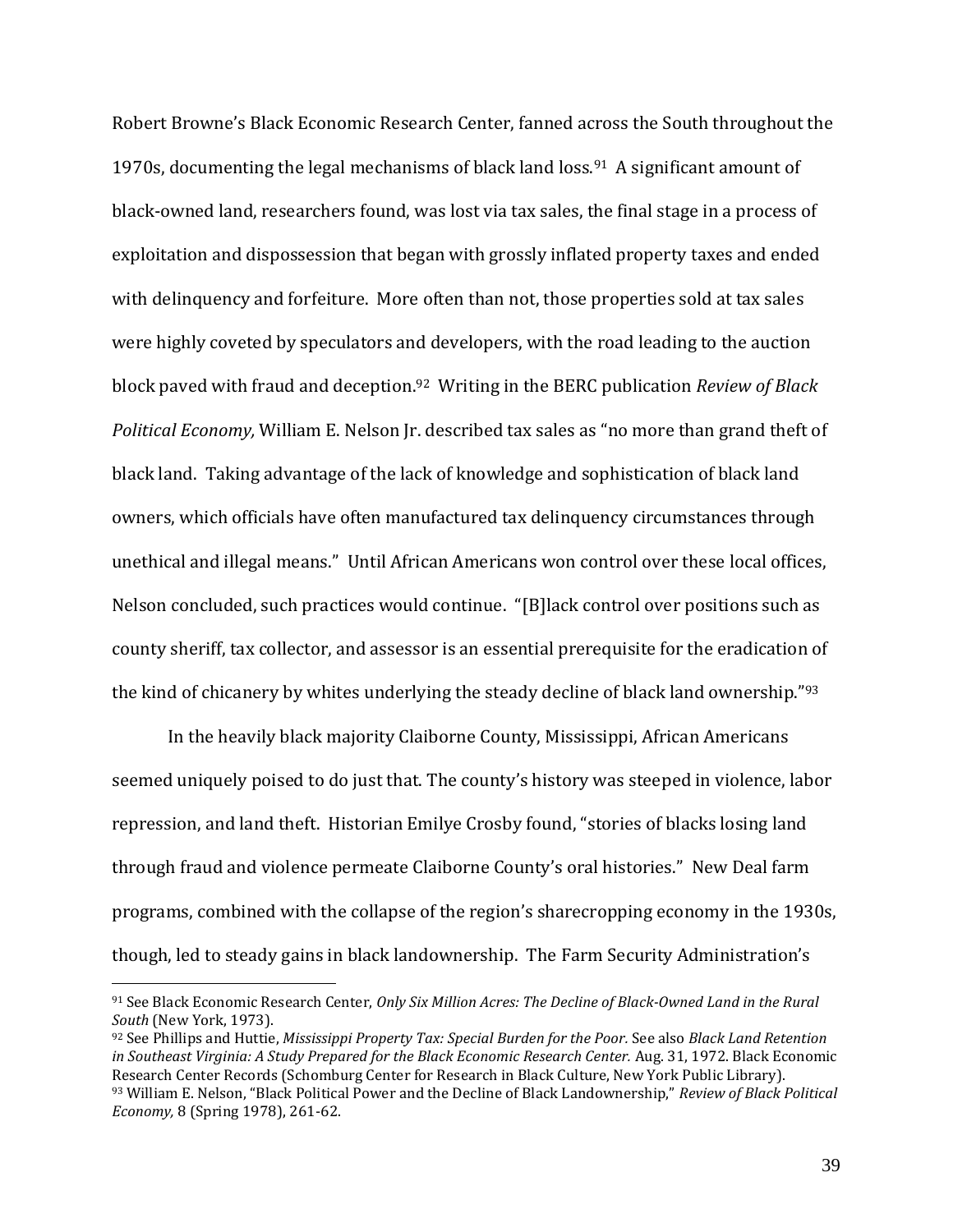Robert Browne's Black Economic Research Center, fanned across the South throughout the 1970s, documenting the legal mechanisms of black land loss.[91] A significant amount of black-owned land, researchers found, was lost via tax sales, the final stage in a process of exploitation and dispossession that began with grossly inflated property taxes and ended with delinquency and forfeiture. More often than not, those properties sold at tax sales were highly coveted by speculators and developers, with the road leading to the auction block paved with fraud and deception.[92] Writing in the BERC publication *Review of Black Political Economy,* William E. Nelson Jr. described tax sales as "no more than grand theft of black land. Taking advantage of the lack of knowledge and sophistication of black land owners, which officials have often manufactured tax delinquency circumstances through unethical and illegal means." Until African Americans won control over these local offices, Nelson concluded, such practices would continue. "[B]lack control over positions such as county sheriff, tax collector, and assessor is an essential prerequisite for the eradication of the kind of chicanery by whites underlying the steady decline of black land ownership."[93]

In the heavily black majority Claiborne County, Mississippi, African Americans seemed uniquely poised to do just that. The county's history was steeped in violence, labor repression, and land theft. Historian Emilye Crosby found, "stories of blacks losing land through fraud and violence permeate Claiborne County's oral histories." New Deal farm programs, combined with the collapse of the region's sharecropping economy in the 1930s, though, led to steady gains in black landownership. The Farm Security Administration's

---

[91] See Black Economic Research Center, *Only Six Million Acres: The Decline of Black-Owned Land in the Rural South* (New York, 1973).

[92] See Phillips and Huttie, *Mississippi Property Tax: Special Burden for the Poor.* See also *Black Land Retention in Southeast Virginia: A Study Prepared for the Black Economic Research Center.* Aug. 31, 1972. Black Economic Research Center Records (Schomburg Center for Research in Black Culture, New York Public Library).

[93] William E. Nelson, "Black Political Power and the Decline of Black Landownership," *Review of Black Political Economy,* 8 (Spring 1978), 261-62.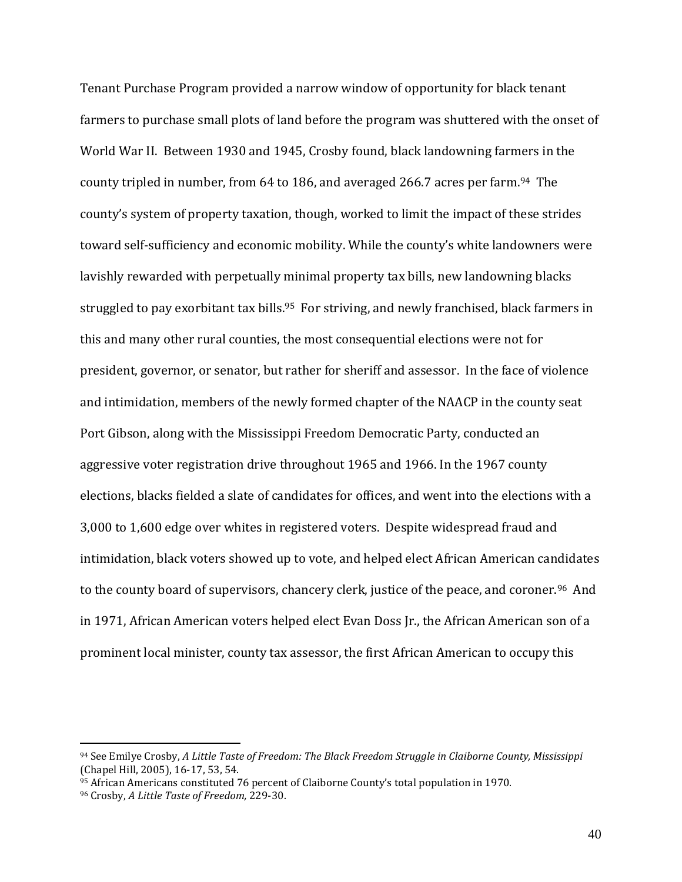Tenant Purchase Program provided a narrow window of opportunity for black tenant farmers to purchase small plots of land before the program was shuttered with the onset of World War II. Between 1930 and 1945, Crosby found, black landowning farmers in the county tripled in number, from 64 to 186, and averaged 266.7 acres per farm.[94] The county's system of property taxation, though, worked to limit the impact of these strides toward self-sufficiency and economic mobility. While the county's white landowners were lavishly rewarded with perpetually minimal property tax bills, new landowning blacks struggled to pay exorbitant tax bills.[95] For striving, and newly franchised, black farmers in this and many other rural counties, the most consequential elections were not for president, governor, or senator, but rather for sheriff and assessor. In the face of violence and intimidation, members of the newly formed chapter of the NAACP in the county seat Port Gibson, along with the Mississippi Freedom Democratic Party, conducted an aggressive voter registration drive throughout 1965 and 1966. In the 1967 county elections, blacks fielded a slate of candidates for offices, and went into the elections with a 3,000 to 1,600 edge over whites in registered voters. Despite widespread fraud and intimidation, black voters showed up to vote, and helped elect African American candidates to the county board of supervisors, chancery clerk, justice of the peace, and coroner.[96] And in 1971, African American voters helped elect Evan Doss Jr., the African American son of a prominent local minister, county tax assessor, the first African American to occupy this

---

[94] See Emilye Crosby, *A Little Taste of Freedom: The Black Freedom Struggle in Claiborne County, Mississippi* (Chapel Hill, 2005), 16-17, 53, 54.

[95] African Americans constituted 76 percent of Claiborne County's total population in 1970.

[96] Crosby, *A Little Taste of Freedom,* 229-30.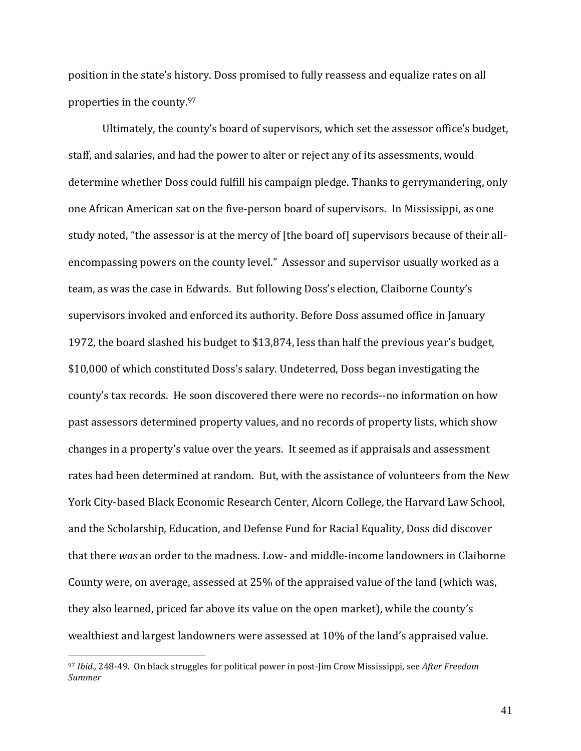position in the state's history. Doss promised to fully reassess and equalize rates on all properties in the county.[97]

Ultimately, the county's board of supervisors, which set the assessor office's budget, staff, and salaries, and had the power to alter or reject any of its assessments, would determine whether Doss could fulfill his campaign pledge. Thanks to gerrymandering, only one African American sat on the five-person board of supervisors. In Mississippi, as one study noted, "the assessor is at the mercy of [the board of] supervisors because of their all-encompassing powers on the county level." Assessor and supervisor usually worked as a team, as was the case in Edwards. But following Doss's election, Claiborne County's supervisors invoked and enforced its authority. Before Doss assumed office in January 1972, the board slashed his budget to $13,874, less than half the previous year's budget, $10,000 of which constituted Doss's salary. Undeterred, Doss began investigating the county's tax records. He soon discovered there were no records--no information on how past assessors determined property values, and no records of property lists, which show changes in a property's value over the years. It seemed as if appraisals and assessment rates had been determined at random. But, with the assistance of volunteers from the New York City-based Black Economic Research Center, Alcorn College, the Harvard Law School, and the Scholarship, Education, and Defense Fund for Racial Equality, Doss did discover that there *was* an order to the madness. Low- and middle-income landowners in Claiborne County were, on average, assessed at 25% of the appraised value of the land (which was, they also learned, priced far above its value on the open market), while the county's wealthiest and largest landowners were assessed at 10% of the land's appraised value.

---

[97] *Ibid.,* 248-49. On black struggles for political power in post-Jim Crow Mississippi, see *After Freedom Summer*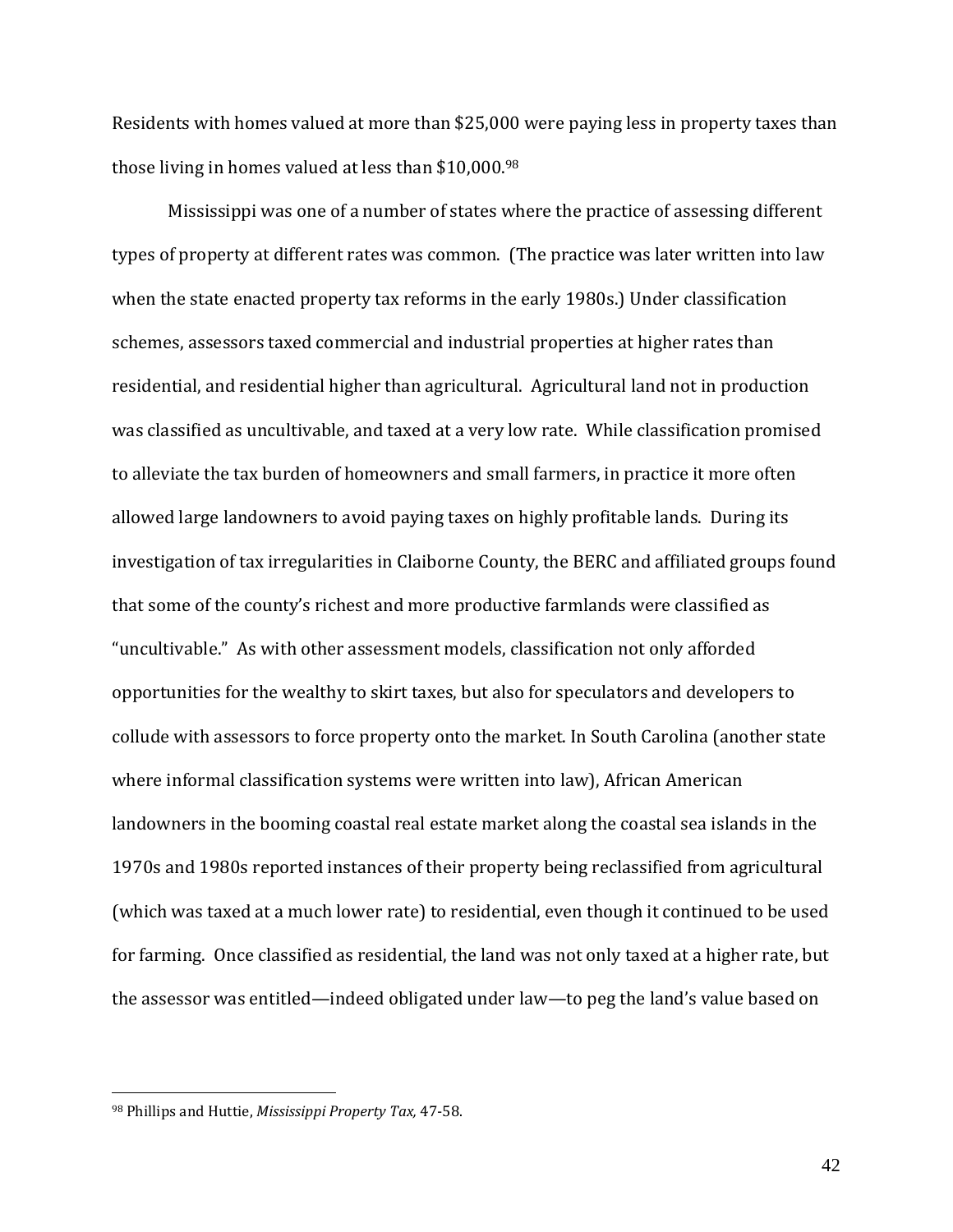Residents with homes valued at more than $25,000 were paying less in property taxes than those living in homes valued at less than $10,000.[98]

Mississippi was one of a number of states where the practice of assessing different types of property at different rates was common. (The practice was later written into law when the state enacted property tax reforms in the early 1980s.) Under classification schemes, assessors taxed commercial and industrial properties at higher rates than residential, and residential higher than agricultural. Agricultural land not in production was classified as uncultivable, and taxed at a very low rate. While classification promised to alleviate the tax burden of homeowners and small farmers, in practice it more often allowed large landowners to avoid paying taxes on highly profitable lands. During its investigation of tax irregularities in Claiborne County, the BERC and affiliated groups found that some of the county's richest and more productive farmlands were classified as "uncultivable." As with other assessment models, classification not only afforded opportunities for the wealthy to skirt taxes, but also for speculators and developers to collude with assessors to force property onto the market. In South Carolina (another state where informal classification systems were written into law), African American landowners in the booming coastal real estate market along the coastal sea islands in the 1970s and 1980s reported instances of their property being reclassified from agricultural (which was taxed at a much lower rate) to residential, even though it continued to be used for farming. Once classified as residential, the land was not only taxed at a higher rate, but the assessor was entitled—indeed obligated under law—to peg the land's value based on

---

[98] Phillips and Huttie, *Mississippi Property Tax,* 47-58.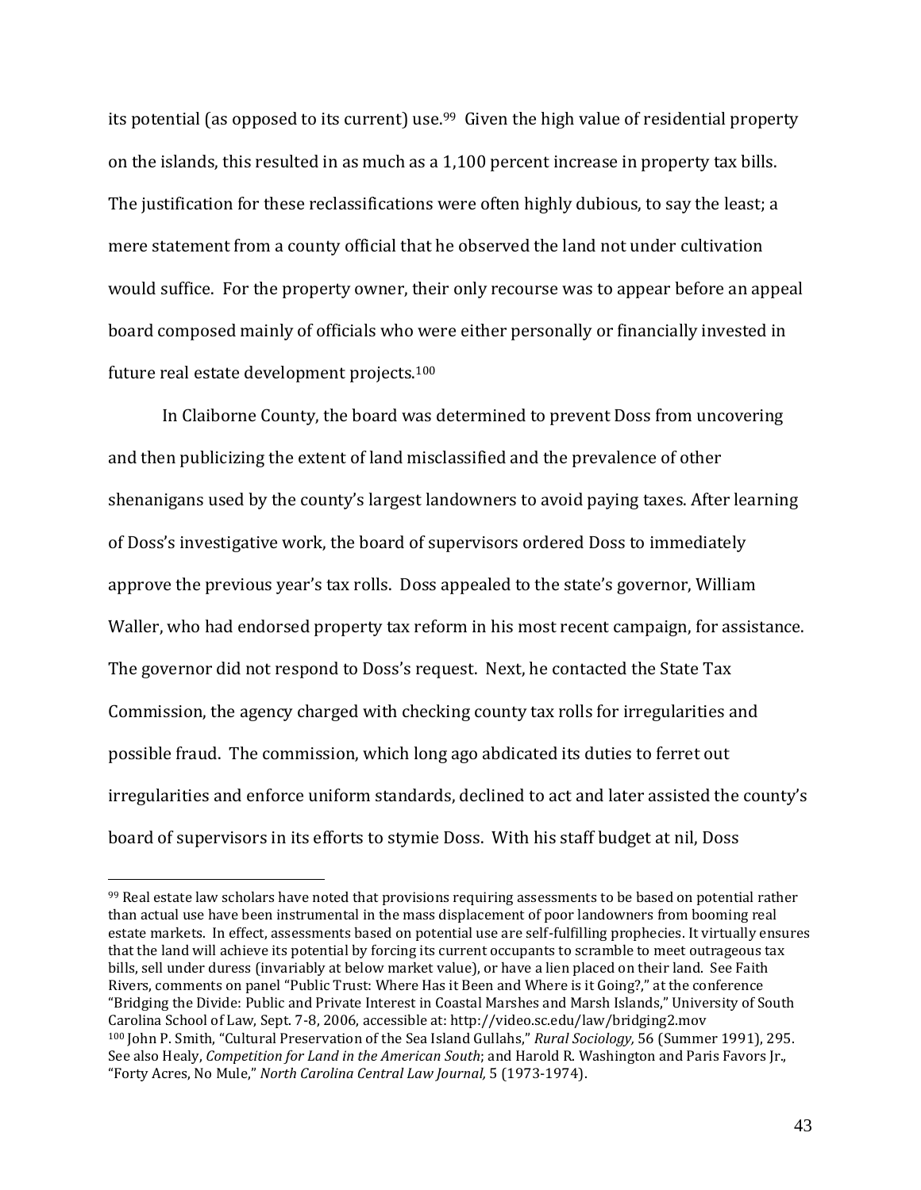its potential (as opposed to its current) use.[99] Given the high value of residential property on the islands, this resulted in as much as a 1,100 percent increase in property tax bills. The justification for these reclassifications were often highly dubious, to say the least; a mere statement from a county official that he observed the land not under cultivation would suffice. For the property owner, their only recourse was to appear before an appeal board composed mainly of officials who were either personally or financially invested in future real estate development projects.[100]

In Claiborne County, the board was determined to prevent Doss from uncovering and then publicizing the extent of land misclassified and the prevalence of other shenanigans used by the county's largest landowners to avoid paying taxes. After learning of Doss's investigative work, the board of supervisors ordered Doss to immediately approve the previous year's tax rolls. Doss appealed to the state's governor, William Waller, who had endorsed property tax reform in his most recent campaign, for assistance. The governor did not respond to Doss's request. Next, he contacted the State Tax Commission, the agency charged with checking county tax rolls for irregularities and possible fraud. The commission, which long ago abdicated its duties to ferret out irregularities and enforce uniform standards, declined to act and later assisted the county's board of supervisors in its efforts to stymie Doss. With his staff budget at nil, Doss

---

[99] Real estate law scholars have noted that provisions requiring assessments to be based on potential rather than actual use have been instrumental in the mass displacement of poor landowners from booming real estate markets. In effect, assessments based on potential use are self-fulfilling prophecies. It virtually ensures that the land will achieve its potential by forcing its current occupants to scramble to meet outrageous tax bills, sell under duress (invariably at below market value), or have a lien placed on their land. See Faith Rivers, comments on panel "Public Trust: Where Has it Been and Where is it Going?," at the conference "Bridging the Divide: Public and Private Interest in Coastal Marshes and Marsh Islands," University of South Carolina School of Law, Sept. 7-8, 2006, accessible at: http://video.sc.edu/law/bridging2.mov

[100] John P. Smith, "Cultural Preservation of the Sea Island Gullahs," *Rural Sociology,* 56 (Summer 1991), 295. See also Healy, *Competition for Land in the American South*; and Harold R. Washington and Paris Favors Jr., "Forty Acres, No Mule," *North Carolina Central Law Journal,* 5 (1973-1974).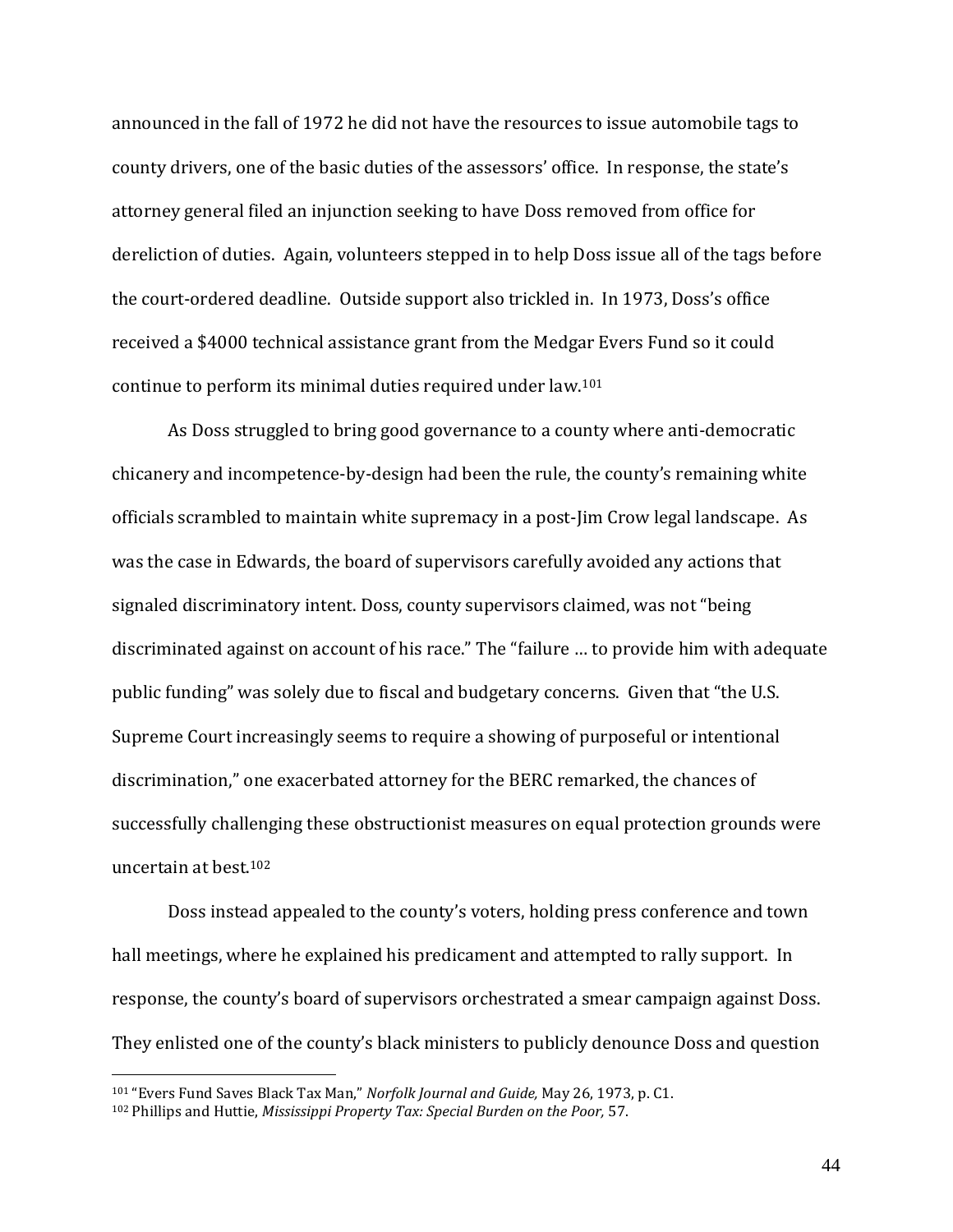announced in the fall of 1972 he did not have the resources to issue automobile tags to county drivers, one of the basic duties of the assessors' office. In response, the state's attorney general filed an injunction seeking to have Doss removed from office for dereliction of duties. Again, volunteers stepped in to help Doss issue all of the tags before the court-ordered deadline. Outside support also trickled in. In 1973, Doss's office received a $4000 technical assistance grant from the Medgar Evers Fund so it could continue to perform its minimal duties required under law.[101]

As Doss struggled to bring good governance to a county where anti-democratic chicanery and incompetence-by-design had been the rule, the county's remaining white officials scrambled to maintain white supremacy in a post-Jim Crow legal landscape. As was the case in Edwards, the board of supervisors carefully avoided any actions that signaled discriminatory intent. Doss, county supervisors claimed, was not "being discriminated against on account of his race." The "failure … to provide him with adequate public funding" was solely due to fiscal and budgetary concerns. Given that "the U.S. Supreme Court increasingly seems to require a showing of purposeful or intentional discrimination," one exacerbated attorney for the BERC remarked, the chances of successfully challenging these obstructionist measures on equal protection grounds were uncertain at best.[102]

Doss instead appealed to the county's voters, holding press conference and town hall meetings, where he explained his predicament and attempted to rally support. In response, the county's board of supervisors orchestrated a smear campaign against Doss. They enlisted one of the county's black ministers to publicly denounce Doss and question

---

[101] "Evers Fund Saves Black Tax Man," *Norfolk Journal and Guide,* May 26, 1973, p. C1.

[102] Phillips and Huttie, *Mississippi Property Tax: Special Burden on the Poor,* 57.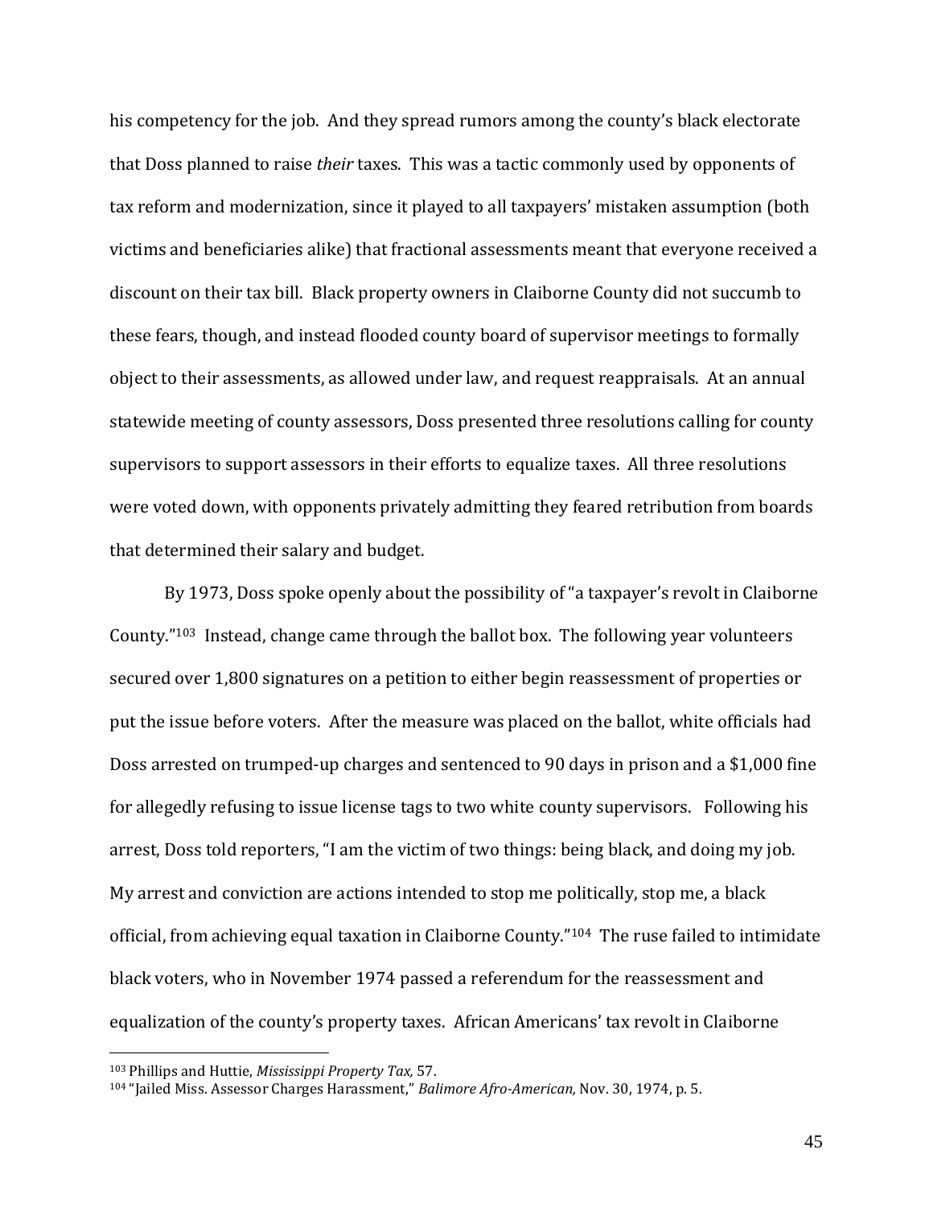his competency for the job. And they spread rumors among the county's black electorate that Doss planned to raise *their* taxes. This was a tactic commonly used by opponents of tax reform and modernization, since it played to all taxpayers' mistaken assumption (both victims and beneficiaries alike) that fractional assessments meant that everyone received a discount on their tax bill. Black property owners in Claiborne County did not succumb to these fears, though, and instead flooded county board of supervisor meetings to formally object to their assessments, as allowed under law, and request reappraisals. At an annual statewide meeting of county assessors, Doss presented three resolutions calling for county supervisors to support assessors in their efforts to equalize taxes. All three resolutions were voted down, with opponents privately admitting they feared retribution from boards that determined their salary and budget.

By 1973, Doss spoke openly about the possibility of "a taxpayer's revolt in Claiborne County."[103] Instead, change came through the ballot box. The following year volunteers secured over 1,800 signatures on a petition to either begin reassessment of properties or put the issue before voters. After the measure was placed on the ballot, white officials had Doss arrested on trumped-up charges and sentenced to 90 days in prison and a $1,000 fine for allegedly refusing to issue license tags to two white county supervisors. Following his arrest, Doss told reporters, "I am the victim of two things: being black, and doing my job. My arrest and conviction are actions intended to stop me politically, stop me, a black official, from achieving equal taxation in Claiborne County."[104] The ruse failed to intimidate black voters, who in November 1974 passed a referendum for the reassessment and equalization of the county's property taxes. African Americans' tax revolt in Claiborne

---

[103] Phillips and Huttie, *Mississippi Property Tax,* 57.

[104] "Jailed Miss. Assessor Charges Harassment," *Balimore Afro-American,* Nov. 30, 1974, p. 5.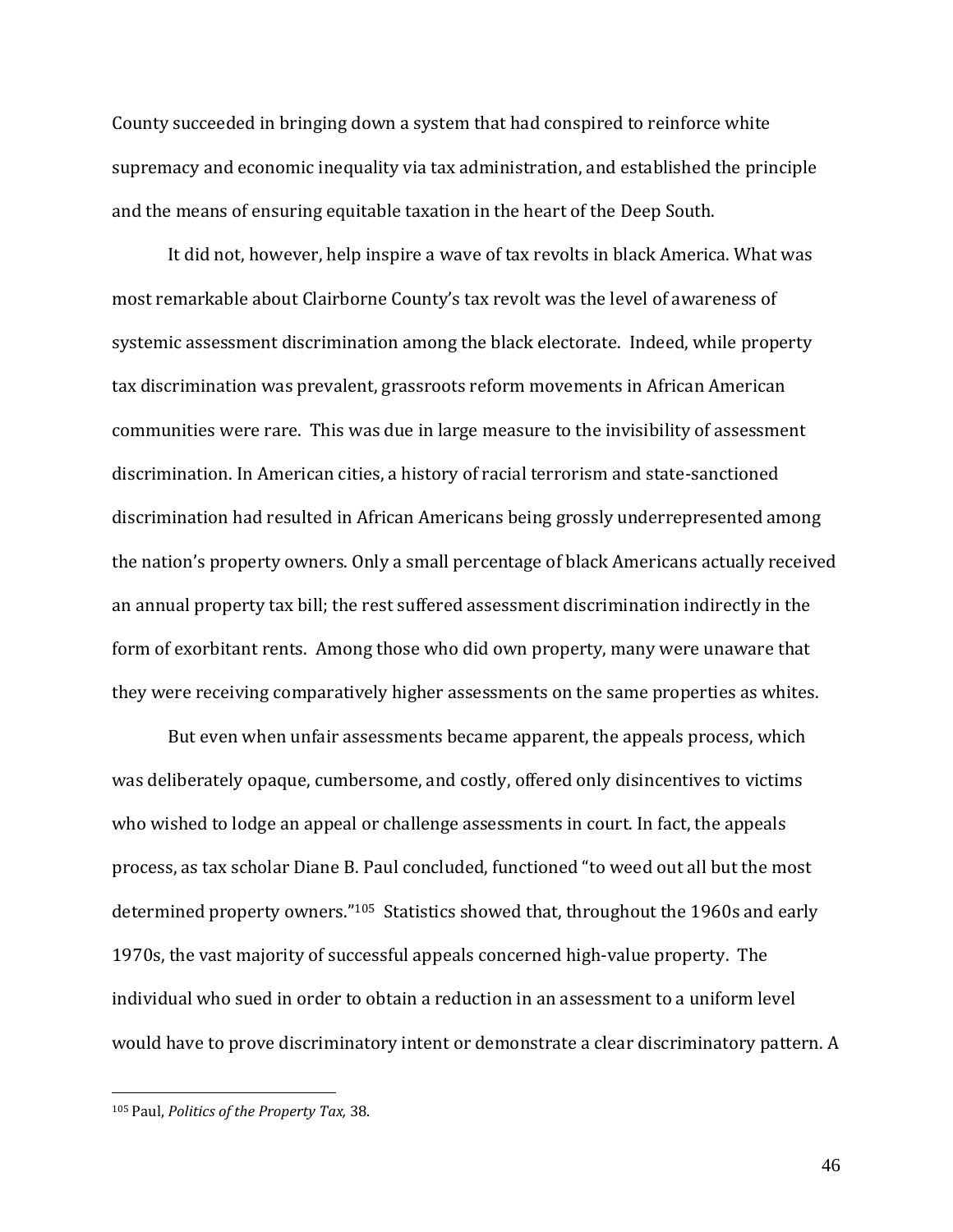County succeeded in bringing down a system that had conspired to reinforce white supremacy and economic inequality via tax administration, and established the principle and the means of ensuring equitable taxation in the heart of the Deep South.

It did not, however, help inspire a wave of tax revolts in black America. What was most remarkable about Clairborne County's tax revolt was the level of awareness of systemic assessment discrimination among the black electorate. Indeed, while property tax discrimination was prevalent, grassroots reform movements in African American communities were rare. This was due in large measure to the invisibility of assessment discrimination. In American cities, a history of racial terrorism and state-sanctioned discrimination had resulted in African Americans being grossly underrepresented among the nation's property owners. Only a small percentage of black Americans actually received an annual property tax bill; the rest suffered assessment discrimination indirectly in the form of exorbitant rents. Among those who did own property, many were unaware that they were receiving comparatively higher assessments on the same properties as whites.

But even when unfair assessments became apparent, the appeals process, which was deliberately opaque, cumbersome, and costly, offered only disincentives to victims who wished to lodge an appeal or challenge assessments in court. In fact, the appeals process, as tax scholar Diane B. Paul concluded, functioned "to weed out all but the most determined property owners."[105] Statistics showed that, throughout the 1960s and early 1970s, the vast majority of successful appeals concerned high-value property. The individual who sued in order to obtain a reduction in an assessment to a uniform level would have to prove discriminatory intent or demonstrate a clear discriminatory pattern. A

[105] Paul, *Politics of the Property Tax,* 38.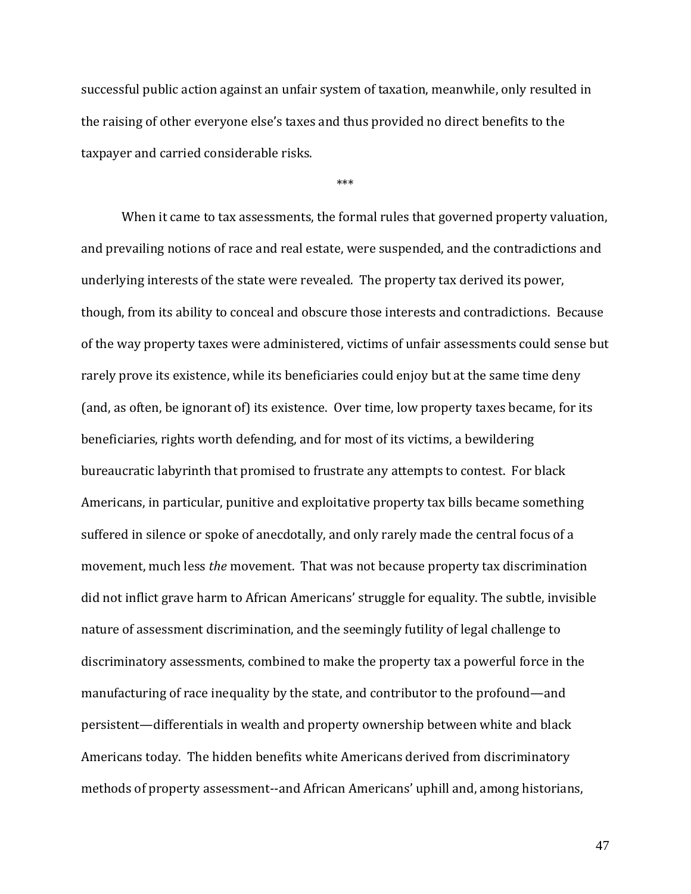successful public action against an unfair system of taxation, meanwhile, only resulted in the raising of other everyone else's taxes and thus provided no direct benefits to the taxpayer and carried considerable risks.

\*\*\*

When it came to tax assessments, the formal rules that governed property valuation, and prevailing notions of race and real estate, were suspended, and the contradictions and underlying interests of the state were revealed. The property tax derived its power, though, from its ability to conceal and obscure those interests and contradictions. Because of the way property taxes were administered, victims of unfair assessments could sense but rarely prove its existence, while its beneficiaries could enjoy but at the same time deny (and, as often, be ignorant of) its existence. Over time, low property taxes became, for its beneficiaries, rights worth defending, and for most of its victims, a bewildering bureaucratic labyrinth that promised to frustrate any attempts to contest. For black Americans, in particular, punitive and exploitative property tax bills became something suffered in silence or spoke of anecdotally, and only rarely made the central focus of a movement, much less *the* movement. That was not because property tax discrimination did not inflict grave harm to African Americans' struggle for equality. The subtle, invisible nature of assessment discrimination, and the seemingly futility of legal challenge to discriminatory assessments, combined to make the property tax a powerful force in the manufacturing of race inequality by the state, and contributor to the profound—and persistent—differentials in wealth and property ownership between white and black Americans today. The hidden benefits white Americans derived from discriminatory methods of property assessment--and African Americans' uphill and, among historians,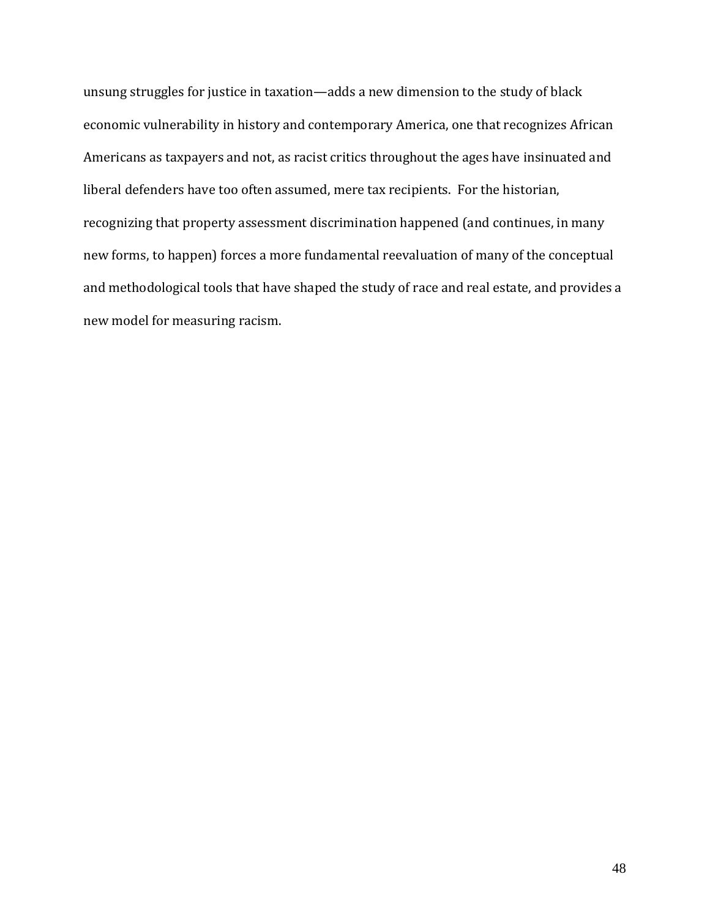unsung struggles for justice in taxation—adds a new dimension to the study of black economic vulnerability in history and contemporary America, one that recognizes African Americans as taxpayers and not, as racist critics throughout the ages have insinuated and liberal defenders have too often assumed, mere tax recipients. For the historian, recognizing that property assessment discrimination happened (and continues, in many new forms, to happen) forces a more fundamental reevaluation of many of the conceptual and methodological tools that have shaped the study of race and real estate, and provides a new model for measuring racism.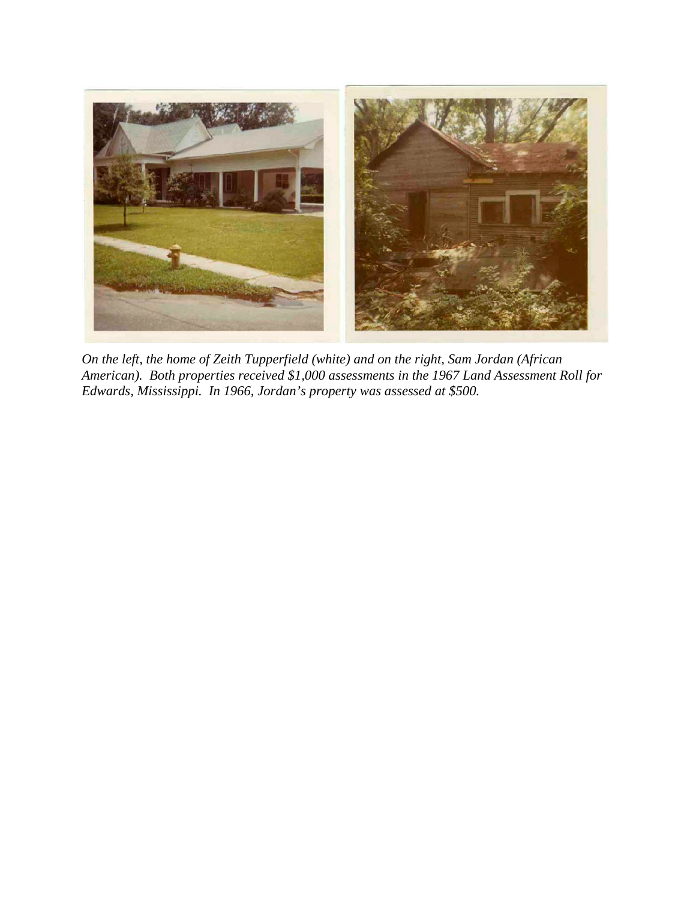*On the left, the home of Zeith Tupperfield (white) and on the right, Sam Jordan (African American). Both properties received $1,000 assessments in the 1967 Land Assessment Roll for Edwards, Mississippi. In 1966, Jordan's property was assessed at $500.*